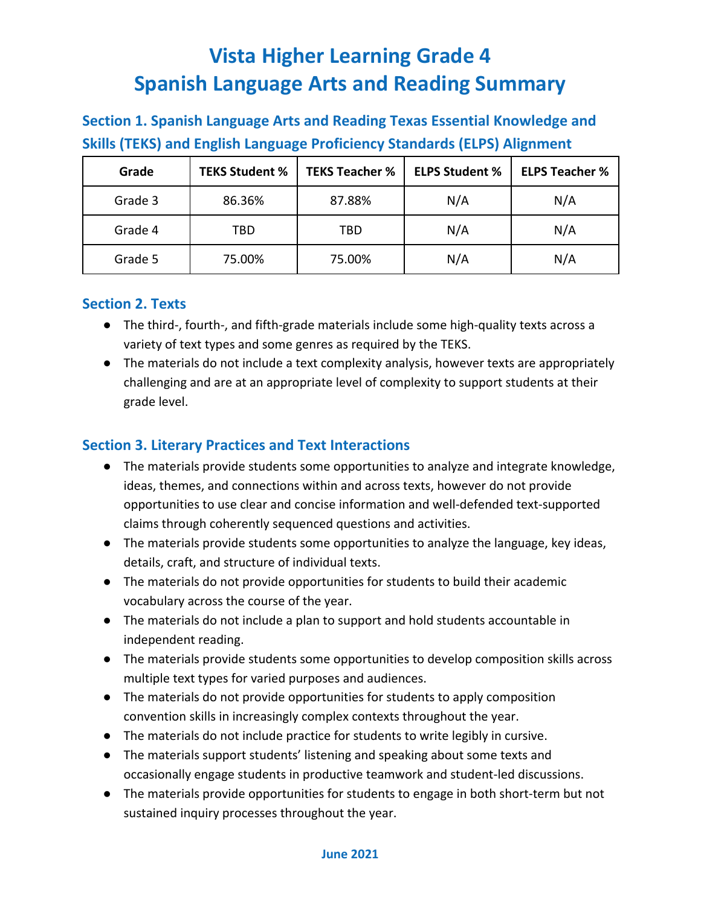# Vista Higher Learning Grade 4
# Spanish Language Arts and Reading Summary

## Section 1. Spanish Language Arts and Reading Texas Essential Knowledge and Skills (TEKS) and English Language Proficiency Standards (ELPS) Alignment

| Grade | TEKS Student % | TEKS Teacher % | ELPS Student % | ELPS Teacher % |
|---|---|---|---|---|
| Grade 3 | 86.36% | 87.88% | N/A | N/A |
| Grade 4 | TBD | TBD | N/A | N/A |
| Grade 5 | 75.00% | 75.00% | N/A | N/A |

## Section 2. Texts

- The third-, fourth-, and fifth-grade materials include some high-quality texts across a variety of text types and some genres as required by the TEKS.
- The materials do not include a text complexity analysis, however texts are appropriately challenging and are at an appropriate level of complexity to support students at their grade level.

## Section 3. Literary Practices and Text Interactions

- The materials provide students some opportunities to analyze and integrate knowledge, ideas, themes, and connections within and across texts, however do not provide opportunities to use clear and concise information and well-defended text-supported claims through coherently sequenced questions and activities.
- The materials provide students some opportunities to analyze the language, key ideas, details, craft, and structure of individual texts.
- The materials do not provide opportunities for students to build their academic vocabulary across the course of the year.
- The materials do not include a plan to support and hold students accountable in independent reading.
- The materials provide students some opportunities to develop composition skills across multiple text types for varied purposes and audiences.
- The materials do not provide opportunities for students to apply composition convention skills in increasingly complex contexts throughout the year.
- The materials do not include practice for students to write legibly in cursive.
- The materials support students' listening and speaking about some texts and occasionally engage students in productive teamwork and student-led discussions.
- The materials provide opportunities for students to engage in both short-term but not sustained inquiry processes throughout the year.

June 2021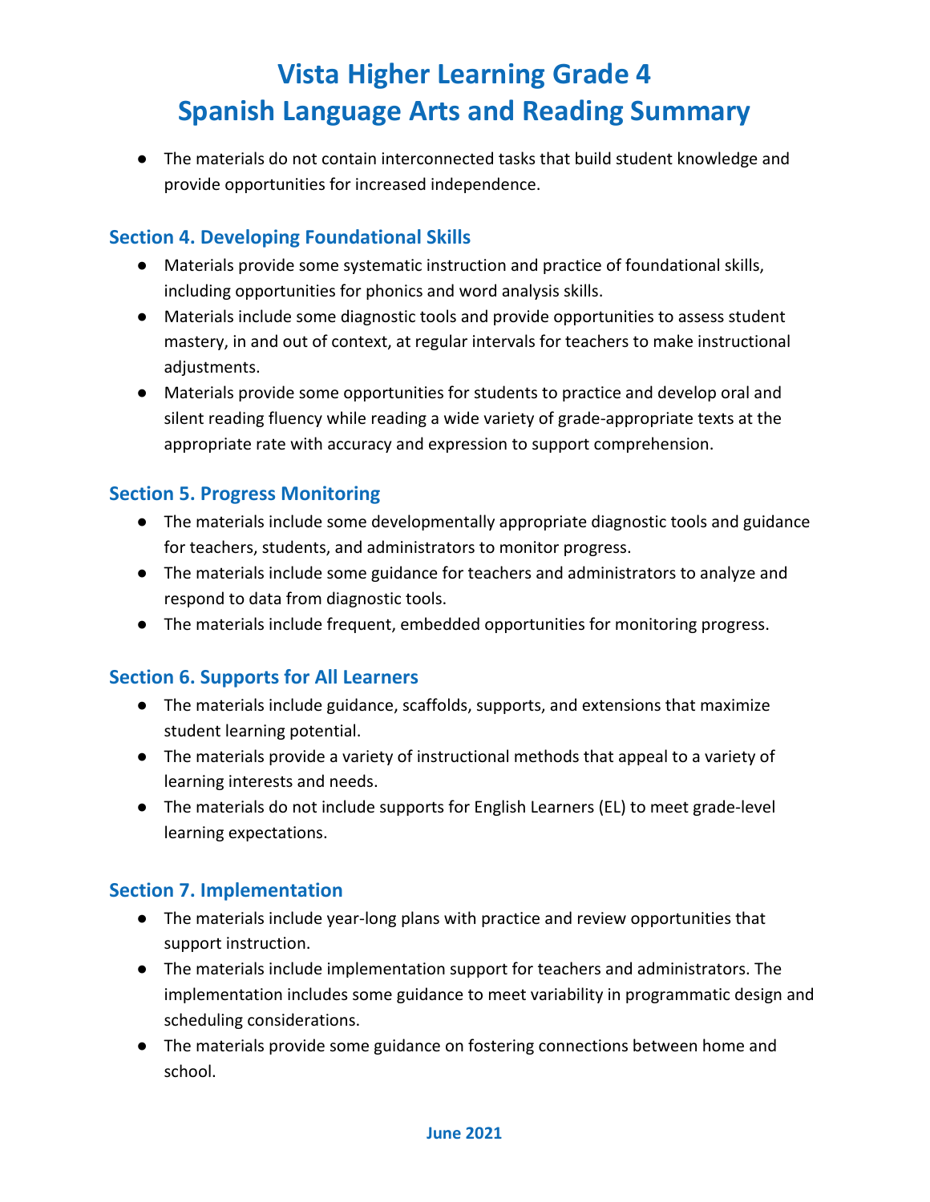# Vista Higher Learning Grade 4
# Spanish Language Arts and Reading Summary

- The materials do not contain interconnected tasks that build student knowledge and provide opportunities for increased independence.

## Section 4. Developing Foundational Skills

- Materials provide some systematic instruction and practice of foundational skills, including opportunities for phonics and word analysis skills.
- Materials include some diagnostic tools and provide opportunities to assess student mastery, in and out of context, at regular intervals for teachers to make instructional adjustments.
- Materials provide some opportunities for students to practice and develop oral and silent reading fluency while reading a wide variety of grade-appropriate texts at the appropriate rate with accuracy and expression to support comprehension.

## Section 5. Progress Monitoring

- The materials include some developmentally appropriate diagnostic tools and guidance for teachers, students, and administrators to monitor progress.
- The materials include some guidance for teachers and administrators to analyze and respond to data from diagnostic tools.
- The materials include frequent, embedded opportunities for monitoring progress.

## Section 6. Supports for All Learners

- The materials include guidance, scaffolds, supports, and extensions that maximize student learning potential.
- The materials provide a variety of instructional methods that appeal to a variety of learning interests and needs.
- The materials do not include supports for English Learners (EL) to meet grade-level learning expectations.

## Section 7. Implementation

- The materials include year-long plans with practice and review opportunities that support instruction.
- The materials include implementation support for teachers and administrators. The implementation includes some guidance to meet variability in programmatic design and scheduling considerations.
- The materials provide some guidance on fostering connections between home and school.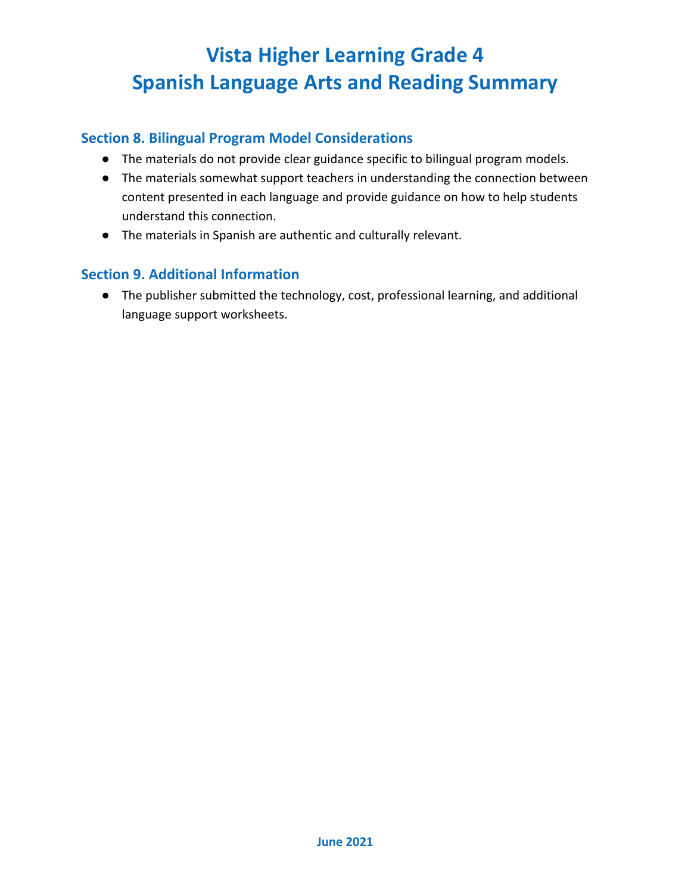# Vista Higher Learning Grade 4
# Spanish Language Arts and Reading Summary

## Section 8. Bilingual Program Model Considerations

- The materials do not provide clear guidance specific to bilingual program models.
- The materials somewhat support teachers in understanding the connection between content presented in each language and provide guidance on how to help students understand this connection.
- The materials in Spanish are authentic and culturally relevant.

## Section 9. Additional Information

- The publisher submitted the technology, cost, professional learning, and additional language support worksheets.

June 2021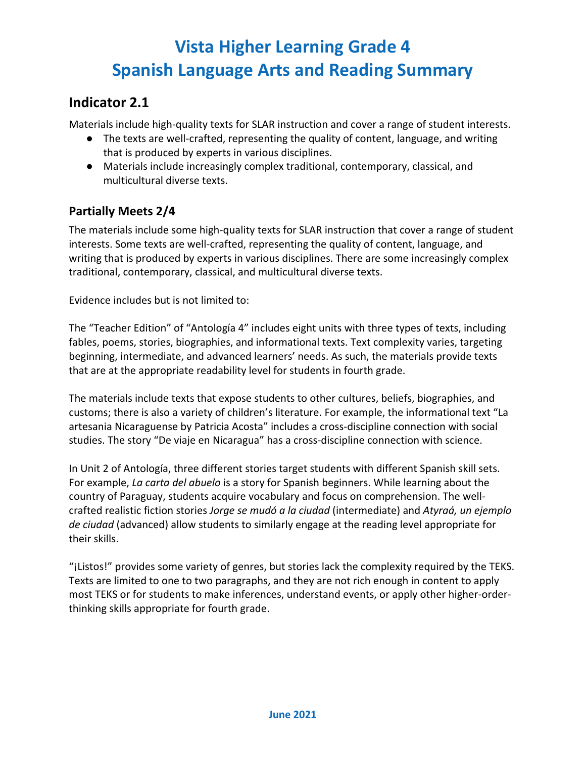# Vista Higher Learning Grade 4
# Spanish Language Arts and Reading Summary

## Indicator 2.1

Materials include high-quality texts for SLAR instruction and cover a range of student interests.

- The texts are well-crafted, representing the quality of content, language, and writing that is produced by experts in various disciplines.
- Materials include increasingly complex traditional, contemporary, classical, and multicultural diverse texts.

### Partially Meets 2/4

The materials include some high-quality texts for SLAR instruction that cover a range of student interests. Some texts are well-crafted, representing the quality of content, language, and writing that is produced by experts in various disciplines. There are some increasingly complex traditional, contemporary, classical, and multicultural diverse texts.

Evidence includes but is not limited to:

The "Teacher Edition" of "Antología 4" includes eight units with three types of texts, including fables, poems, stories, biographies, and informational texts. Text complexity varies, targeting beginning, intermediate, and advanced learners' needs. As such, the materials provide texts that are at the appropriate readability level for students in fourth grade.

The materials include texts that expose students to other cultures, beliefs, biographies, and customs; there is also a variety of children's literature. For example, the informational text "La artesania Nicaraguense by Patricia Acosta" includes a cross-discipline connection with social studies. The story "De viaje en Nicaragua" has a cross-discipline connection with science.

In Unit 2 of Antología, three different stories target students with different Spanish skill sets. For example, *La carta del abuelo* is a story for Spanish beginners. While learning about the country of Paraguay, students acquire vocabulary and focus on comprehension. The well-crafted realistic fiction stories *Jorge se mudó a la ciudad* (intermediate) and *Atyraá, un ejemplo de ciudad* (advanced) allow students to similarly engage at the reading level appropriate for their skills.

"¡Listos!" provides some variety of genres, but stories lack the complexity required by the TEKS. Texts are limited to one to two paragraphs, and they are not rich enough in content to apply most TEKS or for students to make inferences, understand events, or apply other higher-order-thinking skills appropriate for fourth grade.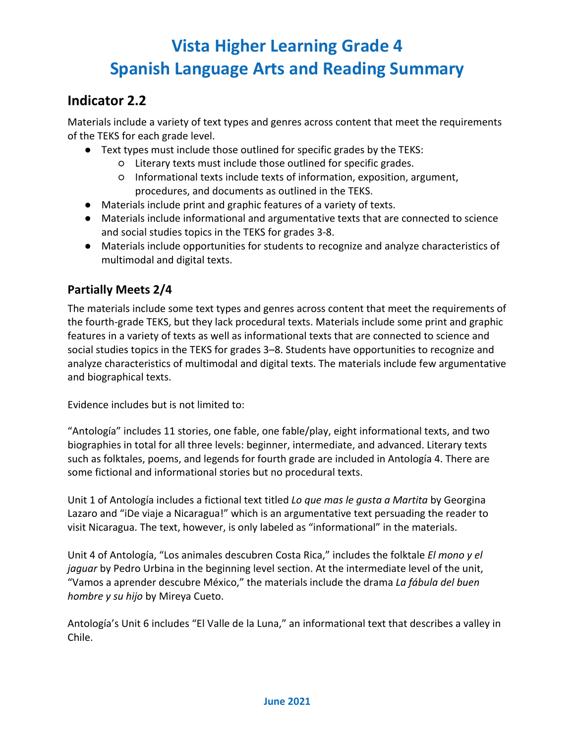# Vista Higher Learning Grade 4
# Spanish Language Arts and Reading Summary

## Indicator 2.2

Materials include a variety of text types and genres across content that meet the requirements of the TEKS for each grade level.

- Text types must include those outlined for specific grades by the TEKS:
  - Literary texts must include those outlined for specific grades.
  - Informational texts include texts of information, exposition, argument, procedures, and documents as outlined in the TEKS.
- Materials include print and graphic features of a variety of texts.
- Materials include informational and argumentative texts that are connected to science and social studies topics in the TEKS for grades 3-8.
- Materials include opportunities for students to recognize and analyze characteristics of multimodal and digital texts.

### Partially Meets 2/4

The materials include some text types and genres across content that meet the requirements of the fourth-grade TEKS, but they lack procedural texts. Materials include some print and graphic features in a variety of texts as well as informational texts that are connected to science and social studies topics in the TEKS for grades 3–8. Students have opportunities to recognize and analyze characteristics of multimodal and digital texts. The materials include few argumentative and biographical texts.

Evidence includes but is not limited to:

"Antología" includes 11 stories, one fable, one fable/play, eight informational texts, and two biographies in total for all three levels: beginner, intermediate, and advanced. Literary texts such as folktales, poems, and legends for fourth grade are included in Antología 4. There are some fictional and informational stories but no procedural texts.

Unit 1 of Antología includes a fictional text titled *Lo que mas le gusta a Martita* by Georgina Lazaro and "¡De viaje a Nicaragua!" which is an argumentative text persuading the reader to visit Nicaragua. The text, however, is only labeled as "informational" in the materials.

Unit 4 of Antología, "Los animales descubren Costa Rica," includes the folktale *El mono y el jaguar* by Pedro Urbina in the beginning level section. At the intermediate level of the unit, "Vamos a aprender descubre México," the materials include the drama *La fábula del buen hombre y su hijo* by Mireya Cueto.

Antología's Unit 6 includes "El Valle de la Luna," an informational text that describes a valley in Chile.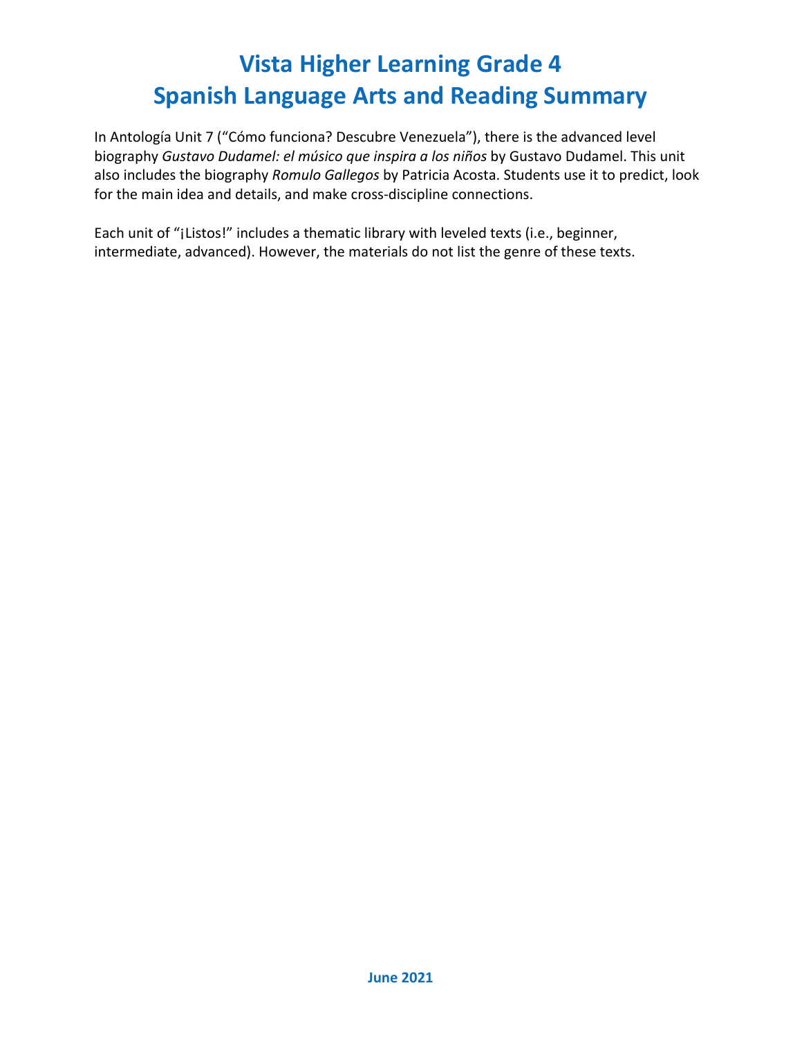# Vista Higher Learning Grade 4
# Spanish Language Arts and Reading Summary

In Antología Unit 7 ("Cómo funciona? Descubre Venezuela"), there is the advanced level biography *Gustavo Dudamel: el músico que inspira a los niños* by Gustavo Dudamel. This unit also includes the biography *Romulo Gallegos* by Patricia Acosta. Students use it to predict, look for the main idea and details, and make cross-discipline connections.

Each unit of "¡Listos!" includes a thematic library with leveled texts (i.e., beginner, intermediate, advanced). However, the materials do not list the genre of these texts.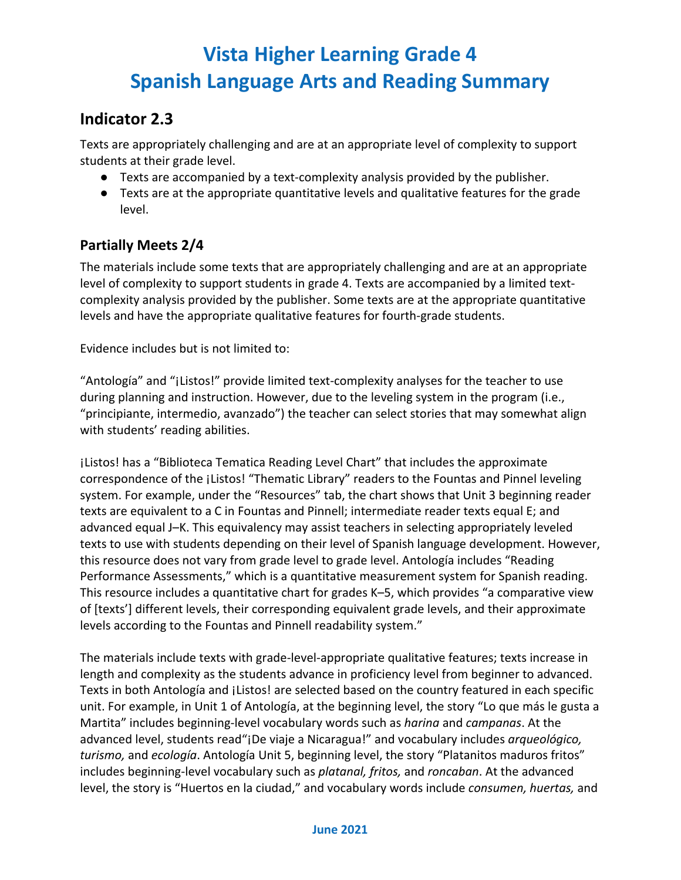# Vista Higher Learning Grade 4
# Spanish Language Arts and Reading Summary

## Indicator 2.3

Texts are appropriately challenging and are at an appropriate level of complexity to support students at their grade level.

- Texts are accompanied by a text-complexity analysis provided by the publisher.
- Texts are at the appropriate quantitative levels and qualitative features for the grade level.

### Partially Meets 2/4

The materials include some texts that are appropriately challenging and are at an appropriate level of complexity to support students in grade 4. Texts are accompanied by a limited text-complexity analysis provided by the publisher. Some texts are at the appropriate quantitative levels and have the appropriate qualitative features for fourth-grade students.

Evidence includes but is not limited to:

"Antología" and "¡Listos!" provide limited text-complexity analyses for the teacher to use during planning and instruction. However, due to the leveling system in the program (i.e., "principiante, intermedio, avanzado") the teacher can select stories that may somewhat align with students' reading abilities.

¡Listos! has a "Biblioteca Tematica Reading Level Chart" that includes the approximate correspondence of the ¡Listos! "Thematic Library" readers to the Fountas and Pinnel leveling system. For example, under the "Resources" tab, the chart shows that Unit 3 beginning reader texts are equivalent to a C in Fountas and Pinnell; intermediate reader texts equal E; and advanced equal J–K. This equivalency may assist teachers in selecting appropriately leveled texts to use with students depending on their level of Spanish language development. However, this resource does not vary from grade level to grade level. Antología includes "Reading Performance Assessments," which is a quantitative measurement system for Spanish reading. This resource includes a quantitative chart for grades K–5, which provides "a comparative view of [texts'] different levels, their corresponding equivalent grade levels, and their approximate levels according to the Fountas and Pinnell readability system."

The materials include texts with grade-level-appropriate qualitative features; texts increase in length and complexity as the students advance in proficiency level from beginner to advanced. Texts in both Antología and ¡Listos! are selected based on the country featured in each specific unit. For example, in Unit 1 of Antología, at the beginning level, the story "Lo que más le gusta a Martita" includes beginning-level vocabulary words such as *harina* and *campanas*. At the advanced level, students read"¡De viaje a Nicaragua!" and vocabulary includes *arqueológico, turismo,* and *ecología*. Antología Unit 5, beginning level, the story "Platanitos maduros fritos" includes beginning-level vocabulary such as *platanal, fritos,* and *roncaban*. At the advanced level, the story is "Huertos en la ciudad," and vocabulary words include *consumen, huertas,* and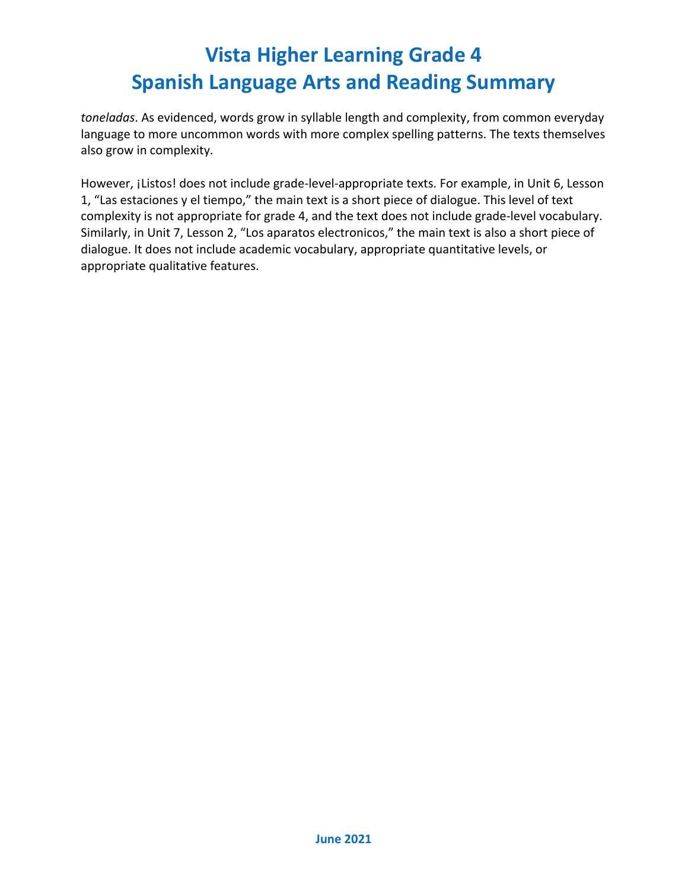*toneladas*. As evidenced, words grow in syllable length and complexity, from common everyday language to more uncommon words with more complex spelling patterns. The texts themselves also grow in complexity.

However, ¡Listos! does not include grade-level-appropriate texts. For example, in Unit 6, Lesson 1, "Las estaciones y el tiempo," the main text is a short piece of dialogue. This level of text complexity is not appropriate for grade 4, and the text does not include grade-level vocabulary. Similarly, in Unit 7, Lesson 2, "Los aparatos electronicos," the main text is also a short piece of dialogue. It does not include academic vocabulary, appropriate quantitative levels, or appropriate qualitative features.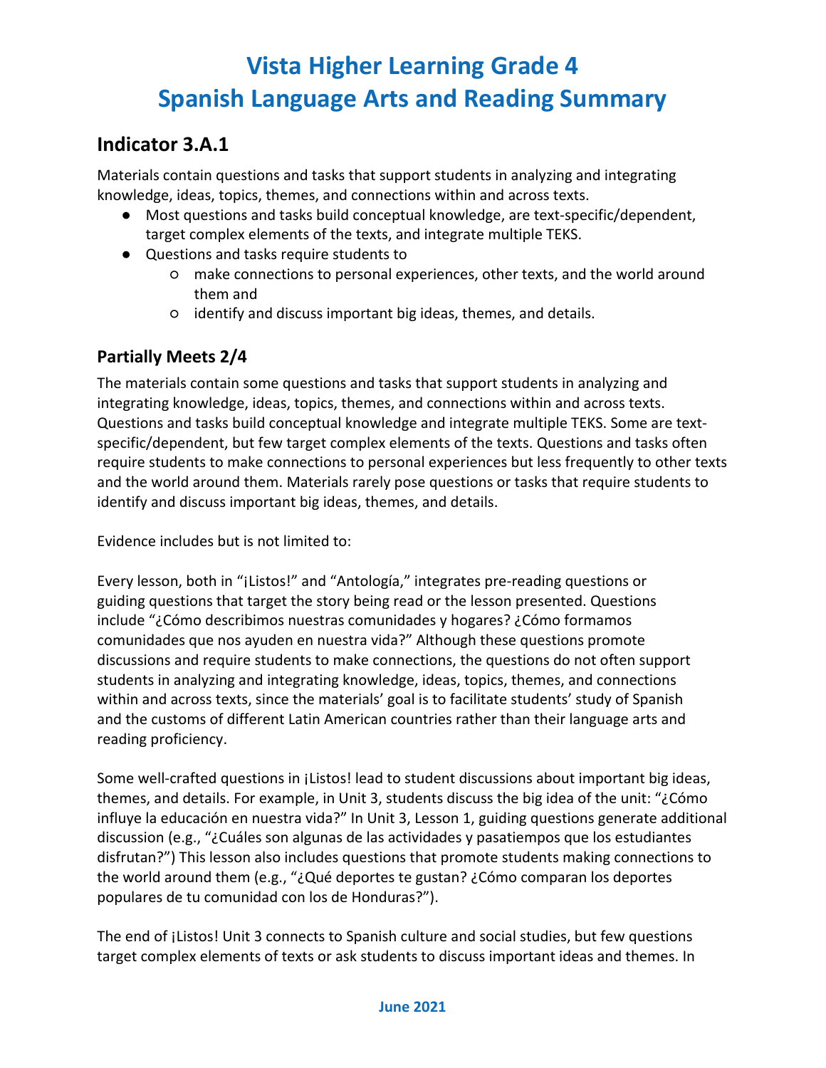# Vista Higher Learning Grade 4
# Spanish Language Arts and Reading Summary

## Indicator 3.A.1

Materials contain questions and tasks that support students in analyzing and integrating knowledge, ideas, topics, themes, and connections within and across texts.

- Most questions and tasks build conceptual knowledge, are text-specific/dependent, target complex elements of the texts, and integrate multiple TEKS.
- Questions and tasks require students to
  - make connections to personal experiences, other texts, and the world around them and
  - identify and discuss important big ideas, themes, and details.

### Partially Meets 2/4

The materials contain some questions and tasks that support students in analyzing and integrating knowledge, ideas, topics, themes, and connections within and across texts. Questions and tasks build conceptual knowledge and integrate multiple TEKS. Some are text-specific/dependent, but few target complex elements of the texts. Questions and tasks often require students to make connections to personal experiences but less frequently to other texts and the world around them. Materials rarely pose questions or tasks that require students to identify and discuss important big ideas, themes, and details.

Evidence includes but is not limited to:

Every lesson, both in "¡Listos!" and "Antología," integrates pre-reading questions or guiding questions that target the story being read or the lesson presented. Questions include "¿Cómo describimos nuestras comunidades y hogares? ¿Cómo formamos comunidades que nos ayuden en nuestra vida?" Although these questions promote discussions and require students to make connections, the questions do not often support students in analyzing and integrating knowledge, ideas, topics, themes, and connections within and across texts, since the materials' goal is to facilitate students' study of Spanish and the customs of different Latin American countries rather than their language arts and reading proficiency.

Some well-crafted questions in ¡Listos! lead to student discussions about important big ideas, themes, and details. For example, in Unit 3, students discuss the big idea of the unit: "¿Cómo influye la educación en nuestra vida?" In Unit 3, Lesson 1, guiding questions generate additional discussion (e.g., "¿Cuáles son algunas de las actividades y pasatiempos que los estudiantes disfrutan?") This lesson also includes questions that promote students making connections to the world around them (e.g., "¿Qué deportes te gustan? ¿Cómo comparan los deportes populares de tu comunidad con los de Honduras?").

The end of ¡Listos! Unit 3 connects to Spanish culture and social studies, but few questions target complex elements of texts or ask students to discuss important ideas and themes. In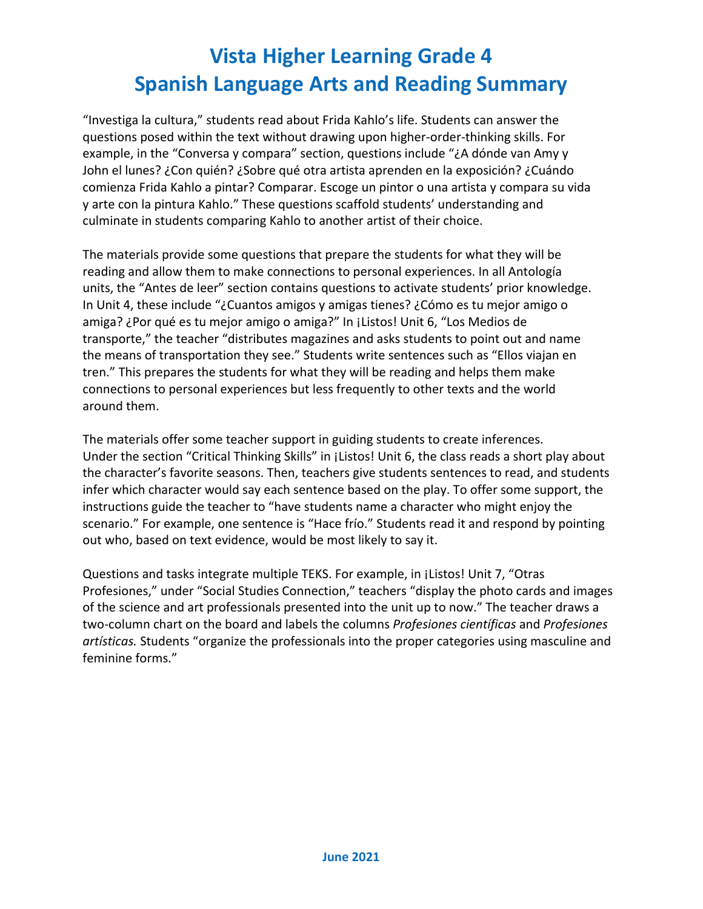# Vista Higher Learning Grade 4
# Spanish Language Arts and Reading Summary

"Investiga la cultura," students read about Frida Kahlo's life. Students can answer the questions posed within the text without drawing upon higher-order-thinking skills. For example, in the "Conversa y compara" section, questions include "¿A dónde van Amy y John el lunes? ¿Con quién? ¿Sobre qué otra artista aprenden en la exposición? ¿Cuándo comienza Frida Kahlo a pintar? Comparar. Escoge un pintor o una artista y compara su vida y arte con la pintura Kahlo." These questions scaffold students' understanding and culminate in students comparing Kahlo to another artist of their choice.

The materials provide some questions that prepare the students for what they will be reading and allow them to make connections to personal experiences. In all Antología units, the "Antes de leer" section contains questions to activate students' prior knowledge. In Unit 4, these include "¿Cuantos amigos y amigas tienes? ¿Cómo es tu mejor amigo o amiga? ¿Por qué es tu mejor amigo o amiga?" In ¡Listos! Unit 6, "Los Medios de transporte," the teacher "distributes magazines and asks students to point out and name the means of transportation they see." Students write sentences such as "Ellos viajan en tren." This prepares the students for what they will be reading and helps them make connections to personal experiences but less frequently to other texts and the world around them.

The materials offer some teacher support in guiding students to create inferences. Under the section "Critical Thinking Skills" in ¡Listos! Unit 6, the class reads a short play about the character's favorite seasons. Then, teachers give students sentences to read, and students infer which character would say each sentence based on the play. To offer some support, the instructions guide the teacher to "have students name a character who might enjoy the scenario." For example, one sentence is "Hace frío." Students read it and respond by pointing out who, based on text evidence, would be most likely to say it.

Questions and tasks integrate multiple TEKS. For example, in ¡Listos! Unit 7, "Otras Profesiones," under "Social Studies Connection," teachers "display the photo cards and images of the science and art professionals presented into the unit up to now." The teacher draws a two-column chart on the board and labels the columns *Profesiones científicas* and *Profesiones artísticas.* Students "organize the professionals into the proper categories using masculine and feminine forms."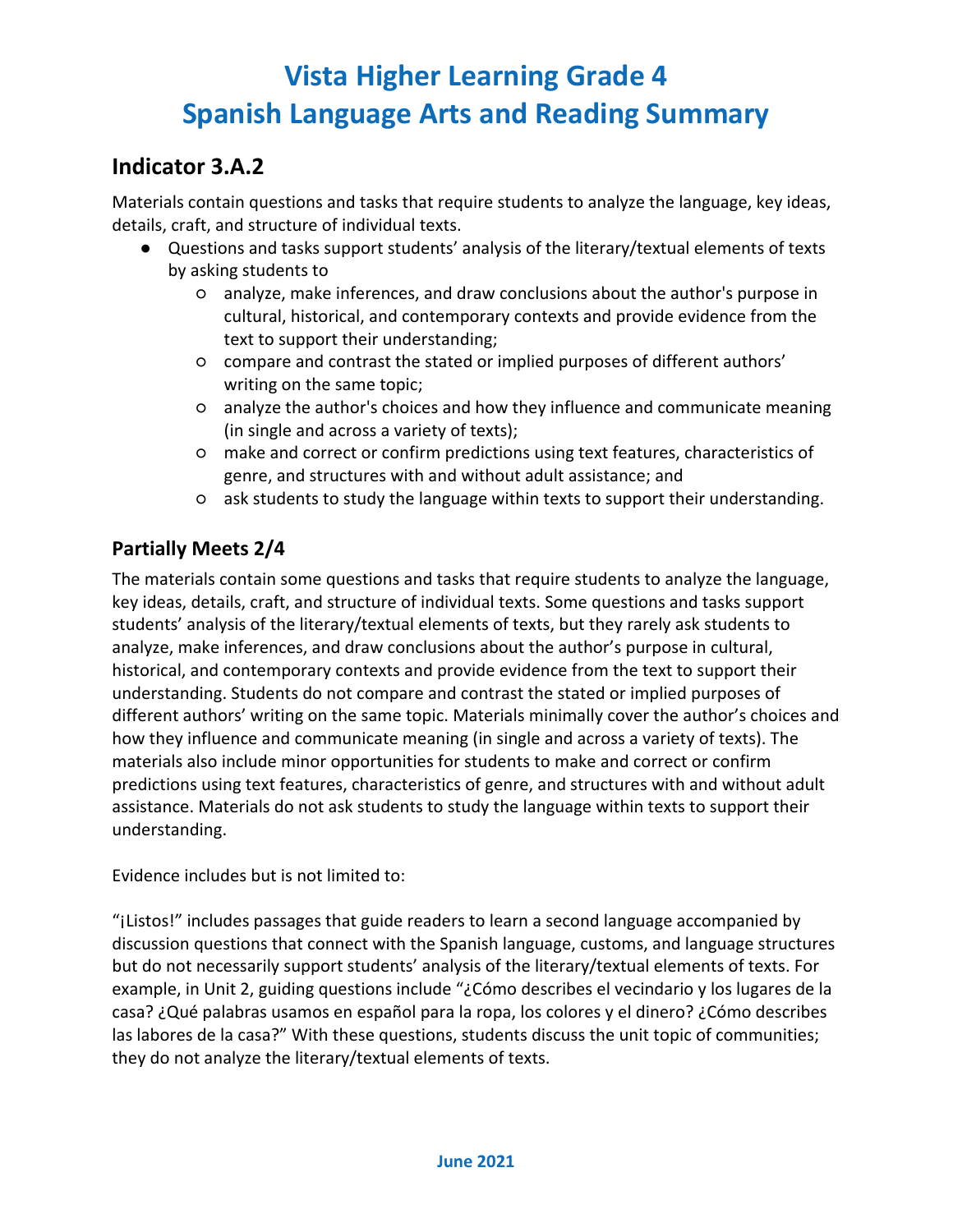# Vista Higher Learning Grade 4
# Spanish Language Arts and Reading Summary

## Indicator 3.A.2

Materials contain questions and tasks that require students to analyze the language, key ideas, details, craft, and structure of individual texts.

- Questions and tasks support students' analysis of the literary/textual elements of texts by asking students to
  - analyze, make inferences, and draw conclusions about the author's purpose in cultural, historical, and contemporary contexts and provide evidence from the text to support their understanding;
  - compare and contrast the stated or implied purposes of different authors' writing on the same topic;
  - analyze the author's choices and how they influence and communicate meaning (in single and across a variety of texts);
  - make and correct or confirm predictions using text features, characteristics of genre, and structures with and without adult assistance; and
  - ask students to study the language within texts to support their understanding.

### Partially Meets 2/4

The materials contain some questions and tasks that require students to analyze the language, key ideas, details, craft, and structure of individual texts. Some questions and tasks support students' analysis of the literary/textual elements of texts, but they rarely ask students to analyze, make inferences, and draw conclusions about the author's purpose in cultural, historical, and contemporary contexts and provide evidence from the text to support their understanding. Students do not compare and contrast the stated or implied purposes of different authors' writing on the same topic. Materials minimally cover the author's choices and how they influence and communicate meaning (in single and across a variety of texts). The materials also include minor opportunities for students to make and correct or confirm predictions using text features, characteristics of genre, and structures with and without adult assistance. Materials do not ask students to study the language within texts to support their understanding.

Evidence includes but is not limited to:

"¡Listos!" includes passages that guide readers to learn a second language accompanied by discussion questions that connect with the Spanish language, customs, and language structures but do not necessarily support students' analysis of the literary/textual elements of texts. For example, in Unit 2, guiding questions include "¿Cómo describes el vecindario y los lugares de la casa? ¿Qué palabras usamos en español para la ropa, los colores y el dinero? ¿Cómo describes las labores de la casa?" With these questions, students discuss the unit topic of communities; they do not analyze the literary/textual elements of texts.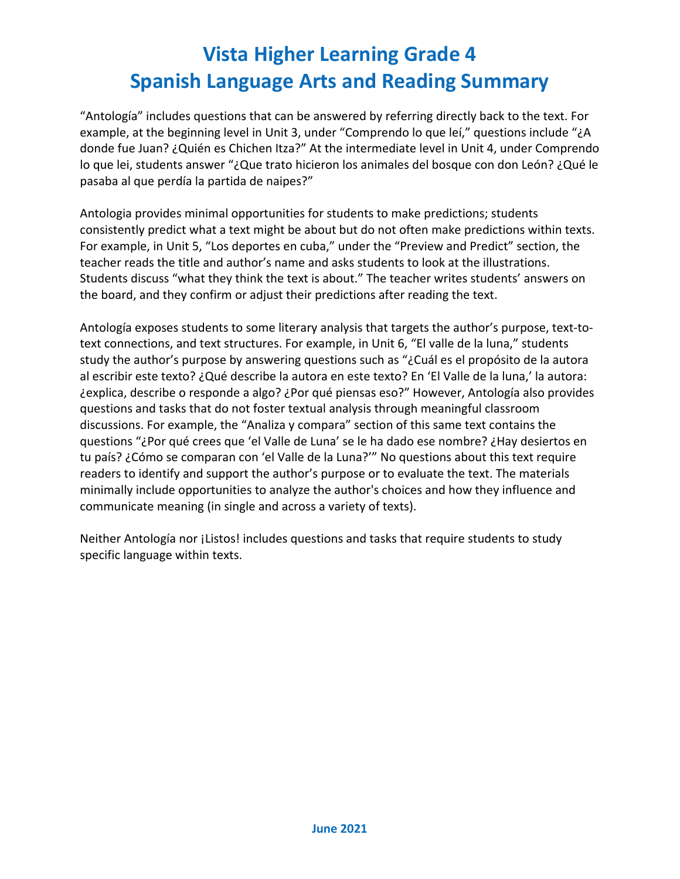# Vista Higher Learning Grade 4
# Spanish Language Arts and Reading Summary

"Antología" includes questions that can be answered by referring directly back to the text. For example, at the beginning level in Unit 3, under "Comprendo lo que leí," questions include "¿A donde fue Juan? ¿Quién es Chichen Itza?" At the intermediate level in Unit 4, under Comprendo lo que lei, students answer "¿Que trato hicieron los animales del bosque con don León? ¿Qué le pasaba al que perdía la partida de naipes?"

Antologia provides minimal opportunities for students to make predictions; students consistently predict what a text might be about but do not often make predictions within texts. For example, in Unit 5, "Los deportes en cuba," under the "Preview and Predict" section, the teacher reads the title and author's name and asks students to look at the illustrations. Students discuss "what they think the text is about." The teacher writes students' answers on the board, and they confirm or adjust their predictions after reading the text.

Antología exposes students to some literary analysis that targets the author's purpose, text-to-text connections, and text structures. For example, in Unit 6, "El valle de la luna," students study the author's purpose by answering questions such as "¿Cuál es el propósito de la autora al escribir este texto? ¿Qué describe la autora en este texto? En 'El Valle de la luna,' la autora: ¿explica, describe o responde a algo? ¿Por qué piensas eso?" However, Antología also provides questions and tasks that do not foster textual analysis through meaningful classroom discussions. For example, the "Analiza y compara" section of this same text contains the questions "¿Por qué crees que 'el Valle de Luna' se le ha dado ese nombre? ¿Hay desiertos en tu país? ¿Cómo se comparan con 'el Valle de la Luna?'" No questions about this text require readers to identify and support the author's purpose or to evaluate the text. The materials minimally include opportunities to analyze the author's choices and how they influence and communicate meaning (in single and across a variety of texts).

Neither Antología nor ¡Listos! includes questions and tasks that require students to study specific language within texts.

June 2021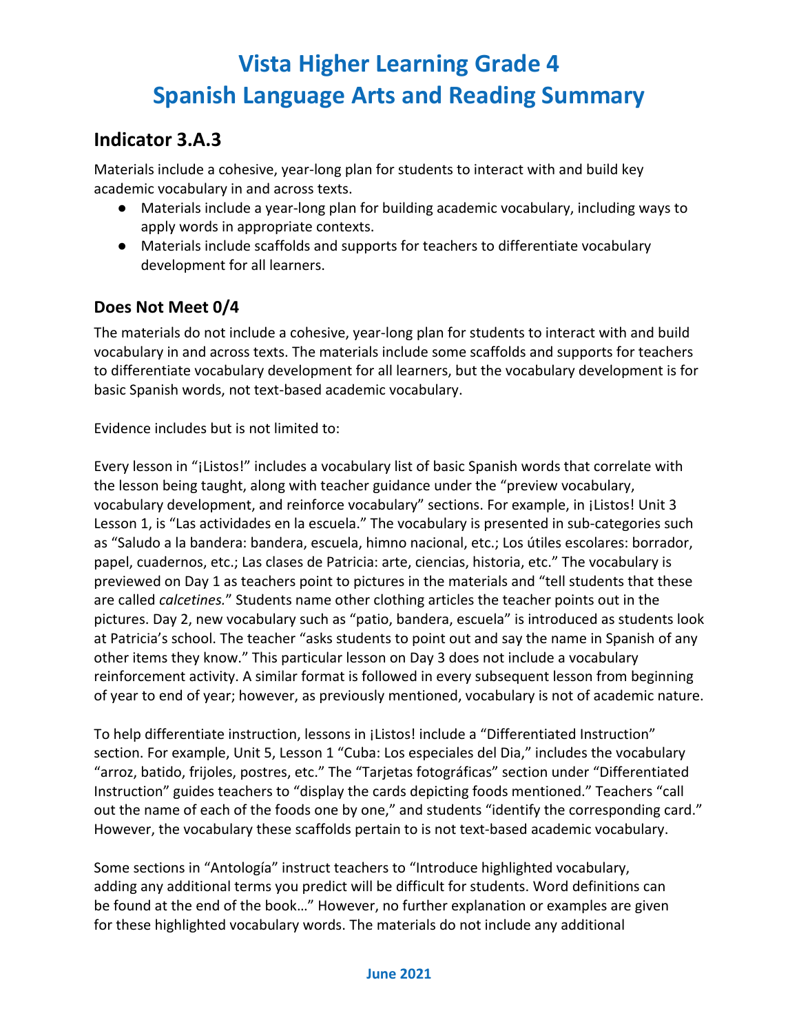# Vista Higher Learning Grade 4
# Spanish Language Arts and Reading Summary

## Indicator 3.A.3

Materials include a cohesive, year-long plan for students to interact with and build key academic vocabulary in and across texts.

- Materials include a year-long plan for building academic vocabulary, including ways to apply words in appropriate contexts.
- Materials include scaffolds and supports for teachers to differentiate vocabulary development for all learners.

### Does Not Meet 0/4

The materials do not include a cohesive, year-long plan for students to interact with and build vocabulary in and across texts. The materials include some scaffolds and supports for teachers to differentiate vocabulary development for all learners, but the vocabulary development is for basic Spanish words, not text-based academic vocabulary.

Evidence includes but is not limited to:

Every lesson in "¡Listos!" includes a vocabulary list of basic Spanish words that correlate with the lesson being taught, along with teacher guidance under the "preview vocabulary, vocabulary development, and reinforce vocabulary" sections. For example, in ¡Listos! Unit 3 Lesson 1, is "Las actividades en la escuela." The vocabulary is presented in sub-categories such as "Saludo a la bandera: bandera, escuela, himno nacional, etc.; Los útiles escolares: borrador, papel, cuadernos, etc.; Las clases de Patricia: arte, ciencias, historia, etc." The vocabulary is previewed on Day 1 as teachers point to pictures in the materials and "tell students that these are called *calcetines.*" Students name other clothing articles the teacher points out in the pictures. Day 2, new vocabulary such as "patio, bandera, escuela" is introduced as students look at Patricia's school. The teacher "asks students to point out and say the name in Spanish of any other items they know." This particular lesson on Day 3 does not include a vocabulary reinforcement activity. A similar format is followed in every subsequent lesson from beginning of year to end of year; however, as previously mentioned, vocabulary is not of academic nature.

To help differentiate instruction, lessons in ¡Listos! include a "Differentiated Instruction" section. For example, Unit 5, Lesson 1 "Cuba: Los especiales del Dia," includes the vocabulary "arroz, batido, frijoles, postres, etc." The "Tarjetas fotográficas" section under "Differentiated Instruction" guides teachers to "display the cards depicting foods mentioned." Teachers "call out the name of each of the foods one by one," and students "identify the corresponding card." However, the vocabulary these scaffolds pertain to is not text-based academic vocabulary.

Some sections in "Antología" instruct teachers to "Introduce highlighted vocabulary, adding any additional terms you predict will be difficult for students. Word definitions can be found at the end of the book…" However, no further explanation or examples are given for these highlighted vocabulary words. The materials do not include any additional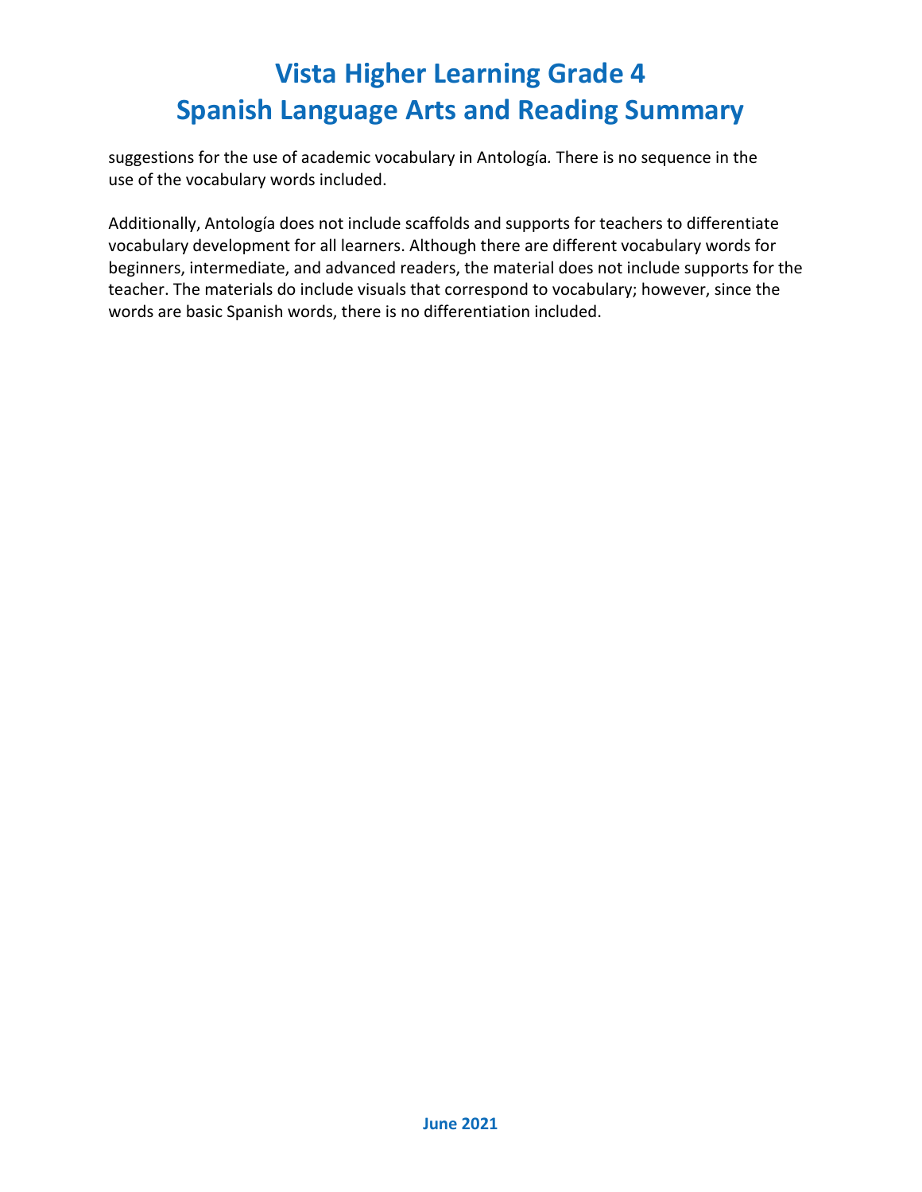suggestions for the use of academic vocabulary in Antología. There is no sequence in the use of the vocabulary words included.

Additionally, Antología does not include scaffolds and supports for teachers to differentiate vocabulary development for all learners. Although there are different vocabulary words for beginners, intermediate, and advanced readers, the material does not include supports for the teacher. The materials do include visuals that correspond to vocabulary; however, since the words are basic Spanish words, there is no differentiation included.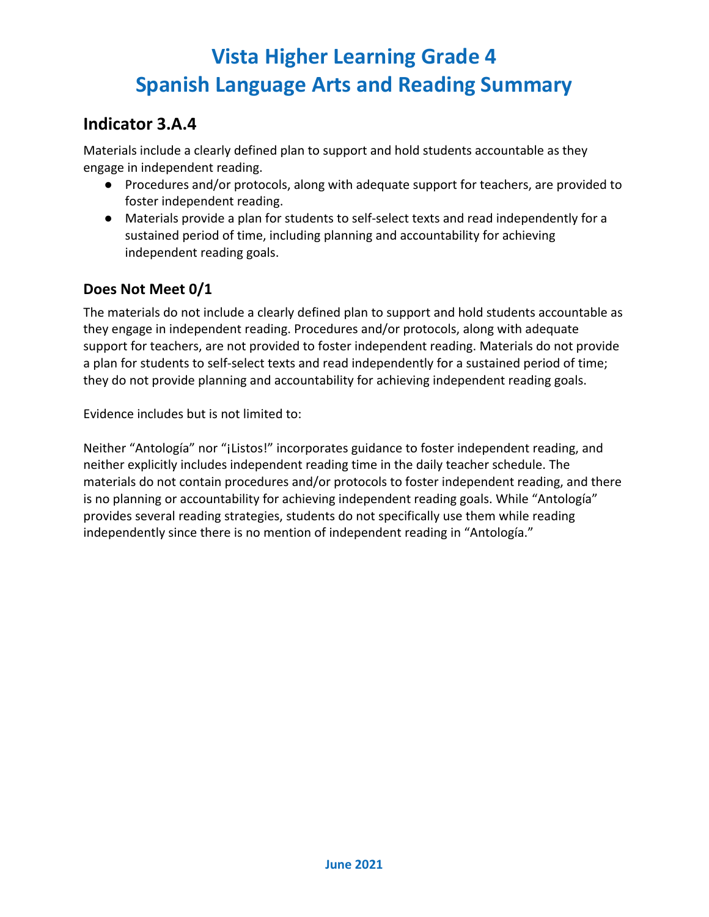# Vista Higher Learning Grade 4
# Spanish Language Arts and Reading Summary

## Indicator 3.A.4

Materials include a clearly defined plan to support and hold students accountable as they engage in independent reading.

- Procedures and/or protocols, along with adequate support for teachers, are provided to foster independent reading.
- Materials provide a plan for students to self-select texts and read independently for a sustained period of time, including planning and accountability for achieving independent reading goals.

### Does Not Meet 0/1

The materials do not include a clearly defined plan to support and hold students accountable as they engage in independent reading. Procedures and/or protocols, along with adequate support for teachers, are not provided to foster independent reading. Materials do not provide a plan for students to self-select texts and read independently for a sustained period of time; they do not provide planning and accountability for achieving independent reading goals.

Evidence includes but is not limited to:

Neither "Antología" nor "¡Listos!" incorporates guidance to foster independent reading, and neither explicitly includes independent reading time in the daily teacher schedule. The materials do not contain procedures and/or protocols to foster independent reading, and there is no planning or accountability for achieving independent reading goals. While "Antología" provides several reading strategies, students do not specifically use them while reading independently since there is no mention of independent reading in "Antología."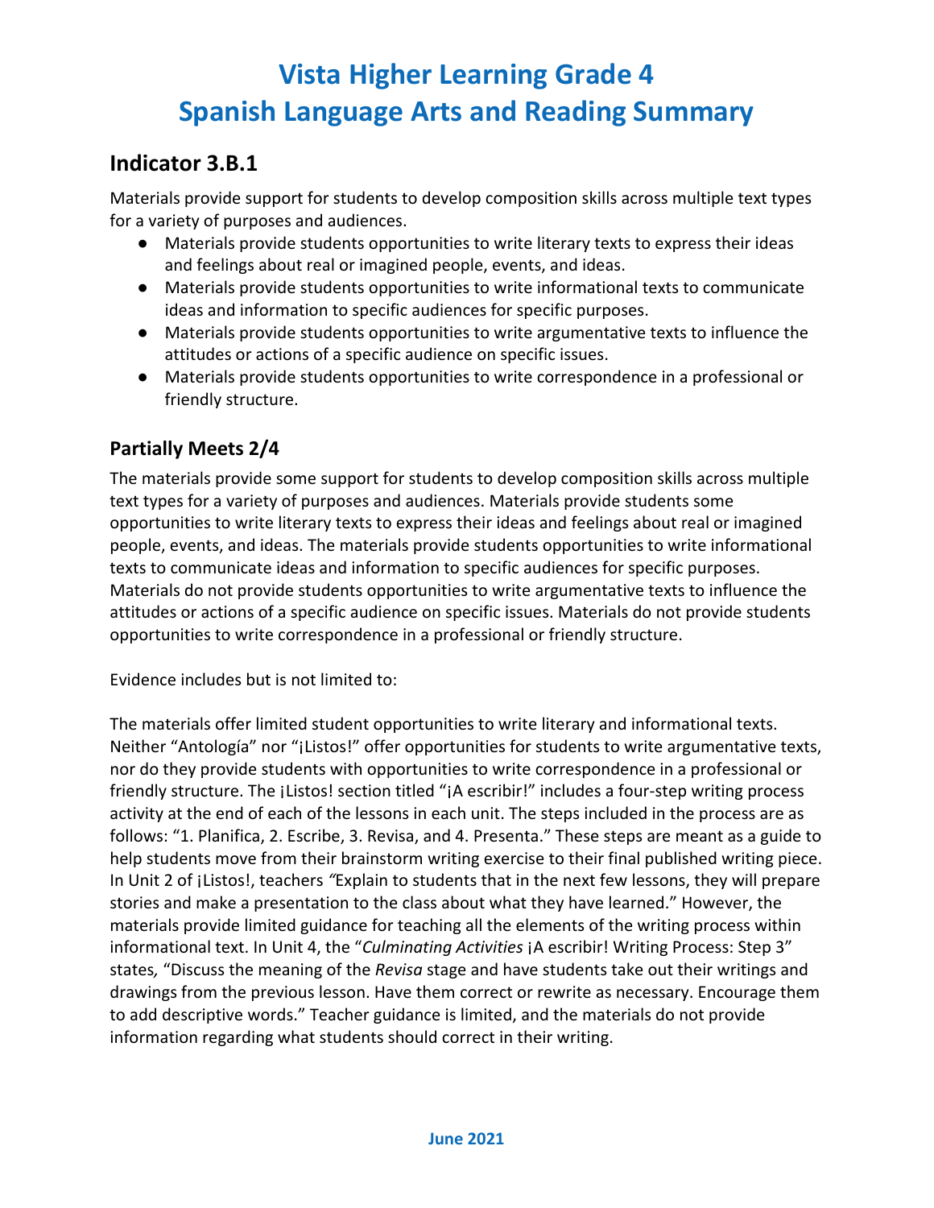# Vista Higher Learning Grade 4
# Spanish Language Arts and Reading Summary

## Indicator 3.B.1

Materials provide support for students to develop composition skills across multiple text types for a variety of purposes and audiences.

- Materials provide students opportunities to write literary texts to express their ideas and feelings about real or imagined people, events, and ideas.
- Materials provide students opportunities to write informational texts to communicate ideas and information to specific audiences for specific purposes.
- Materials provide students opportunities to write argumentative texts to influence the attitudes or actions of a specific audience on specific issues.
- Materials provide students opportunities to write correspondence in a professional or friendly structure.

### Partially Meets 2/4

The materials provide some support for students to develop composition skills across multiple text types for a variety of purposes and audiences. Materials provide students some opportunities to write literary texts to express their ideas and feelings about real or imagined people, events, and ideas. The materials provide students opportunities to write informational texts to communicate ideas and information to specific audiences for specific purposes. Materials do not provide students opportunities to write argumentative texts to influence the attitudes or actions of a specific audience on specific issues. Materials do not provide students opportunities to write correspondence in a professional or friendly structure.

Evidence includes but is not limited to:

The materials offer limited student opportunities to write literary and informational texts. Neither "Antología" nor "¡Listos!" offer opportunities for students to write argumentative texts, nor do they provide students with opportunities to write correspondence in a professional or friendly structure. The ¡Listos! section titled "¡A escribir!" includes a four-step writing process activity at the end of each of the lessons in each unit. The steps included in the process are as follows: "1. Planifica, 2. Escribe, 3. Revisa, and 4. Presenta." These steps are meant as a guide to help students move from their brainstorm writing exercise to their final published writing piece. In Unit 2 of ¡Listos!, teachers *"*Explain to students that in the next few lessons, they will prepare stories and make a presentation to the class about what they have learned." However, the materials provide limited guidance for teaching all the elements of the writing process within informational text. In Unit 4, the "*Culminating Activities* ¡A escribir! Writing Process: Step 3" states*,* "Discuss the meaning of the *Revisa* stage and have students take out their writings and drawings from the previous lesson. Have them correct or rewrite as necessary. Encourage them to add descriptive words." Teacher guidance is limited, and the materials do not provide information regarding what students should correct in their writing.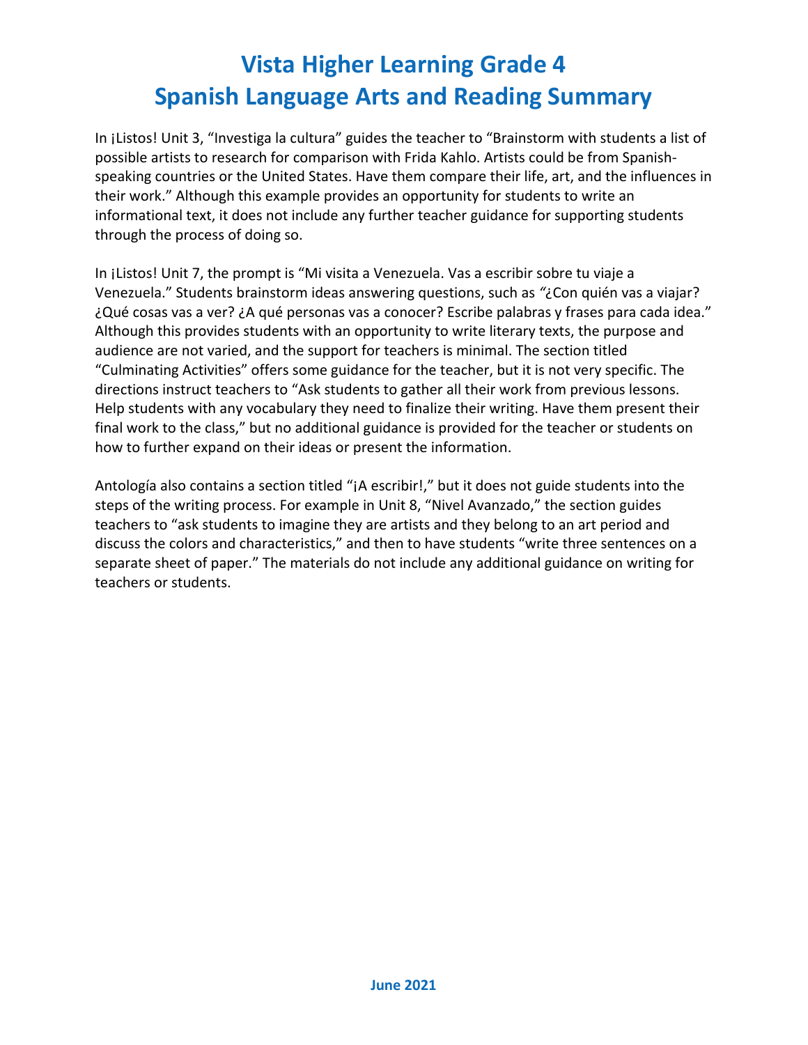# Vista Higher Learning Grade 4
# Spanish Language Arts and Reading Summary

In ¡Listos! Unit 3, "Investiga la cultura" guides the teacher to "Brainstorm with students a list of possible artists to research for comparison with Frida Kahlo. Artists could be from Spanish-speaking countries or the United States. Have them compare their life, art, and the influences in their work." Although this example provides an opportunity for students to write an informational text, it does not include any further teacher guidance for supporting students through the process of doing so.

In ¡Listos! Unit 7, the prompt is "Mi visita a Venezuela. Vas a escribir sobre tu viaje a Venezuela." Students brainstorm ideas answering questions, such as "¿Con quién vas a viajar? ¿Qué cosas vas a ver? ¿A qué personas vas a conocer? Escribe palabras y frases para cada idea." Although this provides students with an opportunity to write literary texts, the purpose and audience are not varied, and the support for teachers is minimal. The section titled "Culminating Activities" offers some guidance for the teacher, but it is not very specific. The directions instruct teachers to "Ask students to gather all their work from previous lessons. Help students with any vocabulary they need to finalize their writing. Have them present their final work to the class," but no additional guidance is provided for the teacher or students on how to further expand on their ideas or present the information.

Antología also contains a section titled "¡A escribir!," but it does not guide students into the steps of the writing process. For example in Unit 8, "Nivel Avanzado," the section guides teachers to "ask students to imagine they are artists and they belong to an art period and discuss the colors and characteristics," and then to have students "write three sentences on a separate sheet of paper." The materials do not include any additional guidance on writing for teachers or students.

June 2021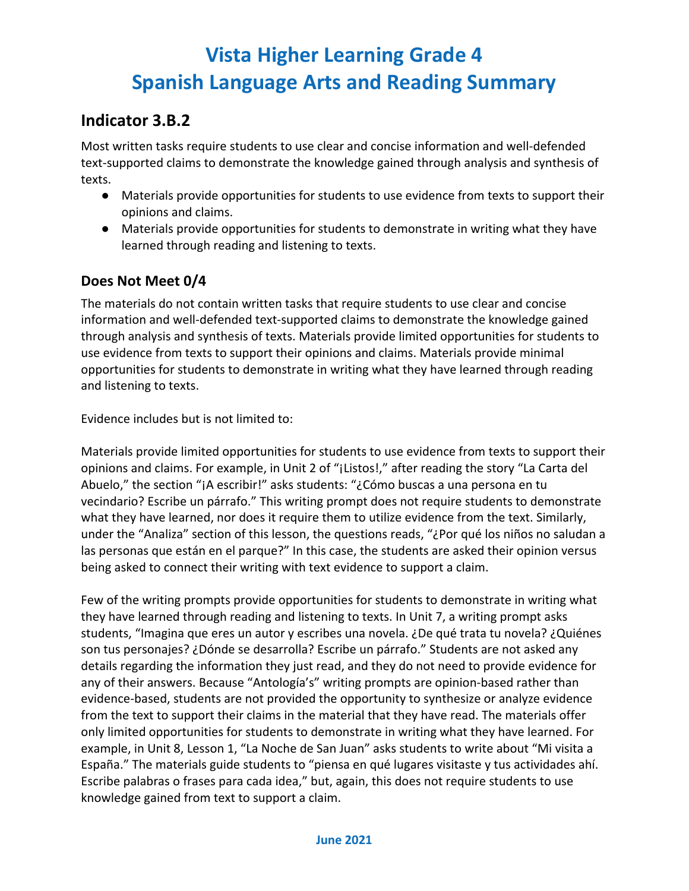# Vista Higher Learning Grade 4
# Spanish Language Arts and Reading Summary

## Indicator 3.B.2

Most written tasks require students to use clear and concise information and well-defended text-supported claims to demonstrate the knowledge gained through analysis and synthesis of texts.

- Materials provide opportunities for students to use evidence from texts to support their opinions and claims.
- Materials provide opportunities for students to demonstrate in writing what they have learned through reading and listening to texts.

### Does Not Meet 0/4

The materials do not contain written tasks that require students to use clear and concise information and well-defended text-supported claims to demonstrate the knowledge gained through analysis and synthesis of texts. Materials provide limited opportunities for students to use evidence from texts to support their opinions and claims. Materials provide minimal opportunities for students to demonstrate in writing what they have learned through reading and listening to texts.

Evidence includes but is not limited to:

Materials provide limited opportunities for students to use evidence from texts to support their opinions and claims. For example, in Unit 2 of "¡Listos!," after reading the story "La Carta del Abuelo," the section "¡A escribir!" asks students: "¿Cómo buscas a una persona en tu vecindario? Escribe un párrafo." This writing prompt does not require students to demonstrate what they have learned, nor does it require them to utilize evidence from the text. Similarly, under the "Analiza" section of this lesson, the questions reads, "¿Por qué los niños no saludan a las personas que están en el parque?" In this case, the students are asked their opinion versus being asked to connect their writing with text evidence to support a claim.

Few of the writing prompts provide opportunities for students to demonstrate in writing what they have learned through reading and listening to texts. In Unit 7, a writing prompt asks students, "Imagina que eres un autor y escribes una novela. ¿De qué trata tu novela? ¿Quiénes son tus personajes? ¿Dónde se desarrolla? Escribe un párrafo." Students are not asked any details regarding the information they just read, and they do not need to provide evidence for any of their answers. Because "Antología's" writing prompts are opinion-based rather than evidence-based, students are not provided the opportunity to synthesize or analyze evidence from the text to support their claims in the material that they have read. The materials offer only limited opportunities for students to demonstrate in writing what they have learned. For example, in Unit 8, Lesson 1, "La Noche de San Juan" asks students to write about "Mi visita a España." The materials guide students to "piensa en qué lugares visitaste y tus actividades ahí. Escribe palabras o frases para cada idea," but, again, this does not require students to use knowledge gained from text to support a claim.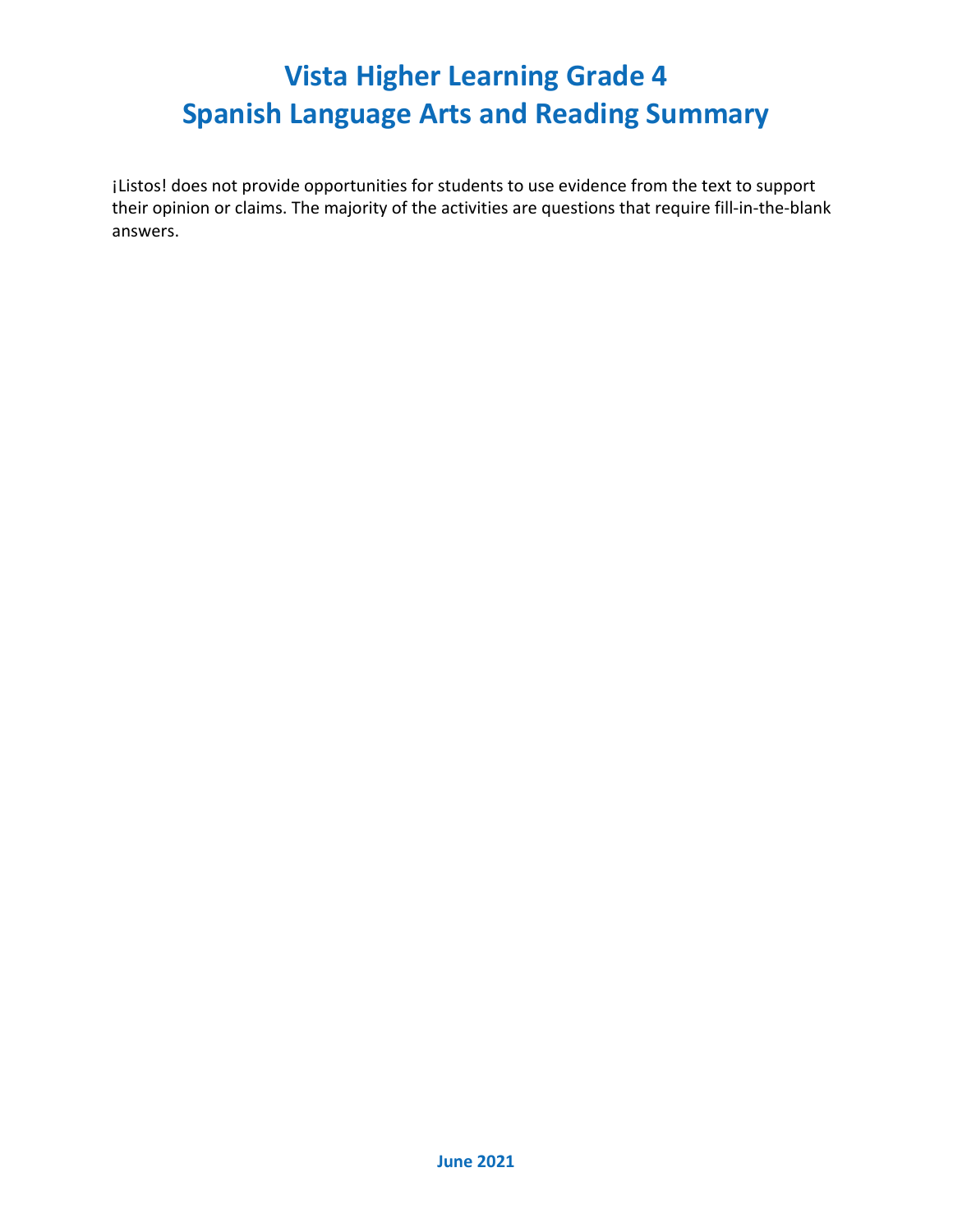# Vista Higher Learning Grade 4
# Spanish Language Arts and Reading Summary

¡Listos! does not provide opportunities for students to use evidence from the text to support their opinion or claims. The majority of the activities are questions that require fill-in-the-blank answers.

**June 2021**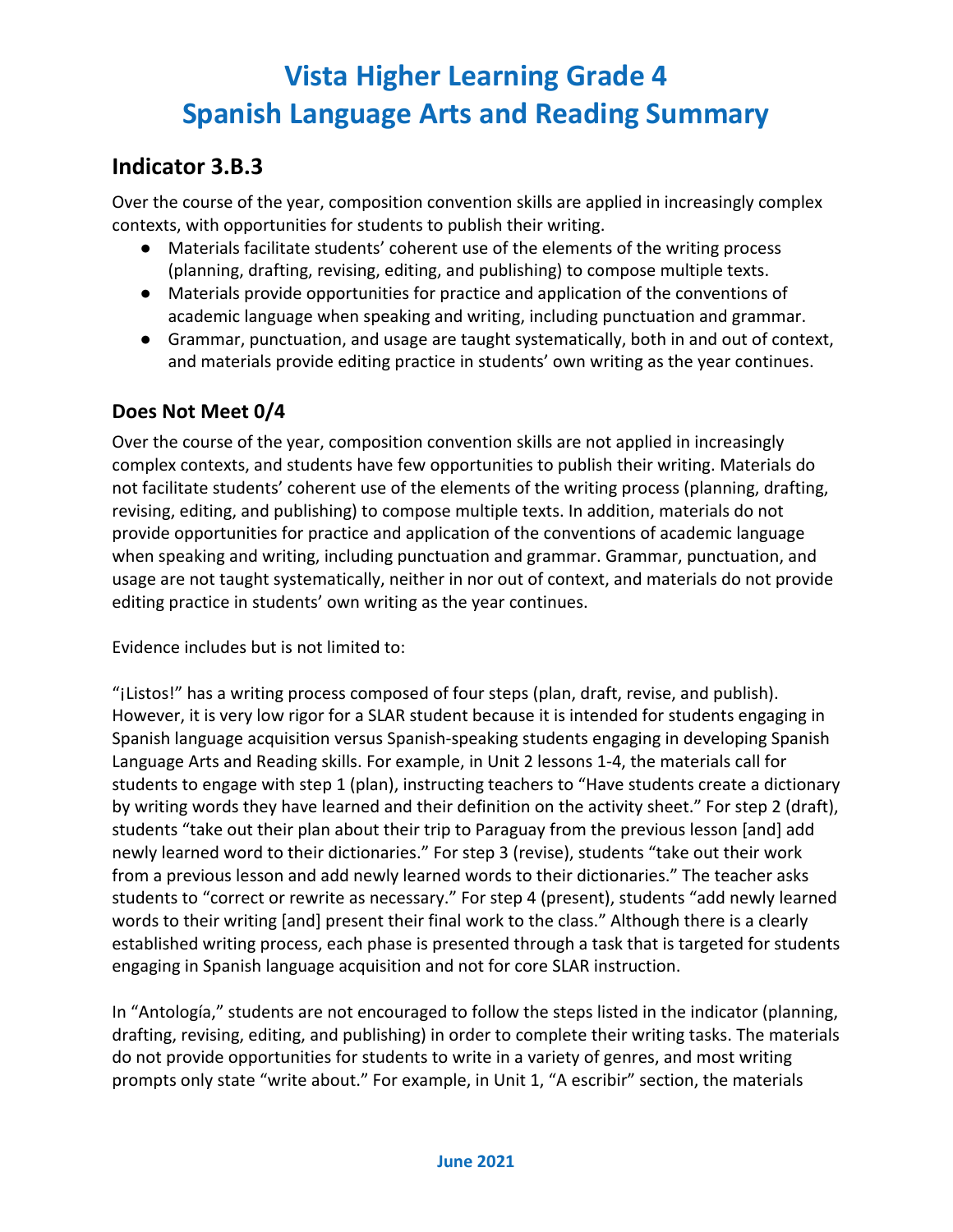# Vista Higher Learning Grade 4
# Spanish Language Arts and Reading Summary

## Indicator 3.B.3

Over the course of the year, composition convention skills are applied in increasingly complex contexts, with opportunities for students to publish their writing.

- Materials facilitate students' coherent use of the elements of the writing process (planning, drafting, revising, editing, and publishing) to compose multiple texts.
- Materials provide opportunities for practice and application of the conventions of academic language when speaking and writing, including punctuation and grammar.
- Grammar, punctuation, and usage are taught systematically, both in and out of context, and materials provide editing practice in students' own writing as the year continues.

### Does Not Meet 0/4

Over the course of the year, composition convention skills are not applied in increasingly complex contexts, and students have few opportunities to publish their writing. Materials do not facilitate students' coherent use of the elements of the writing process (planning, drafting, revising, editing, and publishing) to compose multiple texts. In addition, materials do not provide opportunities for practice and application of the conventions of academic language when speaking and writing, including punctuation and grammar. Grammar, punctuation, and usage are not taught systematically, neither in nor out of context, and materials do not provide editing practice in students' own writing as the year continues.

Evidence includes but is not limited to:

"¡Listos!" has a writing process composed of four steps (plan, draft, revise, and publish). However, it is very low rigor for a SLAR student because it is intended for students engaging in Spanish language acquisition versus Spanish-speaking students engaging in developing Spanish Language Arts and Reading skills. For example, in Unit 2 lessons 1-4, the materials call for students to engage with step 1 (plan), instructing teachers to "Have students create a dictionary by writing words they have learned and their definition on the activity sheet." For step 2 (draft), students "take out their plan about their trip to Paraguay from the previous lesson [and] add newly learned word to their dictionaries." For step 3 (revise), students "take out their work from a previous lesson and add newly learned words to their dictionaries." The teacher asks students to "correct or rewrite as necessary." For step 4 (present), students "add newly learned words to their writing [and] present their final work to the class." Although there is a clearly established writing process, each phase is presented through a task that is targeted for students engaging in Spanish language acquisition and not for core SLAR instruction.

In "Antología," students are not encouraged to follow the steps listed in the indicator (planning, drafting, revising, editing, and publishing) in order to complete their writing tasks. The materials do not provide opportunities for students to write in a variety of genres, and most writing prompts only state "write about." For example, in Unit 1, "A escribir" section, the materials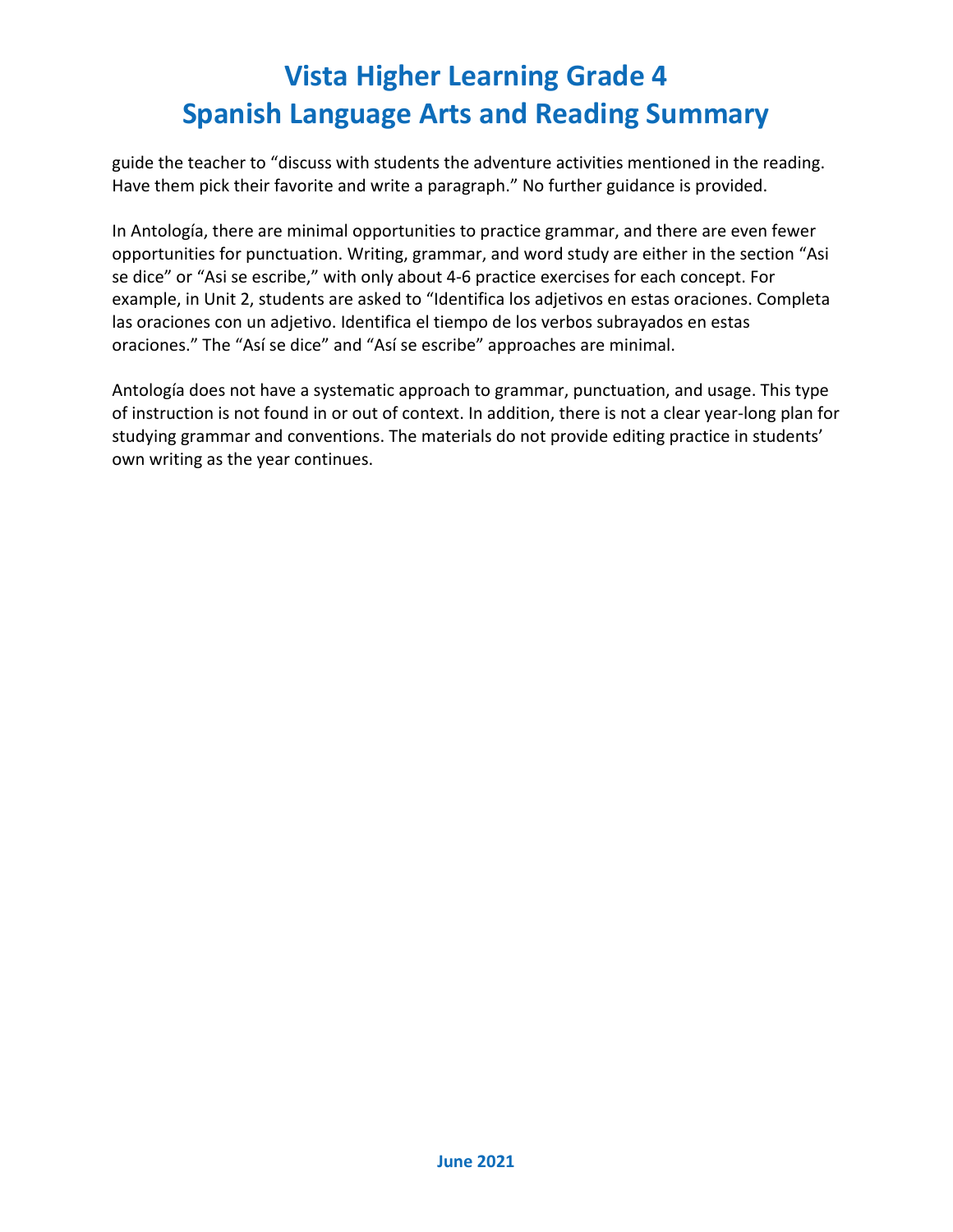guide the teacher to "discuss with students the adventure activities mentioned in the reading. Have them pick their favorite and write a paragraph." No further guidance is provided.

In Antología, there are minimal opportunities to practice grammar, and there are even fewer opportunities for punctuation. Writing, grammar, and word study are either in the section "Asi se dice" or "Asi se escribe," with only about 4-6 practice exercises for each concept. For example, in Unit 2, students are asked to "Identifica los adjetivos en estas oraciones. Completa las oraciones con un adjetivo. Identifica el tiempo de los verbos subrayados en estas oraciones." The "Así se dice" and "Así se escribe" approaches are minimal.

Antología does not have a systematic approach to grammar, punctuation, and usage. This type of instruction is not found in or out of context. In addition, there is not a clear year-long plan for studying grammar and conventions. The materials do not provide editing practice in students' own writing as the year continues.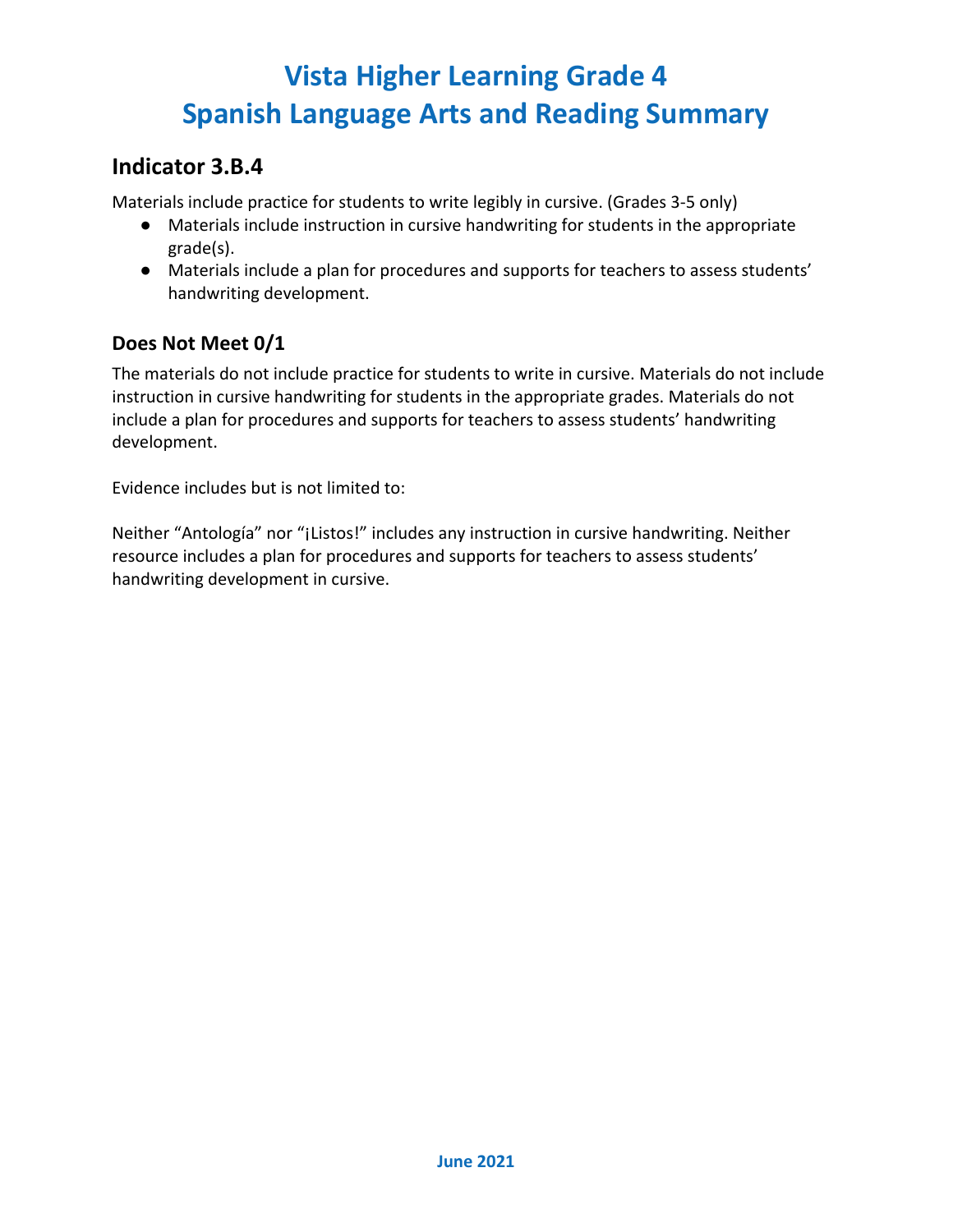# Vista Higher Learning Grade 4
# Spanish Language Arts and Reading Summary

## Indicator 3.B.4

Materials include practice for students to write legibly in cursive. (Grades 3-5 only)

- Materials include instruction in cursive handwriting for students in the appropriate grade(s).
- Materials include a plan for procedures and supports for teachers to assess students' handwriting development.

### Does Not Meet 0/1

The materials do not include practice for students to write in cursive. Materials do not include instruction in cursive handwriting for students in the appropriate grades. Materials do not include a plan for procedures and supports for teachers to assess students' handwriting development.

Evidence includes but is not limited to:

Neither "Antología" nor "¡Listos!" includes any instruction in cursive handwriting. Neither resource includes a plan for procedures and supports for teachers to assess students' handwriting development in cursive.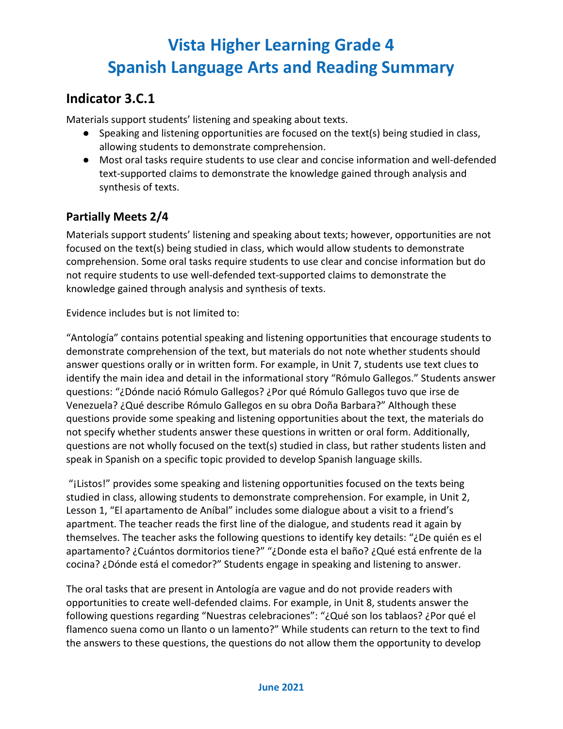# Vista Higher Learning Grade 4
# Spanish Language Arts and Reading Summary

## Indicator 3.C.1

Materials support students' listening and speaking about texts.

- Speaking and listening opportunities are focused on the text(s) being studied in class, allowing students to demonstrate comprehension.
- Most oral tasks require students to use clear and concise information and well-defended text-supported claims to demonstrate the knowledge gained through analysis and synthesis of texts.

### Partially Meets 2/4

Materials support students' listening and speaking about texts; however, opportunities are not focused on the text(s) being studied in class, which would allow students to demonstrate comprehension. Some oral tasks require students to use clear and concise information but do not require students to use well-defended text-supported claims to demonstrate the knowledge gained through analysis and synthesis of texts.

Evidence includes but is not limited to:

"Antología" contains potential speaking and listening opportunities that encourage students to demonstrate comprehension of the text, but materials do not note whether students should answer questions orally or in written form. For example, in Unit 7, students use text clues to identify the main idea and detail in the informational story "Rómulo Gallegos." Students answer questions: "¿Dónde nació Rómulo Gallegos? ¿Por qué Rómulo Gallegos tuvo que irse de Venezuela? ¿Qué describe Rómulo Gallegos en su obra Doña Barbara?" Although these questions provide some speaking and listening opportunities about the text, the materials do not specify whether students answer these questions in written or oral form. Additionally, questions are not wholly focused on the text(s) studied in class, but rather students listen and speak in Spanish on a specific topic provided to develop Spanish language skills.

"¡Listos!" provides some speaking and listening opportunities focused on the texts being studied in class, allowing students to demonstrate comprehension. For example, in Unit 2, Lesson 1, "El apartamento de Aníbal" includes some dialogue about a visit to a friend's apartment. The teacher reads the first line of the dialogue, and students read it again by themselves. The teacher asks the following questions to identify key details: "¿De quién es el apartamento? ¿Cuántos dormitorios tiene?" "¿Donde esta el baño? ¿Qué está enfrente de la cocina? ¿Dónde está el comedor?" Students engage in speaking and listening to answer.

The oral tasks that are present in Antología are vague and do not provide readers with opportunities to create well-defended claims. For example, in Unit 8, students answer the following questions regarding "Nuestras celebraciones": "¿Qué son los tablaos? ¿Por qué el flamenco suena como un llanto o un lamento?" While students can return to the text to find the answers to these questions, the questions do not allow them the opportunity to develop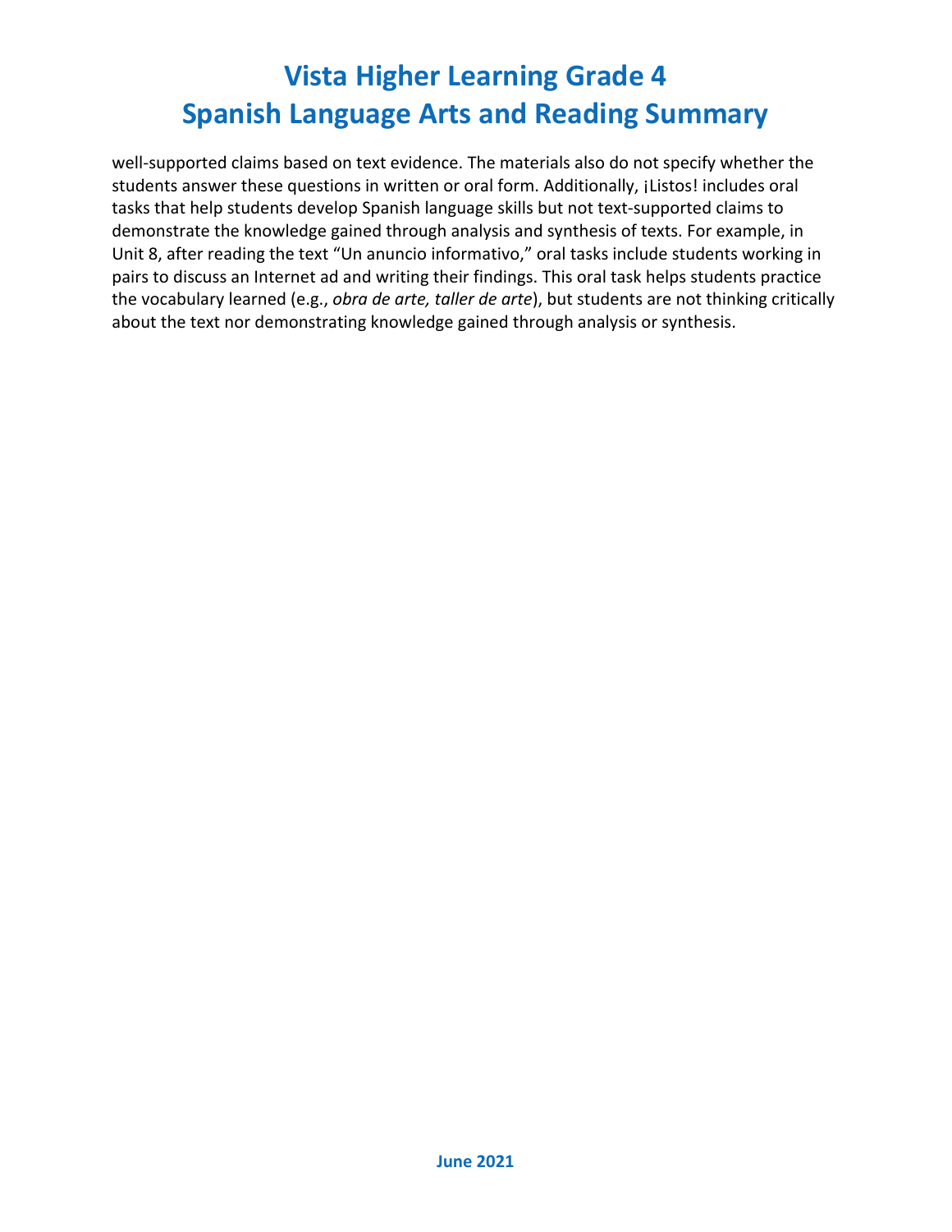well-supported claims based on text evidence. The materials also do not specify whether the students answer these questions in written or oral form. Additionally, ¡Listos! includes oral tasks that help students develop Spanish language skills but not text-supported claims to demonstrate the knowledge gained through analysis and synthesis of texts. For example, in Unit 8, after reading the text “Un anuncio informativo,” oral tasks include students working in pairs to discuss an Internet ad and writing their findings. This oral task helps students practice the vocabulary learned (e.g., *obra de arte, taller de arte*), but students are not thinking critically about the text nor demonstrating knowledge gained through analysis or synthesis.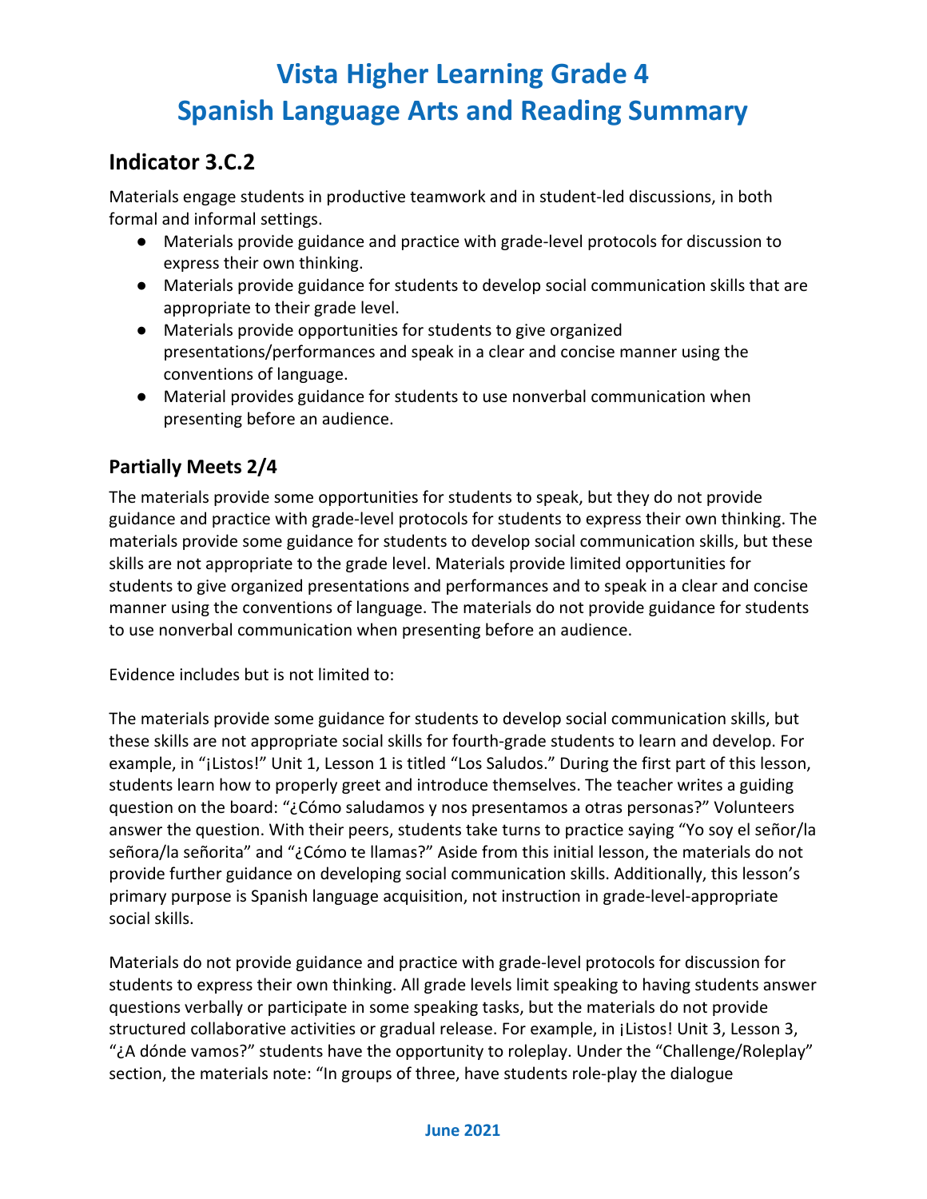# Vista Higher Learning Grade 4
# Spanish Language Arts and Reading Summary

## Indicator 3.C.2

Materials engage students in productive teamwork and in student-led discussions, in both formal and informal settings.

- Materials provide guidance and practice with grade-level protocols for discussion to express their own thinking.
- Materials provide guidance for students to develop social communication skills that are appropriate to their grade level.
- Materials provide opportunities for students to give organized presentations/performances and speak in a clear and concise manner using the conventions of language.
- Material provides guidance for students to use nonverbal communication when presenting before an audience.

### Partially Meets 2/4

The materials provide some opportunities for students to speak, but they do not provide guidance and practice with grade-level protocols for students to express their own thinking. The materials provide some guidance for students to develop social communication skills, but these skills are not appropriate to the grade level. Materials provide limited opportunities for students to give organized presentations and performances and to speak in a clear and concise manner using the conventions of language. The materials do not provide guidance for students to use nonverbal communication when presenting before an audience.

Evidence includes but is not limited to:

The materials provide some guidance for students to develop social communication skills, but these skills are not appropriate social skills for fourth-grade students to learn and develop. For example, in "¡Listos!" Unit 1, Lesson 1 is titled "Los Saludos." During the first part of this lesson, students learn how to properly greet and introduce themselves. The teacher writes a guiding question on the board: "¿Cómo saludamos y nos presentamos a otras personas?" Volunteers answer the question. With their peers, students take turns to practice saying "Yo soy el señor/la señora/la señorita" and "¿Cómo te llamas?" Aside from this initial lesson, the materials do not provide further guidance on developing social communication skills. Additionally, this lesson's primary purpose is Spanish language acquisition, not instruction in grade-level-appropriate social skills.

Materials do not provide guidance and practice with grade-level protocols for discussion for students to express their own thinking. All grade levels limit speaking to having students answer questions verbally or participate in some speaking tasks, but the materials do not provide structured collaborative activities or gradual release. For example, in ¡Listos! Unit 3, Lesson 3, "¿A dónde vamos?" students have the opportunity to roleplay. Under the "Challenge/Roleplay" section, the materials note: "In groups of three, have students role-play the dialogue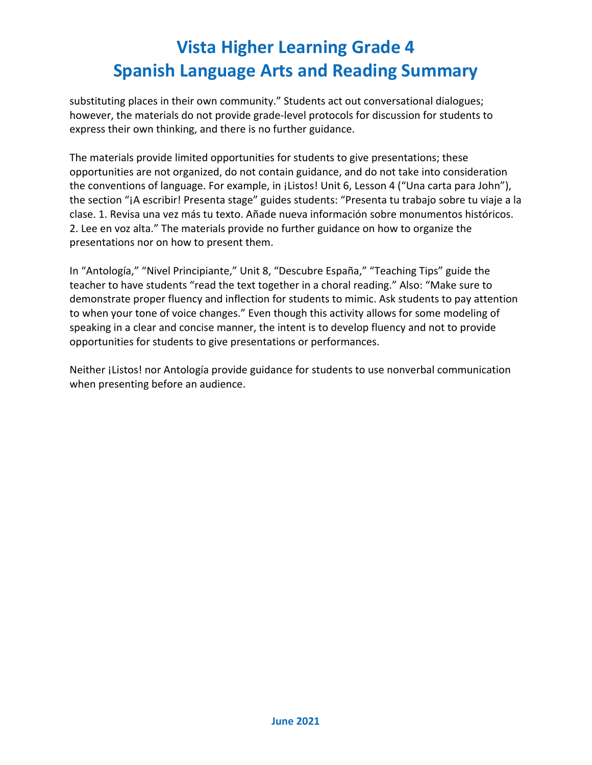substituting places in their own community." Students act out conversational dialogues; however, the materials do not provide grade-level protocols for discussion for students to express their own thinking, and there is no further guidance.

The materials provide limited opportunities for students to give presentations; these opportunities are not organized, do not contain guidance, and do not take into consideration the conventions of language. For example, in ¡Listos! Unit 6, Lesson 4 ("Una carta para John"), the section "¡A escribir! Presenta stage" guides students: "Presenta tu trabajo sobre tu viaje a la clase. 1. Revisa una vez más tu texto. Añade nueva información sobre monumentos históricos. 2. Lee en voz alta." The materials provide no further guidance on how to organize the presentations nor on how to present them.

In "Antología," "Nivel Principiante," Unit 8, "Descubre España," "Teaching Tips" guide the teacher to have students "read the text together in a choral reading." Also: "Make sure to demonstrate proper fluency and inflection for students to mimic. Ask students to pay attention to when your tone of voice changes." Even though this activity allows for some modeling of speaking in a clear and concise manner, the intent is to develop fluency and not to provide opportunities for students to give presentations or performances.

Neither ¡Listos! nor Antología provide guidance for students to use nonverbal communication when presenting before an audience.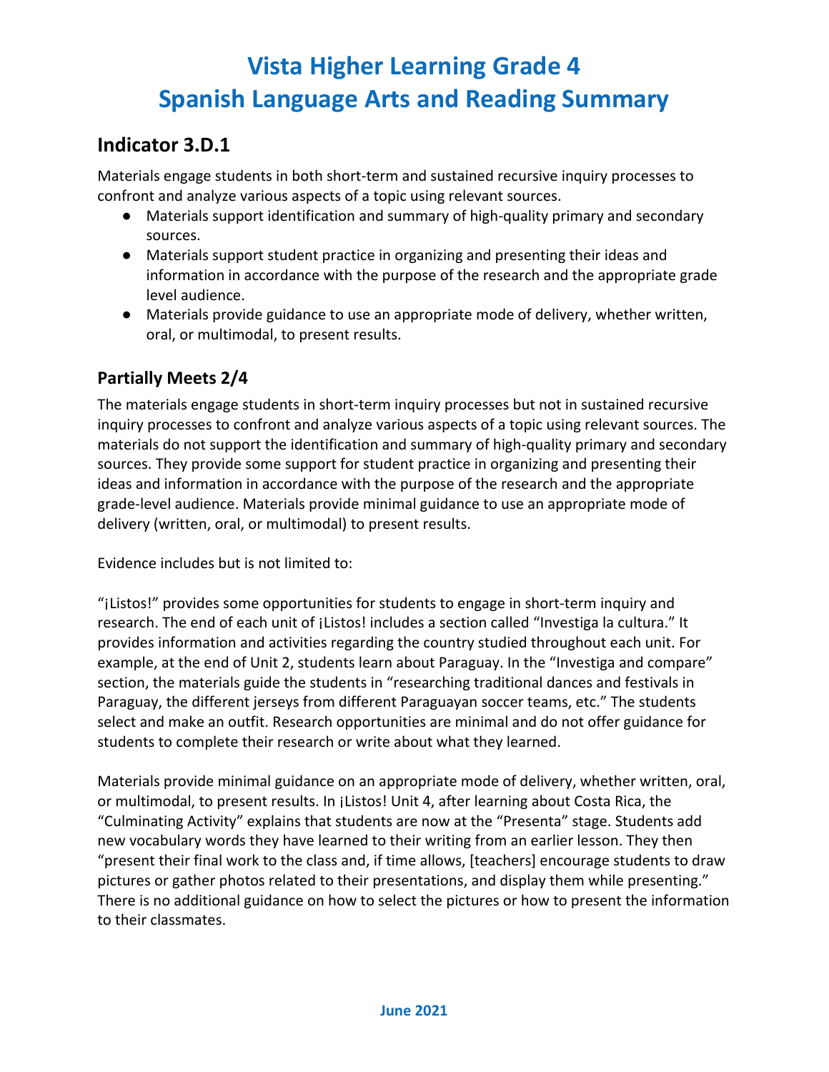# Vista Higher Learning Grade 4
# Spanish Language Arts and Reading Summary

## Indicator 3.D.1

Materials engage students in both short-term and sustained recursive inquiry processes to confront and analyze various aspects of a topic using relevant sources.

- Materials support identification and summary of high-quality primary and secondary sources.
- Materials support student practice in organizing and presenting their ideas and information in accordance with the purpose of the research and the appropriate grade level audience.
- Materials provide guidance to use an appropriate mode of delivery, whether written, oral, or multimodal, to present results.

### Partially Meets 2/4

The materials engage students in short-term inquiry processes but not in sustained recursive inquiry processes to confront and analyze various aspects of a topic using relevant sources. The materials do not support the identification and summary of high-quality primary and secondary sources. They provide some support for student practice in organizing and presenting their ideas and information in accordance with the purpose of the research and the appropriate grade-level audience. Materials provide minimal guidance to use an appropriate mode of delivery (written, oral, or multimodal) to present results.

Evidence includes but is not limited to:

"¡Listos!" provides some opportunities for students to engage in short-term inquiry and research. The end of each unit of ¡Listos! includes a section called "Investiga la cultura." It provides information and activities regarding the country studied throughout each unit. For example, at the end of Unit 2, students learn about Paraguay. In the "Investiga and compare" section, the materials guide the students in "researching traditional dances and festivals in Paraguay, the different jerseys from different Paraguayan soccer teams, etc." The students select and make an outfit. Research opportunities are minimal and do not offer guidance for students to complete their research or write about what they learned.

Materials provide minimal guidance on an appropriate mode of delivery, whether written, oral, or multimodal, to present results. In ¡Listos! Unit 4, after learning about Costa Rica, the "Culminating Activity" explains that students are now at the "Presenta" stage. Students add new vocabulary words they have learned to their writing from an earlier lesson. They then "present their final work to the class and, if time allows, [teachers] encourage students to draw pictures or gather photos related to their presentations, and display them while presenting." There is no additional guidance on how to select the pictures or how to present the information to their classmates.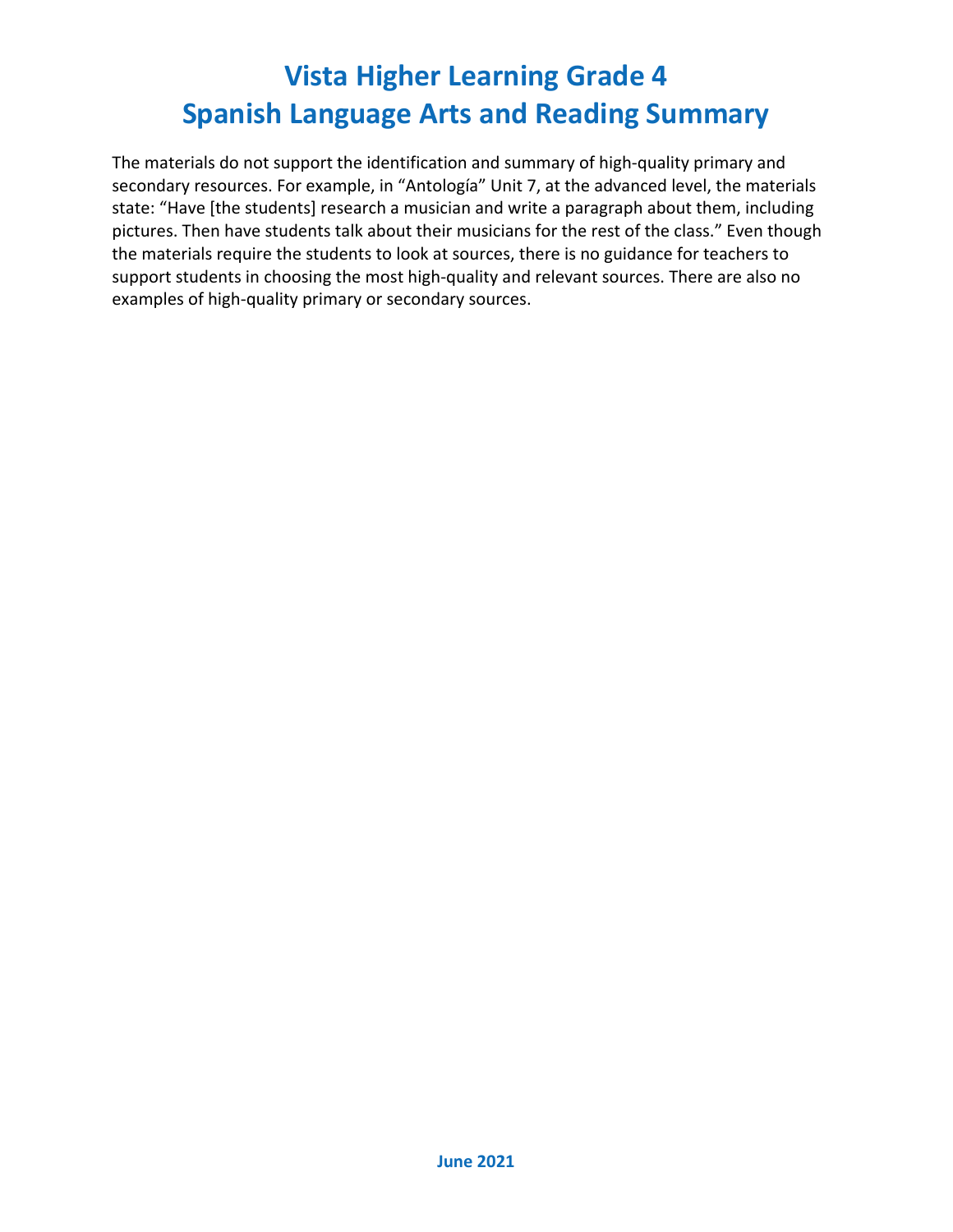# Vista Higher Learning Grade 4
# Spanish Language Arts and Reading Summary

The materials do not support the identification and summary of high-quality primary and secondary resources. For example, in "Antología" Unit 7, at the advanced level, the materials state: "Have [the students] research a musician and write a paragraph about them, including pictures. Then have students talk about their musicians for the rest of the class." Even though the materials require the students to look at sources, there is no guidance for teachers to support students in choosing the most high-quality and relevant sources. There are also no examples of high-quality primary or secondary sources.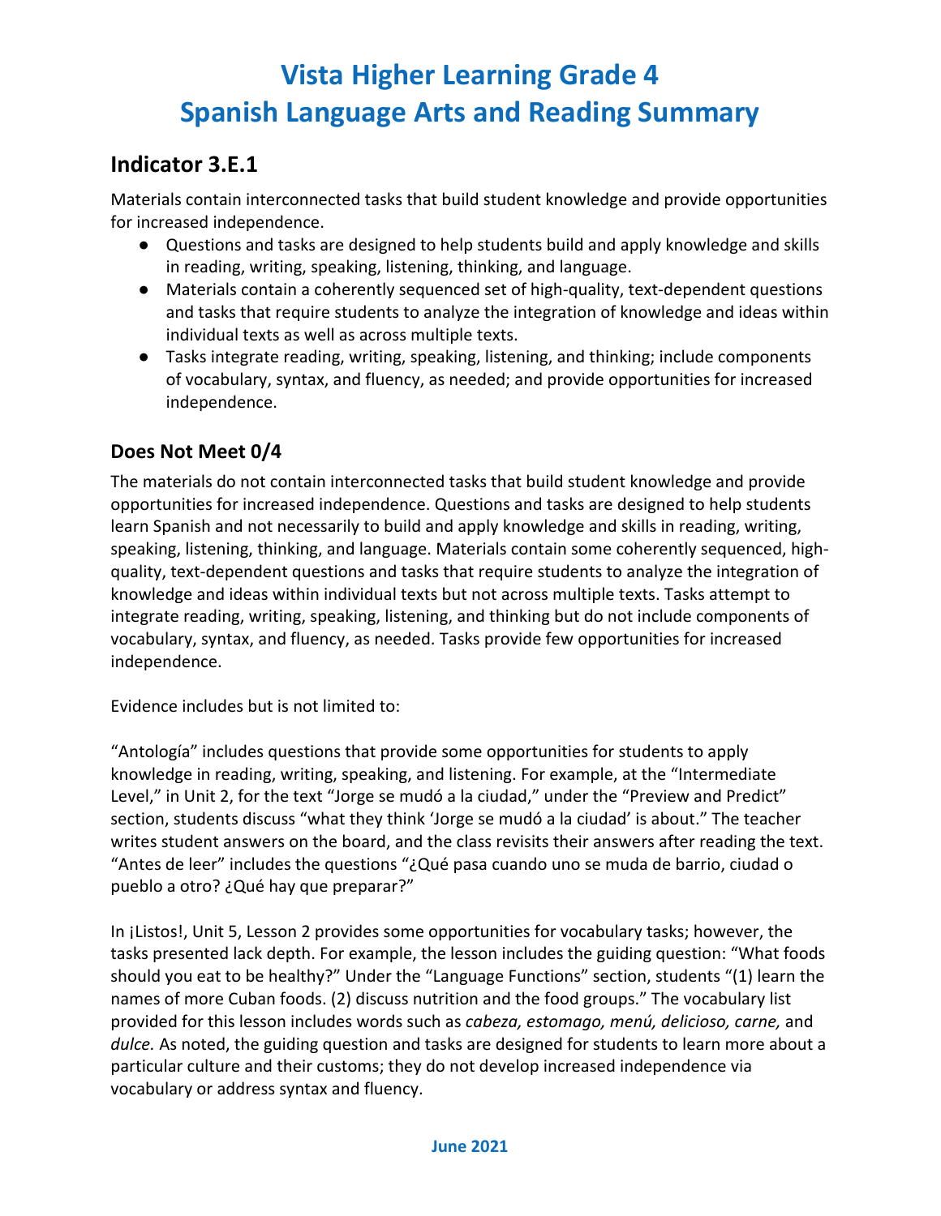# Vista Higher Learning Grade 4
# Spanish Language Arts and Reading Summary

## Indicator 3.E.1

Materials contain interconnected tasks that build student knowledge and provide opportunities for increased independence.

- Questions and tasks are designed to help students build and apply knowledge and skills in reading, writing, speaking, listening, thinking, and language.
- Materials contain a coherently sequenced set of high-quality, text-dependent questions and tasks that require students to analyze the integration of knowledge and ideas within individual texts as well as across multiple texts.
- Tasks integrate reading, writing, speaking, listening, and thinking; include components of vocabulary, syntax, and fluency, as needed; and provide opportunities for increased independence.

### Does Not Meet 0/4

The materials do not contain interconnected tasks that build student knowledge and provide opportunities for increased independence. Questions and tasks are designed to help students learn Spanish and not necessarily to build and apply knowledge and skills in reading, writing, speaking, listening, thinking, and language. Materials contain some coherently sequenced, high-quality, text-dependent questions and tasks that require students to analyze the integration of knowledge and ideas within individual texts but not across multiple texts. Tasks attempt to integrate reading, writing, speaking, listening, and thinking but do not include components of vocabulary, syntax, and fluency, as needed. Tasks provide few opportunities for increased independence.

Evidence includes but is not limited to:

"Antología" includes questions that provide some opportunities for students to apply knowledge in reading, writing, speaking, and listening. For example, at the "Intermediate Level," in Unit 2, for the text "Jorge se mudó a la ciudad," under the "Preview and Predict" section, students discuss "what they think 'Jorge se mudó a la ciudad' is about." The teacher writes student answers on the board, and the class revisits their answers after reading the text. "Antes de leer" includes the questions "¿Qué pasa cuando uno se muda de barrio, ciudad o pueblo a otro? ¿Qué hay que preparar?"

In ¡Listos!, Unit 5, Lesson 2 provides some opportunities for vocabulary tasks; however, the tasks presented lack depth. For example, the lesson includes the guiding question: "What foods should you eat to be healthy?" Under the "Language Functions" section, students "(1) learn the names of more Cuban foods. (2) discuss nutrition and the food groups." The vocabulary list provided for this lesson includes words such as *cabeza, estomago, menú, delicioso, carne,* and *dulce.* As noted, the guiding question and tasks are designed for students to learn more about a particular culture and their customs; they do not develop increased independence via vocabulary or address syntax and fluency.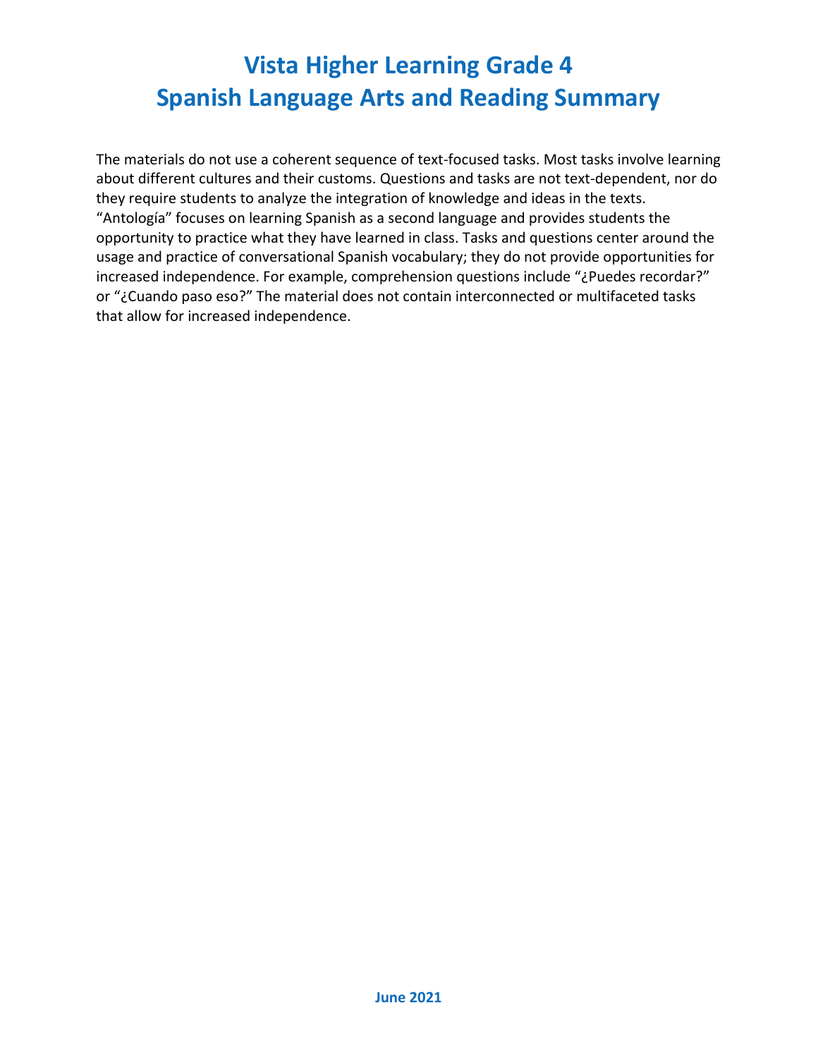# Vista Higher Learning Grade 4
# Spanish Language Arts and Reading Summary

The materials do not use a coherent sequence of text-focused tasks. Most tasks involve learning about different cultures and their customs. Questions and tasks are not text-dependent, nor do they require students to analyze the integration of knowledge and ideas in the texts. "Antología" focuses on learning Spanish as a second language and provides students the opportunity to practice what they have learned in class. Tasks and questions center around the usage and practice of conversational Spanish vocabulary; they do not provide opportunities for increased independence. For example, comprehension questions include "¿Puedes recordar?" or "¿Cuando paso eso?" The material does not contain interconnected or multifaceted tasks that allow for increased independence.

**June 2021**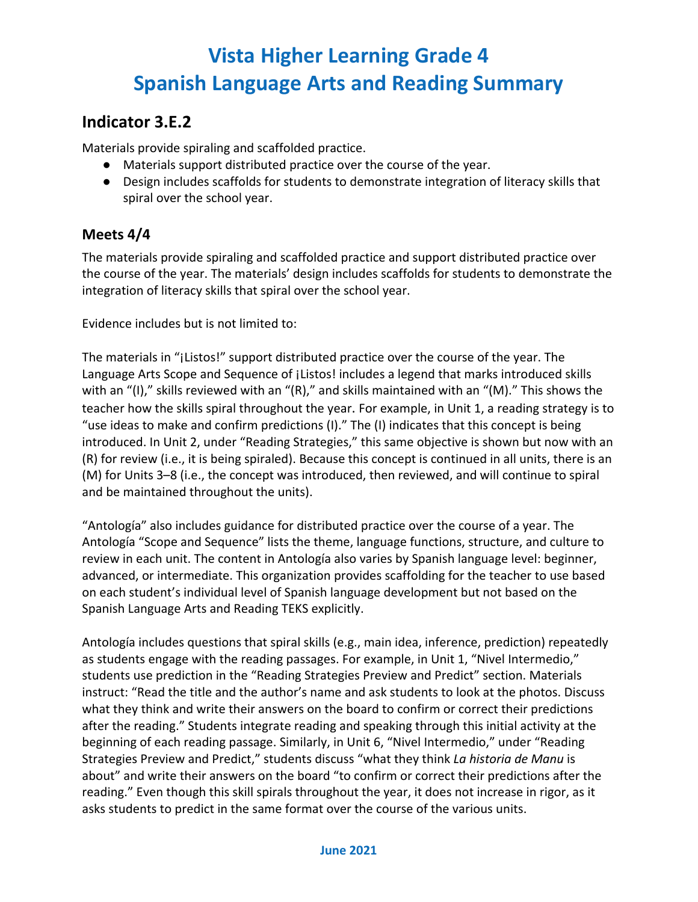# Vista Higher Learning Grade 4
# Spanish Language Arts and Reading Summary

## Indicator 3.E.2

Materials provide spiraling and scaffolded practice.

- Materials support distributed practice over the course of the year.
- Design includes scaffolds for students to demonstrate integration of literacy skills that spiral over the school year.

### Meets 4/4

The materials provide spiraling and scaffolded practice and support distributed practice over the course of the year. The materials' design includes scaffolds for students to demonstrate the integration of literacy skills that spiral over the school year.

Evidence includes but is not limited to:

The materials in "¡Listos!" support distributed practice over the course of the year. The Language Arts Scope and Sequence of ¡Listos! includes a legend that marks introduced skills with an "(I)," skills reviewed with an "(R)," and skills maintained with an "(M)." This shows the teacher how the skills spiral throughout the year. For example, in Unit 1, a reading strategy is to "use ideas to make and confirm predictions (I)." The (I) indicates that this concept is being introduced. In Unit 2, under "Reading Strategies," this same objective is shown but now with an (R) for review (i.e., it is being spiraled). Because this concept is continued in all units, there is an (M) for Units 3–8 (i.e., the concept was introduced, then reviewed, and will continue to spiral and be maintained throughout the units).

"Antología" also includes guidance for distributed practice over the course of a year. The Antología "Scope and Sequence" lists the theme, language functions, structure, and culture to review in each unit. The content in Antología also varies by Spanish language level: beginner, advanced, or intermediate. This organization provides scaffolding for the teacher to use based on each student's individual level of Spanish language development but not based on the Spanish Language Arts and Reading TEKS explicitly.

Antología includes questions that spiral skills (e.g., main idea, inference, prediction) repeatedly as students engage with the reading passages. For example, in Unit 1, "Nivel Intermedio," students use prediction in the "Reading Strategies Preview and Predict" section. Materials instruct: "Read the title and the author's name and ask students to look at the photos. Discuss what they think and write their answers on the board to confirm or correct their predictions after the reading." Students integrate reading and speaking through this initial activity at the beginning of each reading passage. Similarly, in Unit 6, "Nivel Intermedio," under "Reading Strategies Preview and Predict," students discuss "what they think *La historia de Manu* is about" and write their answers on the board "to confirm or correct their predictions after the reading." Even though this skill spirals throughout the year, it does not increase in rigor, as it asks students to predict in the same format over the course of the various units.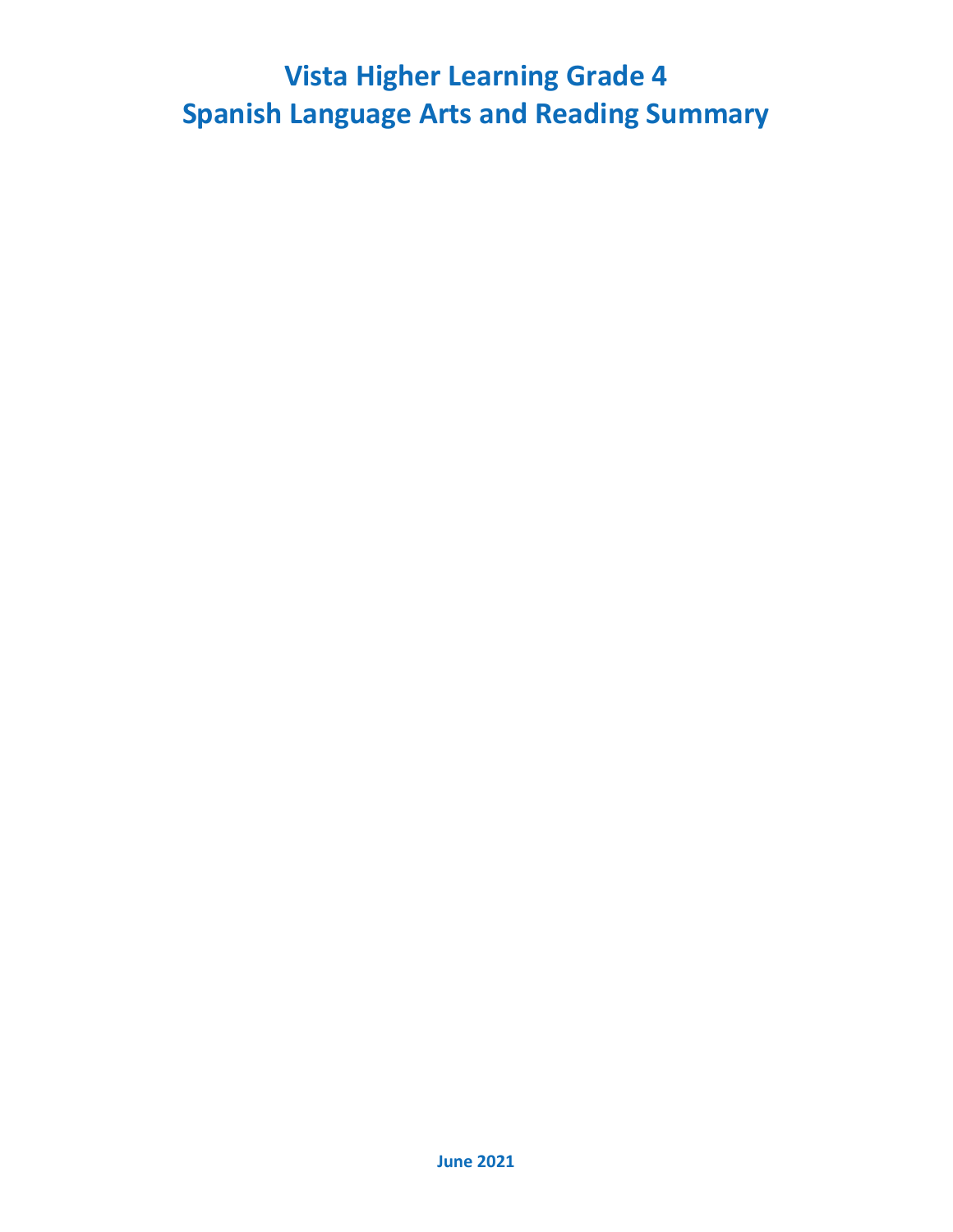# Vista Higher Learning Grade 4
# Spanish Language Arts and Reading Summary

June 2021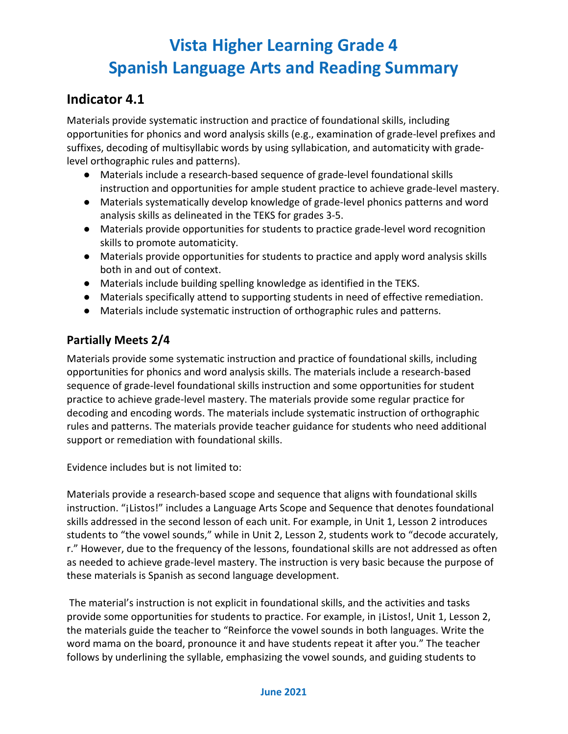# Vista Higher Learning Grade 4
# Spanish Language Arts and Reading Summary

## Indicator 4.1

Materials provide systematic instruction and practice of foundational skills, including opportunities for phonics and word analysis skills (e.g., examination of grade-level prefixes and suffixes, decoding of multisyllabic words by using syllabication, and automaticity with grade-level orthographic rules and patterns).

- Materials include a research-based sequence of grade-level foundational skills instruction and opportunities for ample student practice to achieve grade-level mastery.
- Materials systematically develop knowledge of grade-level phonics patterns and word analysis skills as delineated in the TEKS for grades 3-5.
- Materials provide opportunities for students to practice grade-level word recognition skills to promote automaticity.
- Materials provide opportunities for students to practice and apply word analysis skills both in and out of context.
- Materials include building spelling knowledge as identified in the TEKS.
- Materials specifically attend to supporting students in need of effective remediation.
- Materials include systematic instruction of orthographic rules and patterns.

### Partially Meets 2/4

Materials provide some systematic instruction and practice of foundational skills, including opportunities for phonics and word analysis skills. The materials include a research-based sequence of grade-level foundational skills instruction and some opportunities for student practice to achieve grade-level mastery. The materials provide some regular practice for decoding and encoding words. The materials include systematic instruction of orthographic rules and patterns. The materials provide teacher guidance for students who need additional support or remediation with foundational skills.

Evidence includes but is not limited to:

Materials provide a research-based scope and sequence that aligns with foundational skills instruction. "¡Listos!" includes a Language Arts Scope and Sequence that denotes foundational skills addressed in the second lesson of each unit. For example, in Unit 1, Lesson 2 introduces students to "the vowel sounds," while in Unit 2, Lesson 2, students work to "decode accurately, r." However, due to the frequency of the lessons, foundational skills are not addressed as often as needed to achieve grade-level mastery. The instruction is very basic because the purpose of these materials is Spanish as second language development.

The material's instruction is not explicit in foundational skills, and the activities and tasks provide some opportunities for students to practice. For example, in ¡Listos!, Unit 1, Lesson 2, the materials guide the teacher to "Reinforce the vowel sounds in both languages. Write the word mama on the board, pronounce it and have students repeat it after you." The teacher follows by underlining the syllable, emphasizing the vowel sounds, and guiding students to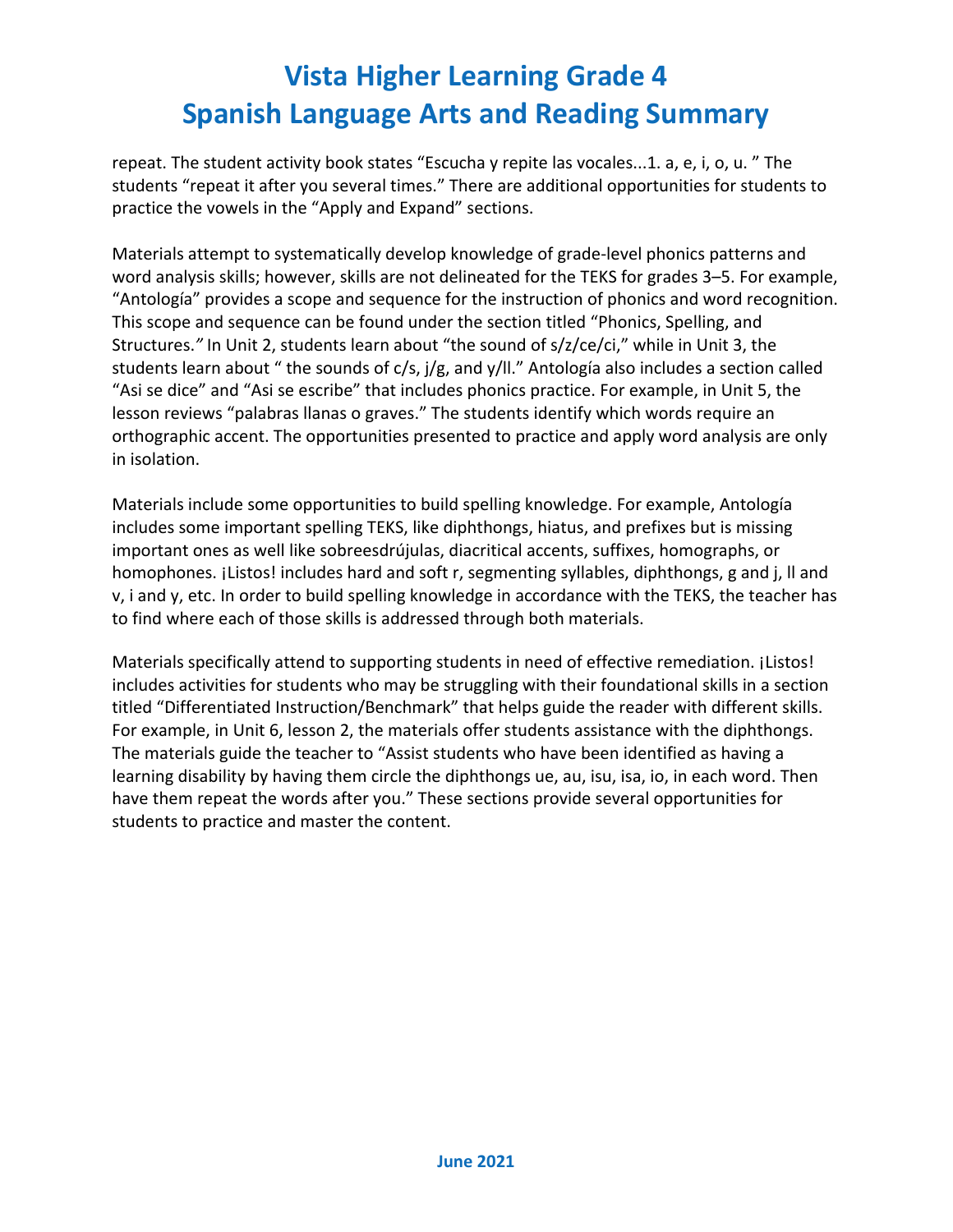repeat. The student activity book states "Escucha y repite las vocales...1. a, e, i, o, u. " The students "repeat it after you several times." There are additional opportunities for students to practice the vowels in the "Apply and Expand" sections.

Materials attempt to systematically develop knowledge of grade-level phonics patterns and word analysis skills; however, skills are not delineated for the TEKS for grades 3–5. For example, "Antología" provides a scope and sequence for the instruction of phonics and word recognition. This scope and sequence can be found under the section titled "Phonics, Spelling, and Structures." In Unit 2, students learn about "the sound of s/z/ce/ci," while in Unit 3, the students learn about " the sounds of c/s, j/g, and y/ll." Antología also includes a section called "Asi se dice" and "Asi se escribe" that includes phonics practice. For example, in Unit 5, the lesson reviews "palabras llanas o graves." The students identify which words require an orthographic accent. The opportunities presented to practice and apply word analysis are only in isolation.

Materials include some opportunities to build spelling knowledge. For example, Antología includes some important spelling TEKS, like diphthongs, hiatus, and prefixes but is missing important ones as well like sobreesdrújulas, diacritical accents, suffixes, homographs, or homophones. ¡Listos! includes hard and soft r, segmenting syllables, diphthongs, g and j, ll and v, i and y, etc. In order to build spelling knowledge in accordance with the TEKS, the teacher has to find where each of those skills is addressed through both materials.

Materials specifically attend to supporting students in need of effective remediation. ¡Listos! includes activities for students who may be struggling with their foundational skills in a section titled "Differentiated Instruction/Benchmark" that helps guide the reader with different skills. For example, in Unit 6, lesson 2, the materials offer students assistance with the diphthongs. The materials guide the teacher to "Assist students who have been identified as having a learning disability by having them circle the diphthongs ue, au, isu, isa, io, in each word. Then have them repeat the words after you." These sections provide several opportunities for students to practice and master the content.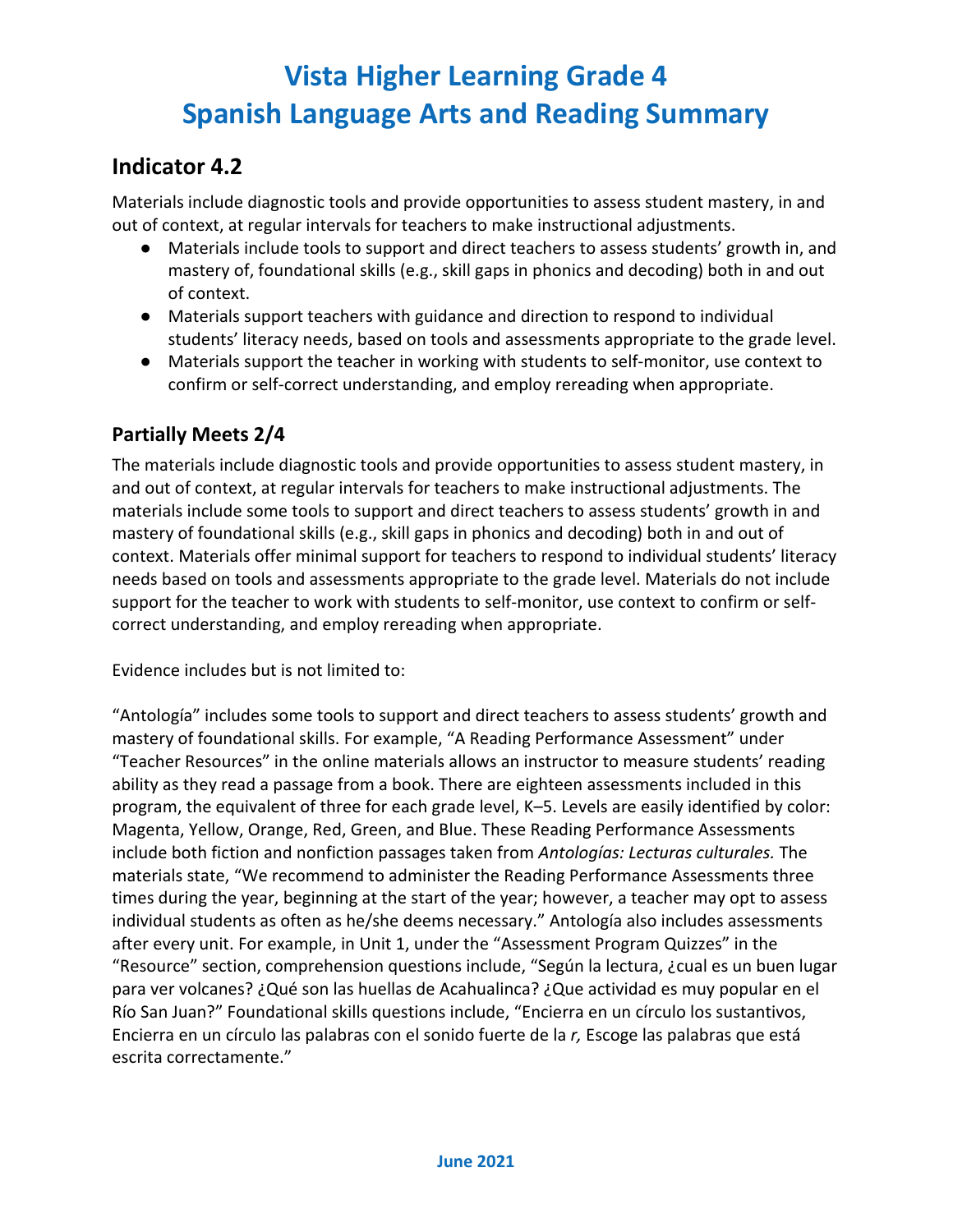# Vista Higher Learning Grade 4
# Spanish Language Arts and Reading Summary

## Indicator 4.2

Materials include diagnostic tools and provide opportunities to assess student mastery, in and out of context, at regular intervals for teachers to make instructional adjustments.

- Materials include tools to support and direct teachers to assess students' growth in, and mastery of, foundational skills (e.g., skill gaps in phonics and decoding) both in and out of context.
- Materials support teachers with guidance and direction to respond to individual students' literacy needs, based on tools and assessments appropriate to the grade level.
- Materials support the teacher in working with students to self-monitor, use context to confirm or self-correct understanding, and employ rereading when appropriate.

### Partially Meets 2/4

The materials include diagnostic tools and provide opportunities to assess student mastery, in and out of context, at regular intervals for teachers to make instructional adjustments. The materials include some tools to support and direct teachers to assess students' growth in and mastery of foundational skills (e.g., skill gaps in phonics and decoding) both in and out of context. Materials offer minimal support for teachers to respond to individual students' literacy needs based on tools and assessments appropriate to the grade level. Materials do not include support for the teacher to work with students to self-monitor, use context to confirm or self-correct understanding, and employ rereading when appropriate.

Evidence includes but is not limited to:

"Antología" includes some tools to support and direct teachers to assess students' growth and mastery of foundational skills. For example, "A Reading Performance Assessment" under "Teacher Resources" in the online materials allows an instructor to measure students' reading ability as they read a passage from a book. There are eighteen assessments included in this program, the equivalent of three for each grade level, K–5. Levels are easily identified by color: Magenta, Yellow, Orange, Red, Green, and Blue. These Reading Performance Assessments include both fiction and nonfiction passages taken from *Antologías: Lecturas culturales.* The materials state, "We recommend to administer the Reading Performance Assessments three times during the year, beginning at the start of the year; however, a teacher may opt to assess individual students as often as he/she deems necessary." Antología also includes assessments after every unit. For example, in Unit 1, under the "Assessment Program Quizzes" in the "Resource" section, comprehension questions include, "Según la lectura, ¿cual es un buen lugar para ver volcanes? ¿Qué son las huellas de Acahualinca? ¿Que actividad es muy popular en el Río San Juan?" Foundational skills questions include, "Encierra en un círculo los sustantivos, Encierra en un círculo las palabras con el sonido fuerte de la *r,* Escoge las palabras que está escrita correctamente."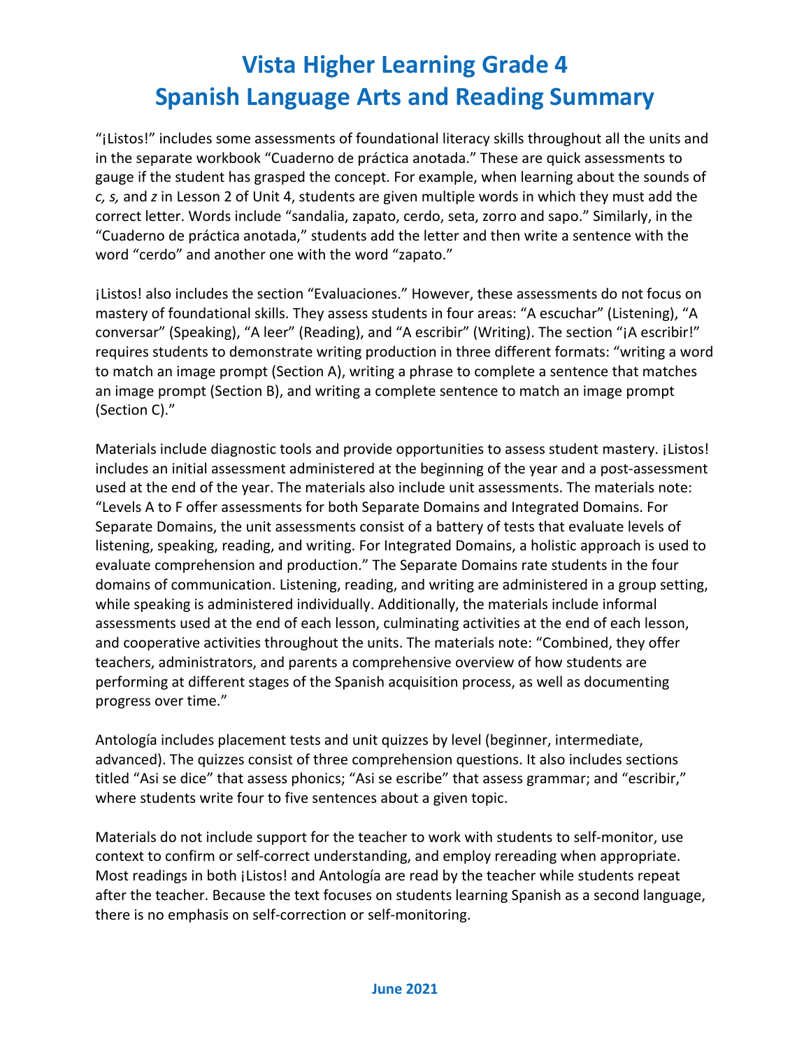# Vista Higher Learning Grade 4
# Spanish Language Arts and Reading Summary

"¡Listos!" includes some assessments of foundational literacy skills throughout all the units and in the separate workbook "Cuaderno de práctica anotada." These are quick assessments to gauge if the student has grasped the concept. For example, when learning about the sounds of *c, s,* and *z* in Lesson 2 of Unit 4, students are given multiple words in which they must add the correct letter. Words include "sandalia, zapato, cerdo, seta, zorro and sapo." Similarly, in the "Cuaderno de práctica anotada," students add the letter and then write a sentence with the word "cerdo" and another one with the word "zapato."

¡Listos! also includes the section "Evaluaciones." However, these assessments do not focus on mastery of foundational skills. They assess students in four areas: "A escuchar" (Listening), "A conversar" (Speaking), "A leer" (Reading), and "A escribir" (Writing). The section "¡A escribir!" requires students to demonstrate writing production in three different formats: "writing a word to match an image prompt (Section A), writing a phrase to complete a sentence that matches an image prompt (Section B), and writing a complete sentence to match an image prompt (Section C)."

Materials include diagnostic tools and provide opportunities to assess student mastery. ¡Listos! includes an initial assessment administered at the beginning of the year and a post-assessment used at the end of the year. The materials also include unit assessments. The materials note: "Levels A to F offer assessments for both Separate Domains and Integrated Domains. For Separate Domains, the unit assessments consist of a battery of tests that evaluate levels of listening, speaking, reading, and writing. For Integrated Domains, a holistic approach is used to evaluate comprehension and production." The Separate Domains rate students in the four domains of communication. Listening, reading, and writing are administered in a group setting, while speaking is administered individually. Additionally, the materials include informal assessments used at the end of each lesson, culminating activities at the end of each lesson, and cooperative activities throughout the units. The materials note: "Combined, they offer teachers, administrators, and parents a comprehensive overview of how students are performing at different stages of the Spanish acquisition process, as well as documenting progress over time."

Antología includes placement tests and unit quizzes by level (beginner, intermediate, advanced). The quizzes consist of three comprehension questions. It also includes sections titled "Asi se dice" that assess phonics; "Asi se escribe" that assess grammar; and "escribir," where students write four to five sentences about a given topic.

Materials do not include support for the teacher to work with students to self-monitor, use context to confirm or self-correct understanding, and employ rereading when appropriate. Most readings in both ¡Listos! and Antología are read by the teacher while students repeat after the teacher. Because the text focuses on students learning Spanish as a second language, there is no emphasis on self-correction or self-monitoring.

**June 2021**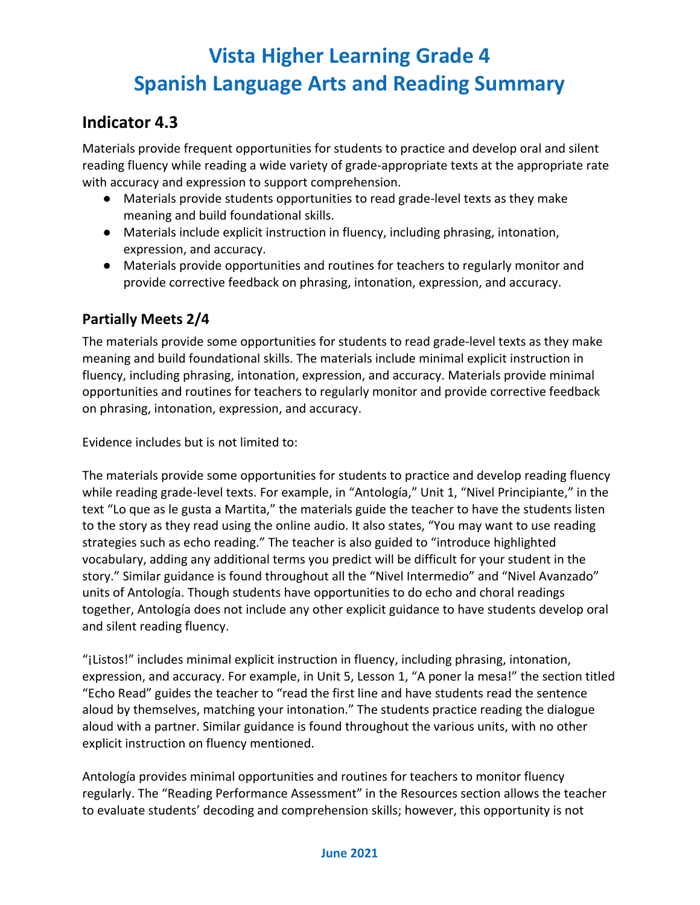# Vista Higher Learning Grade 4
# Spanish Language Arts and Reading Summary

## Indicator 4.3

Materials provide frequent opportunities for students to practice and develop oral and silent reading fluency while reading a wide variety of grade-appropriate texts at the appropriate rate with accuracy and expression to support comprehension.

- Materials provide students opportunities to read grade-level texts as they make meaning and build foundational skills.
- Materials include explicit instruction in fluency, including phrasing, intonation, expression, and accuracy.
- Materials provide opportunities and routines for teachers to regularly monitor and provide corrective feedback on phrasing, intonation, expression, and accuracy.

### Partially Meets 2/4

The materials provide some opportunities for students to read grade-level texts as they make meaning and build foundational skills. The materials include minimal explicit instruction in fluency, including phrasing, intonation, expression, and accuracy. Materials provide minimal opportunities and routines for teachers to regularly monitor and provide corrective feedback on phrasing, intonation, expression, and accuracy.

Evidence includes but is not limited to:

The materials provide some opportunities for students to practice and develop reading fluency while reading grade-level texts. For example, in "Antología," Unit 1, "Nivel Principiante," in the text "Lo que as le gusta a Martita," the materials guide the teacher to have the students listen to the story as they read using the online audio. It also states, "You may want to use reading strategies such as echo reading." The teacher is also guided to "introduce highlighted vocabulary, adding any additional terms you predict will be difficult for your student in the story." Similar guidance is found throughout all the "Nivel Intermedio" and "Nivel Avanzado" units of Antología. Though students have opportunities to do echo and choral readings together, Antología does not include any other explicit guidance to have students develop oral and silent reading fluency.

"¡Listos!" includes minimal explicit instruction in fluency, including phrasing, intonation, expression, and accuracy. For example, in Unit 5, Lesson 1, "A poner la mesa!" the section titled "Echo Read" guides the teacher to "read the first line and have students read the sentence aloud by themselves, matching your intonation." The students practice reading the dialogue aloud with a partner. Similar guidance is found throughout the various units, with no other explicit instruction on fluency mentioned.

Antología provides minimal opportunities and routines for teachers to monitor fluency regularly. The "Reading Performance Assessment" in the Resources section allows the teacher to evaluate students' decoding and comprehension skills; however, this opportunity is not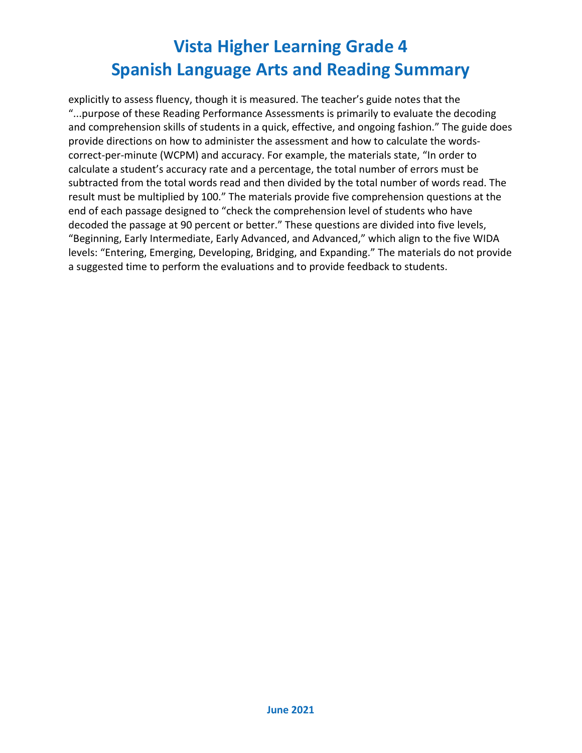explicitly to assess fluency, though it is measured. The teacher's guide notes that the "...purpose of these Reading Performance Assessments is primarily to evaluate the decoding and comprehension skills of students in a quick, effective, and ongoing fashion." The guide does provide directions on how to administer the assessment and how to calculate the words-correct-per-minute (WCPM) and accuracy. For example, the materials state, "In order to calculate a student's accuracy rate and a percentage, the total number of errors must be subtracted from the total words read and then divided by the total number of words read. The result must be multiplied by 100." The materials provide five comprehension questions at the end of each passage designed to "check the comprehension level of students who have decoded the passage at 90 percent or better." These questions are divided into five levels, "Beginning, Early Intermediate, Early Advanced, and Advanced," which align to the five WIDA levels: "Entering, Emerging, Developing, Bridging, and Expanding." The materials do not provide a suggested time to perform the evaluations and to provide feedback to students.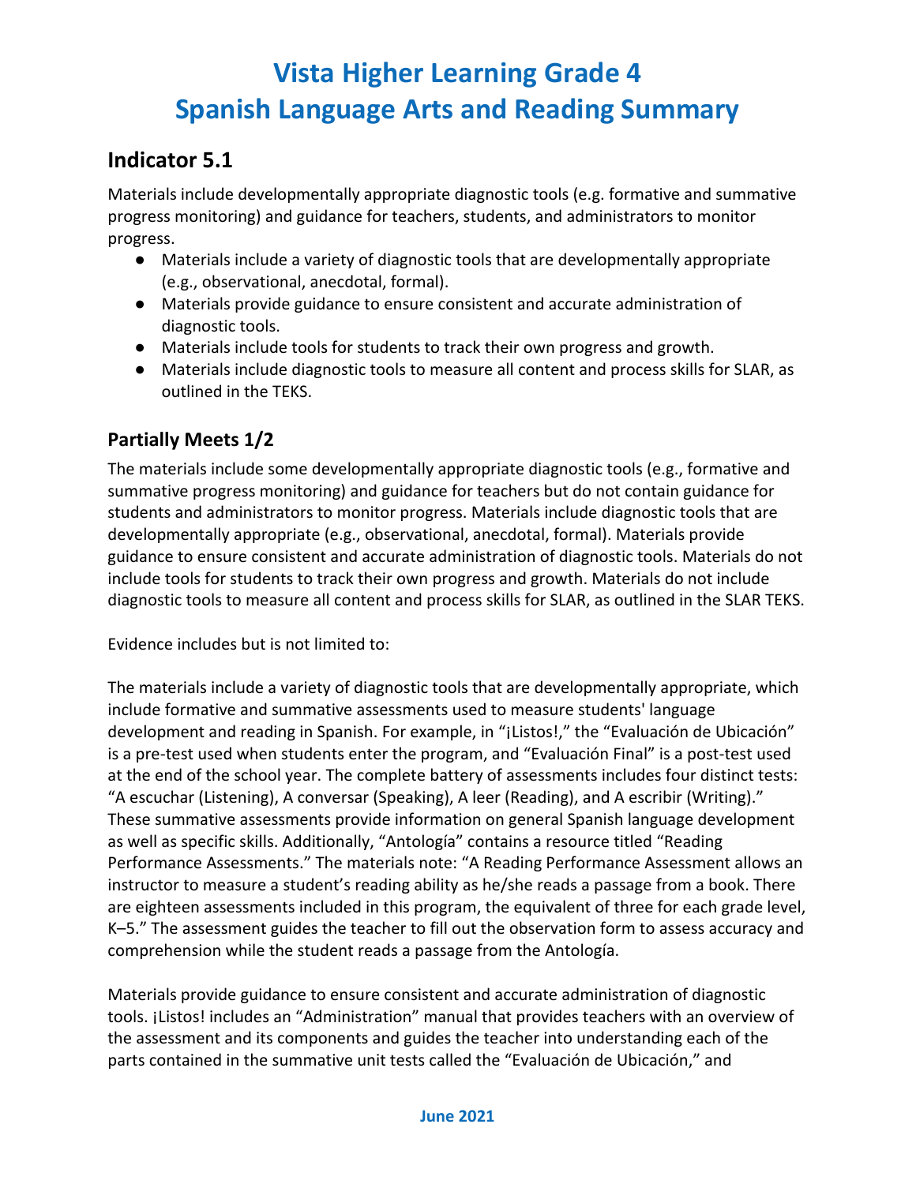# Vista Higher Learning Grade 4
# Spanish Language Arts and Reading Summary

## Indicator 5.1

Materials include developmentally appropriate diagnostic tools (e.g. formative and summative progress monitoring) and guidance for teachers, students, and administrators to monitor progress.

- Materials include a variety of diagnostic tools that are developmentally appropriate (e.g., observational, anecdotal, formal).
- Materials provide guidance to ensure consistent and accurate administration of diagnostic tools.
- Materials include tools for students to track their own progress and growth.
- Materials include diagnostic tools to measure all content and process skills for SLAR, as outlined in the TEKS.

### Partially Meets 1/2

The materials include some developmentally appropriate diagnostic tools (e.g., formative and summative progress monitoring) and guidance for teachers but do not contain guidance for students and administrators to monitor progress. Materials include diagnostic tools that are developmentally appropriate (e.g., observational, anecdotal, formal). Materials provide guidance to ensure consistent and accurate administration of diagnostic tools. Materials do not include tools for students to track their own progress and growth. Materials do not include diagnostic tools to measure all content and process skills for SLAR, as outlined in the SLAR TEKS.

Evidence includes but is not limited to:

The materials include a variety of diagnostic tools that are developmentally appropriate, which include formative and summative assessments used to measure students' language development and reading in Spanish. For example, in "¡Listos!," the "Evaluación de Ubicación" is a pre-test used when students enter the program, and "Evaluación Final" is a post-test used at the end of the school year. The complete battery of assessments includes four distinct tests: "A escuchar (Listening), A conversar (Speaking), A leer (Reading), and A escribir (Writing)." These summative assessments provide information on general Spanish language development as well as specific skills. Additionally, "Antología" contains a resource titled "Reading Performance Assessments." The materials note: "A Reading Performance Assessment allows an instructor to measure a student's reading ability as he/she reads a passage from a book. There are eighteen assessments included in this program, the equivalent of three for each grade level, K–5." The assessment guides the teacher to fill out the observation form to assess accuracy and comprehension while the student reads a passage from the Antología.

Materials provide guidance to ensure consistent and accurate administration of diagnostic tools. ¡Listos! includes an "Administration" manual that provides teachers with an overview of the assessment and its components and guides the teacher into understanding each of the parts contained in the summative unit tests called the "Evaluación de Ubicación," and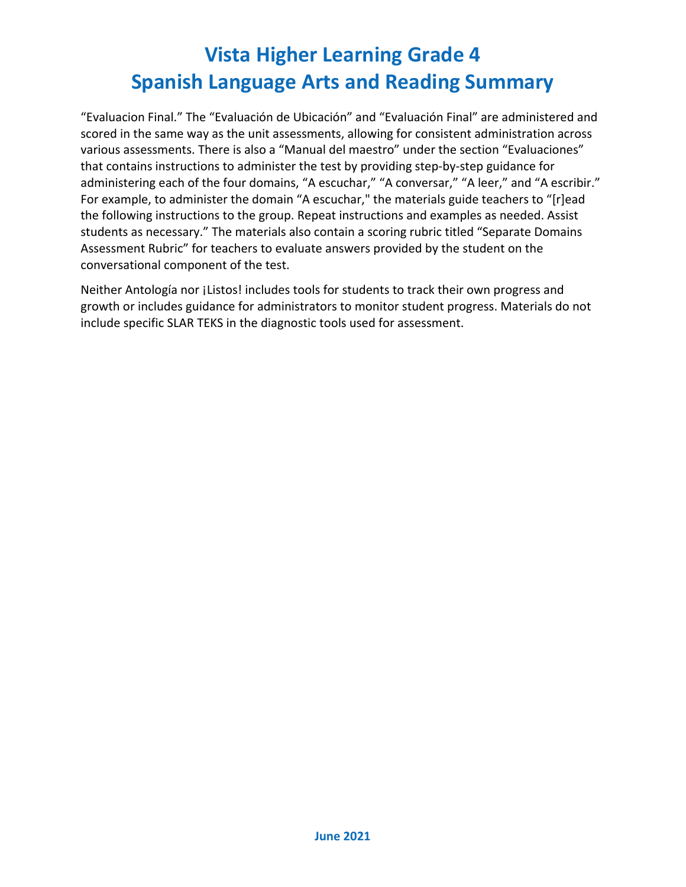"Evaluacion Final." The "Evaluación de Ubicación" and "Evaluación Final" are administered and scored in the same way as the unit assessments, allowing for consistent administration across various assessments. There is also a "Manual del maestro" under the section "Evaluaciones" that contains instructions to administer the test by providing step-by-step guidance for administering each of the four domains, "A escuchar," "A conversar," "A leer," and "A escribir." For example, to administer the domain "A escuchar," the materials guide teachers to "[r]ead the following instructions to the group. Repeat instructions and examples as needed. Assist students as necessary." The materials also contain a scoring rubric titled "Separate Domains Assessment Rubric" for teachers to evaluate answers provided by the student on the conversational component of the test.

Neither Antología nor ¡Listos! includes tools for students to track their own progress and growth or includes guidance for administrators to monitor student progress. Materials do not include specific SLAR TEKS in the diagnostic tools used for assessment.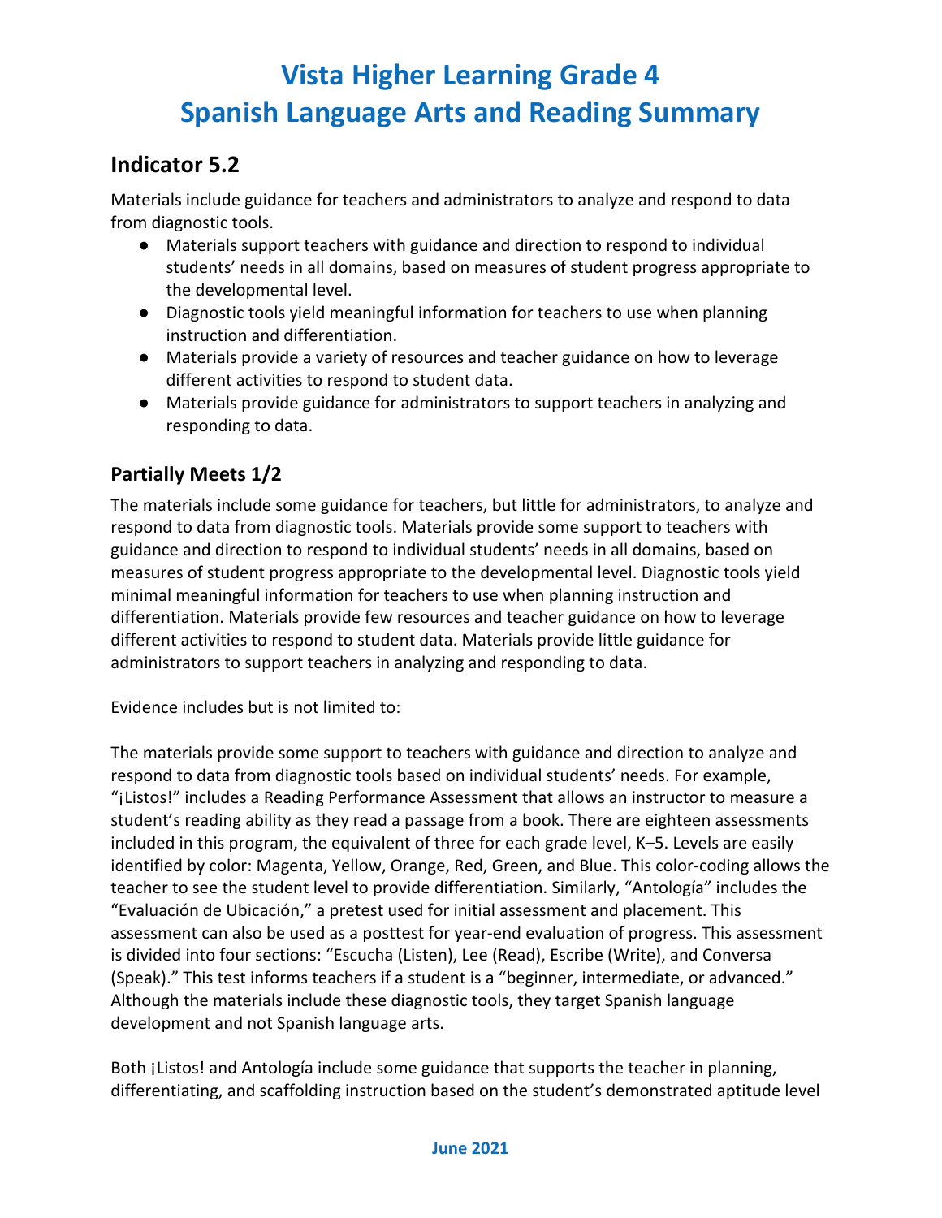# Vista Higher Learning Grade 4 Spanish Language Arts and Reading Summary

## Indicator 5.2

Materials include guidance for teachers and administrators to analyze and respond to data from diagnostic tools.

- Materials support teachers with guidance and direction to respond to individual students' needs in all domains, based on measures of student progress appropriate to the developmental level.
- Diagnostic tools yield meaningful information for teachers to use when planning instruction and differentiation.
- Materials provide a variety of resources and teacher guidance on how to leverage different activities to respond to student data.
- Materials provide guidance for administrators to support teachers in analyzing and responding to data.

### Partially Meets 1/2

The materials include some guidance for teachers, but little for administrators, to analyze and respond to data from diagnostic tools. Materials provide some support to teachers with guidance and direction to respond to individual students' needs in all domains, based on measures of student progress appropriate to the developmental level. Diagnostic tools yield minimal meaningful information for teachers to use when planning instruction and differentiation. Materials provide few resources and teacher guidance on how to leverage different activities to respond to student data. Materials provide little guidance for administrators to support teachers in analyzing and responding to data.

Evidence includes but is not limited to:

The materials provide some support to teachers with guidance and direction to analyze and respond to data from diagnostic tools based on individual students' needs. For example, "¡Listos!" includes a Reading Performance Assessment that allows an instructor to measure a student's reading ability as they read a passage from a book. There are eighteen assessments included in this program, the equivalent of three for each grade level, K–5. Levels are easily identified by color: Magenta, Yellow, Orange, Red, Green, and Blue. This color-coding allows the teacher to see the student level to provide differentiation. Similarly, "Antología" includes the "Evaluación de Ubicación," a pretest used for initial assessment and placement. This assessment can also be used as a posttest for year-end evaluation of progress. This assessment is divided into four sections: "Escucha (Listen), Lee (Read), Escribe (Write), and Conversa (Speak)." This test informs teachers if a student is a "beginner, intermediate, or advanced." Although the materials include these diagnostic tools, they target Spanish language development and not Spanish language arts.

Both ¡Listos! and Antología include some guidance that supports the teacher in planning, differentiating, and scaffolding instruction based on the student's demonstrated aptitude level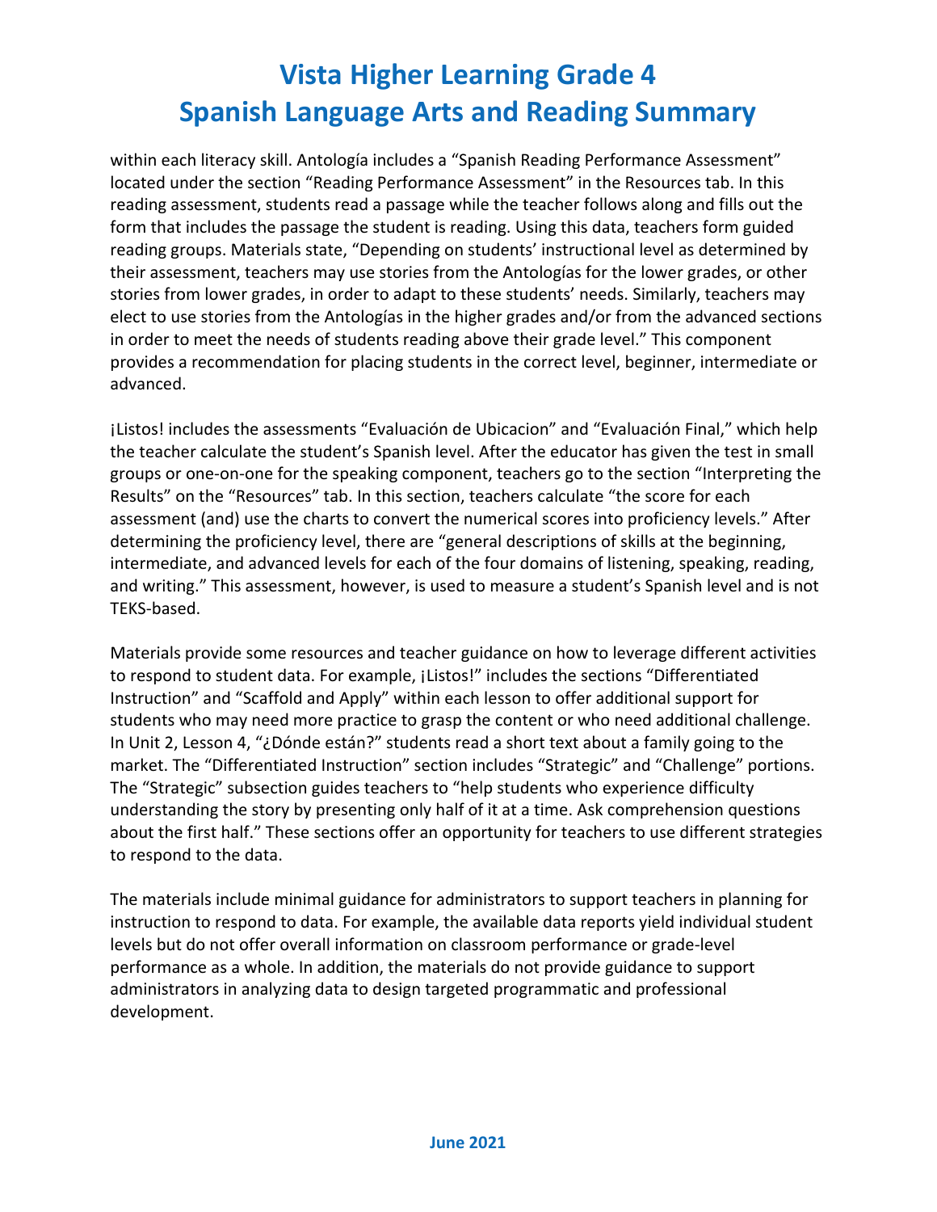within each literacy skill. Antología includes a "Spanish Reading Performance Assessment" located under the section "Reading Performance Assessment" in the Resources tab. In this reading assessment, students read a passage while the teacher follows along and fills out the form that includes the passage the student is reading. Using this data, teachers form guided reading groups. Materials state, "Depending on students' instructional level as determined by their assessment, teachers may use stories from the Antologías for the lower grades, or other stories from lower grades, in order to adapt to these students' needs. Similarly, teachers may elect to use stories from the Antologías in the higher grades and/or from the advanced sections in order to meet the needs of students reading above their grade level." This component provides a recommendation for placing students in the correct level, beginner, intermediate or advanced.

¡Listos! includes the assessments "Evaluación de Ubicacion" and "Evaluación Final," which help the teacher calculate the student's Spanish level. After the educator has given the test in small groups or one-on-one for the speaking component, teachers go to the section "Interpreting the Results" on the "Resources" tab. In this section, teachers calculate "the score for each assessment (and) use the charts to convert the numerical scores into proficiency levels." After determining the proficiency level, there are "general descriptions of skills at the beginning, intermediate, and advanced levels for each of the four domains of listening, speaking, reading, and writing." This assessment, however, is used to measure a student's Spanish level and is not TEKS-based.

Materials provide some resources and teacher guidance on how to leverage different activities to respond to student data. For example, ¡Listos!" includes the sections "Differentiated Instruction" and "Scaffold and Apply" within each lesson to offer additional support for students who may need more practice to grasp the content or who need additional challenge. In Unit 2, Lesson 4, "¿Dónde están?" students read a short text about a family going to the market. The "Differentiated Instruction" section includes "Strategic" and "Challenge" portions. The "Strategic" subsection guides teachers to "help students who experience difficulty understanding the story by presenting only half of it at a time. Ask comprehension questions about the first half." These sections offer an opportunity for teachers to use different strategies to respond to the data.

The materials include minimal guidance for administrators to support teachers in planning for instruction to respond to data. For example, the available data reports yield individual student levels but do not offer overall information on classroom performance or grade-level performance as a whole. In addition, the materials do not provide guidance to support administrators in analyzing data to design targeted programmatic and professional development.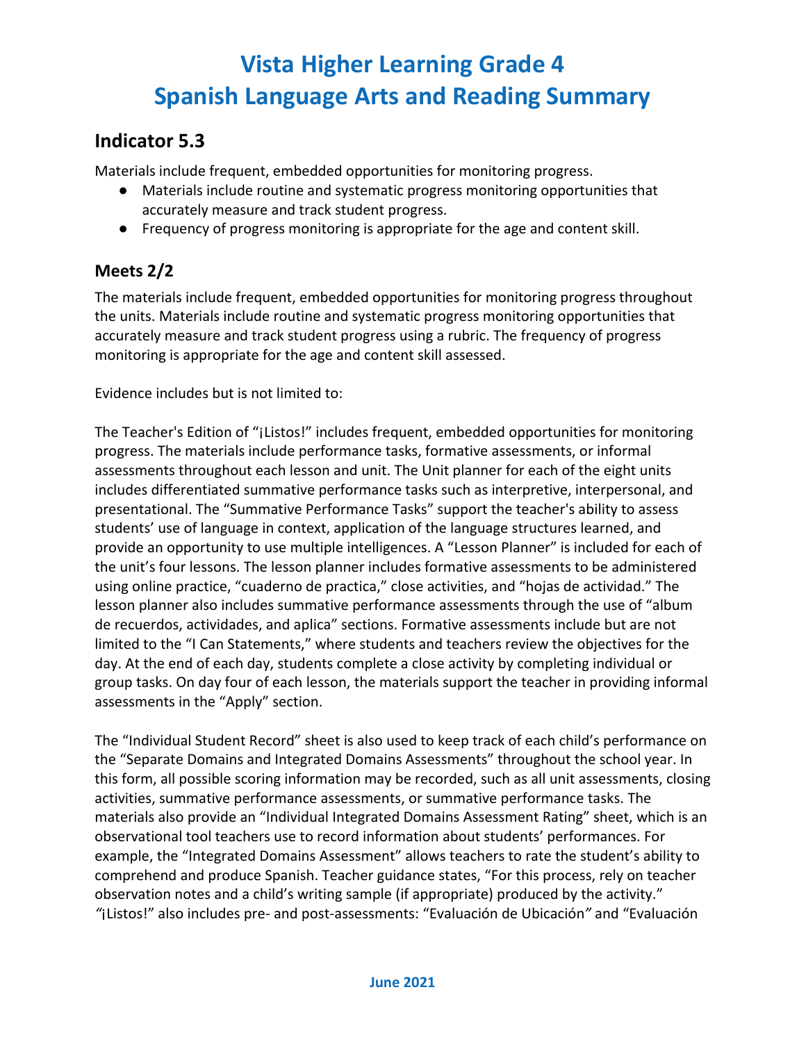# Vista Higher Learning Grade 4
# Spanish Language Arts and Reading Summary

## Indicator 5.3

Materials include frequent, embedded opportunities for monitoring progress.

- Materials include routine and systematic progress monitoring opportunities that accurately measure and track student progress.
- Frequency of progress monitoring is appropriate for the age and content skill.

### Meets 2/2

The materials include frequent, embedded opportunities for monitoring progress throughout the units. Materials include routine and systematic progress monitoring opportunities that accurately measure and track student progress using a rubric. The frequency of progress monitoring is appropriate for the age and content skill assessed.

Evidence includes but is not limited to:

The Teacher's Edition of "¡Listos!" includes frequent, embedded opportunities for monitoring progress. The materials include performance tasks, formative assessments, or informal assessments throughout each lesson and unit. The Unit planner for each of the eight units includes differentiated summative performance tasks such as interpretive, interpersonal, and presentational. The "Summative Performance Tasks" support the teacher's ability to assess students' use of language in context, application of the language structures learned, and provide an opportunity to use multiple intelligences. A "Lesson Planner" is included for each of the unit's four lessons. The lesson planner includes formative assessments to be administered using online practice, "cuaderno de practica," close activities, and "hojas de actividad." The lesson planner also includes summative performance assessments through the use of "album de recuerdos, actividades, and aplica" sections. Formative assessments include but are not limited to the "I Can Statements," where students and teachers review the objectives for the day. At the end of each day, students complete a close activity by completing individual or group tasks. On day four of each lesson, the materials support the teacher in providing informal assessments in the "Apply" section.

The "Individual Student Record" sheet is also used to keep track of each child's performance on the "Separate Domains and Integrated Domains Assessments" throughout the school year. In this form, all possible scoring information may be recorded, such as all unit assessments, closing activities, summative performance assessments, or summative performance tasks. The materials also provide an "Individual Integrated Domains Assessment Rating" sheet, which is an observational tool teachers use to record information about students' performances. For example, the "Integrated Domains Assessment" allows teachers to rate the student's ability to comprehend and produce Spanish. Teacher guidance states, "For this process, rely on teacher observation notes and a child's writing sample (if appropriate) produced by the activity." "¡Listos!" also includes pre- and post-assessments: "Evaluación de Ubicación" and "Evaluación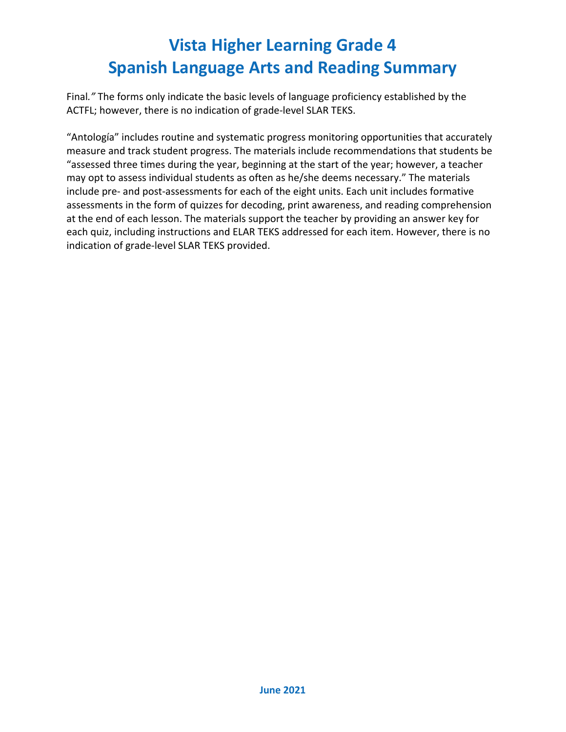Final*."* The forms only indicate the basic levels of language proficiency established by the ACTFL; however, there is no indication of grade-level SLAR TEKS.

"Antología" includes routine and systematic progress monitoring opportunities that accurately measure and track student progress. The materials include recommendations that students be "assessed three times during the year, beginning at the start of the year; however, a teacher may opt to assess individual students as often as he/she deems necessary." The materials include pre- and post-assessments for each of the eight units. Each unit includes formative assessments in the form of quizzes for decoding, print awareness, and reading comprehension at the end of each lesson. The materials support the teacher by providing an answer key for each quiz, including instructions and ELAR TEKS addressed for each item. However, there is no indication of grade-level SLAR TEKS provided.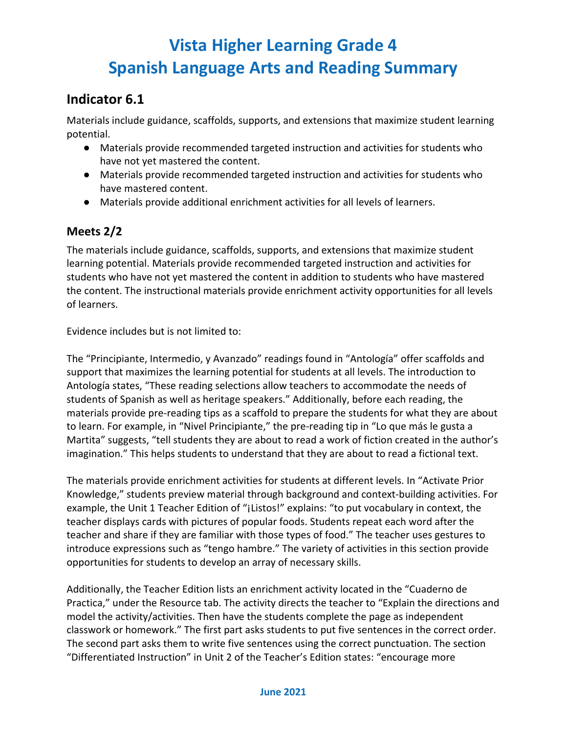# Vista Higher Learning Grade 4
# Spanish Language Arts and Reading Summary

## Indicator 6.1

Materials include guidance, scaffolds, supports, and extensions that maximize student learning potential.

- Materials provide recommended targeted instruction and activities for students who have not yet mastered the content.
- Materials provide recommended targeted instruction and activities for students who have mastered content.
- Materials provide additional enrichment activities for all levels of learners.

### Meets 2/2

The materials include guidance, scaffolds, supports, and extensions that maximize student learning potential. Materials provide recommended targeted instruction and activities for students who have not yet mastered the content in addition to students who have mastered the content. The instructional materials provide enrichment activity opportunities for all levels of learners.

Evidence includes but is not limited to:

The "Principiante, Intermedio, y Avanzado" readings found in "Antología" offer scaffolds and support that maximizes the learning potential for students at all levels. The introduction to Antología states, "These reading selections allow teachers to accommodate the needs of students of Spanish as well as heritage speakers." Additionally, before each reading, the materials provide pre-reading tips as a scaffold to prepare the students for what they are about to learn. For example, in "Nivel Principiante," the pre-reading tip in "Lo que más le gusta a Martita" suggests, "tell students they are about to read a work of fiction created in the author's imagination." This helps students to understand that they are about to read a fictional text.

The materials provide enrichment activities for students at different levels. In "Activate Prior Knowledge," students preview material through background and context-building activities. For example, the Unit 1 Teacher Edition of "¡Listos!" explains: "to put vocabulary in context, the teacher displays cards with pictures of popular foods. Students repeat each word after the teacher and share if they are familiar with those types of food." The teacher uses gestures to introduce expressions such as "tengo hambre." The variety of activities in this section provide opportunities for students to develop an array of necessary skills.

Additionally, the Teacher Edition lists an enrichment activity located in the "Cuaderno de Practica," under the Resource tab. The activity directs the teacher to "Explain the directions and model the activity/activities. Then have the students complete the page as independent classwork or homework." The first part asks students to put five sentences in the correct order. The second part asks them to write five sentences using the correct punctuation. The section "Differentiated Instruction" in Unit 2 of the Teacher's Edition states: "encourage more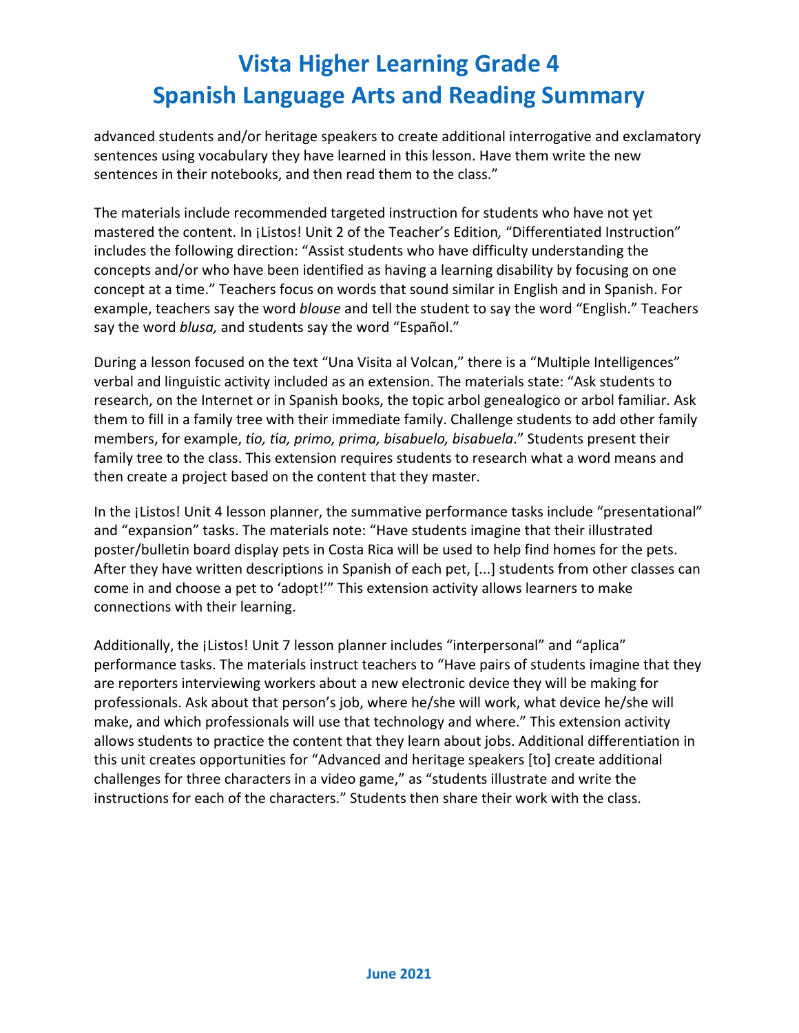advanced students and/or heritage speakers to create additional interrogative and exclamatory sentences using vocabulary they have learned in this lesson. Have them write the new sentences in their notebooks, and then read them to the class."

The materials include recommended targeted instruction for students who have not yet mastered the content. In ¡Listos! Unit 2 of the Teacher's Edition*,* "Differentiated Instruction" includes the following direction: "Assist students who have difficulty understanding the concepts and/or who have been identified as having a learning disability by focusing on one concept at a time." Teachers focus on words that sound similar in English and in Spanish. For example, teachers say the word *blouse* and tell the student to say the word "English." Teachers say the word *blusa,* and students say the word "Español."

During a lesson focused on the text "Una Visita al Volcan," there is a "Multiple Intelligences" verbal and linguistic activity included as an extension. The materials state: "Ask students to research, on the Internet or in Spanish books, the topic arbol genealogico or arbol familiar. Ask them to fill in a family tree with their immediate family. Challenge students to add other family members, for example, *tío, tía, primo, prima, bisabuelo, bisabuela*." Students present their family tree to the class. This extension requires students to research what a word means and then create a project based on the content that they master.

In the ¡Listos! Unit 4 lesson planner, the summative performance tasks include "presentational" and "expansion" tasks. The materials note: "Have students imagine that their illustrated poster/bulletin board display pets in Costa Rica will be used to help find homes for the pets. After they have written descriptions in Spanish of each pet, [...] students from other classes can come in and choose a pet to 'adopt!'" This extension activity allows learners to make connections with their learning.

Additionally, the ¡Listos! Unit 7 lesson planner includes "interpersonal" and "aplica" performance tasks. The materials instruct teachers to "Have pairs of students imagine that they are reporters interviewing workers about a new electronic device they will be making for professionals. Ask about that person's job, where he/she will work, what device he/she will make, and which professionals will use that technology and where." This extension activity allows students to practice the content that they learn about jobs. Additional differentiation in this unit creates opportunities for "Advanced and heritage speakers [to] create additional challenges for three characters in a video game," as "students illustrate and write the instructions for each of the characters." Students then share their work with the class.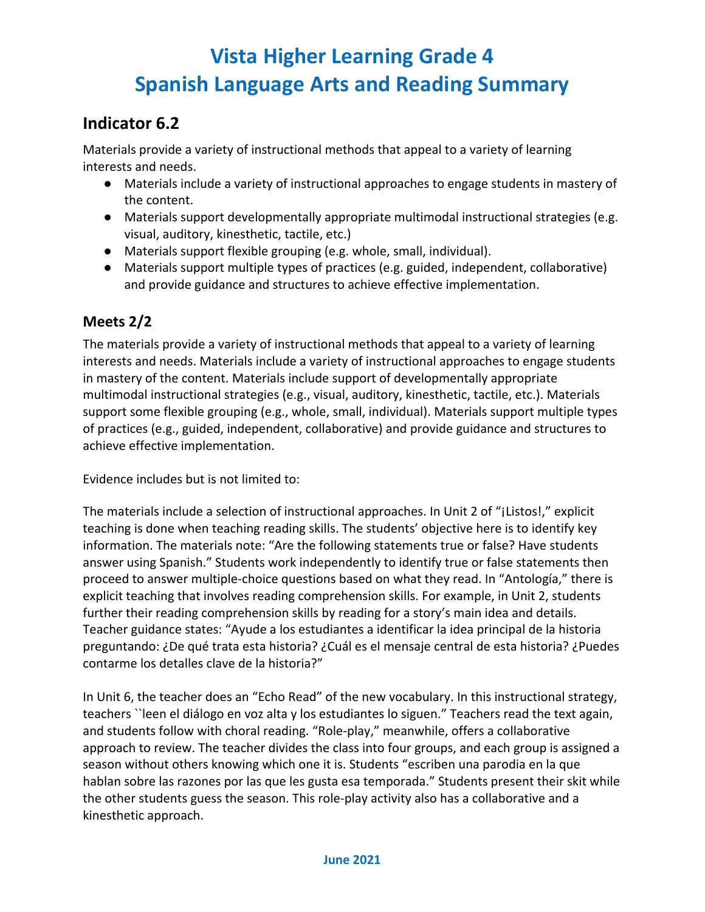# Vista Higher Learning Grade 4
# Spanish Language Arts and Reading Summary

## Indicator 6.2

Materials provide a variety of instructional methods that appeal to a variety of learning interests and needs.

- Materials include a variety of instructional approaches to engage students in mastery of the content.
- Materials support developmentally appropriate multimodal instructional strategies (e.g. visual, auditory, kinesthetic, tactile, etc.)
- Materials support flexible grouping (e.g. whole, small, individual).
- Materials support multiple types of practices (e.g. guided, independent, collaborative) and provide guidance and structures to achieve effective implementation.

### Meets 2/2

The materials provide a variety of instructional methods that appeal to a variety of learning interests and needs. Materials include a variety of instructional approaches to engage students in mastery of the content. Materials include support of developmentally appropriate multimodal instructional strategies (e.g., visual, auditory, kinesthetic, tactile, etc.). Materials support some flexible grouping (e.g., whole, small, individual). Materials support multiple types of practices (e.g., guided, independent, collaborative) and provide guidance and structures to achieve effective implementation.

Evidence includes but is not limited to:

The materials include a selection of instructional approaches. In Unit 2 of "¡Listos!," explicit teaching is done when teaching reading skills. The students' objective here is to identify key information. The materials note: "Are the following statements true or false? Have students answer using Spanish." Students work independently to identify true or false statements then proceed to answer multiple-choice questions based on what they read. In "Antología," there is explicit teaching that involves reading comprehension skills. For example, in Unit 2, students further their reading comprehension skills by reading for a story's main idea and details. Teacher guidance states: "Ayude a los estudiantes a identificar la idea principal de la historia preguntando: ¿De qué trata esta historia? ¿Cuál es el mensaje central de esta historia? ¿Puedes contarme los detalles clave de la historia?"

In Unit 6, the teacher does an "Echo Read" of the new vocabulary. In this instructional strategy, teachers ``leen el diálogo en voz alta y los estudiantes lo siguen." Teachers read the text again, and students follow with choral reading. "Role-play," meanwhile, offers a collaborative approach to review. The teacher divides the class into four groups, and each group is assigned a season without others knowing which one it is. Students "escriben una parodia en la que hablan sobre las razones por las que les gusta esa temporada." Students present their skit while the other students guess the season. This role-play activity also has a collaborative and a kinesthetic approach.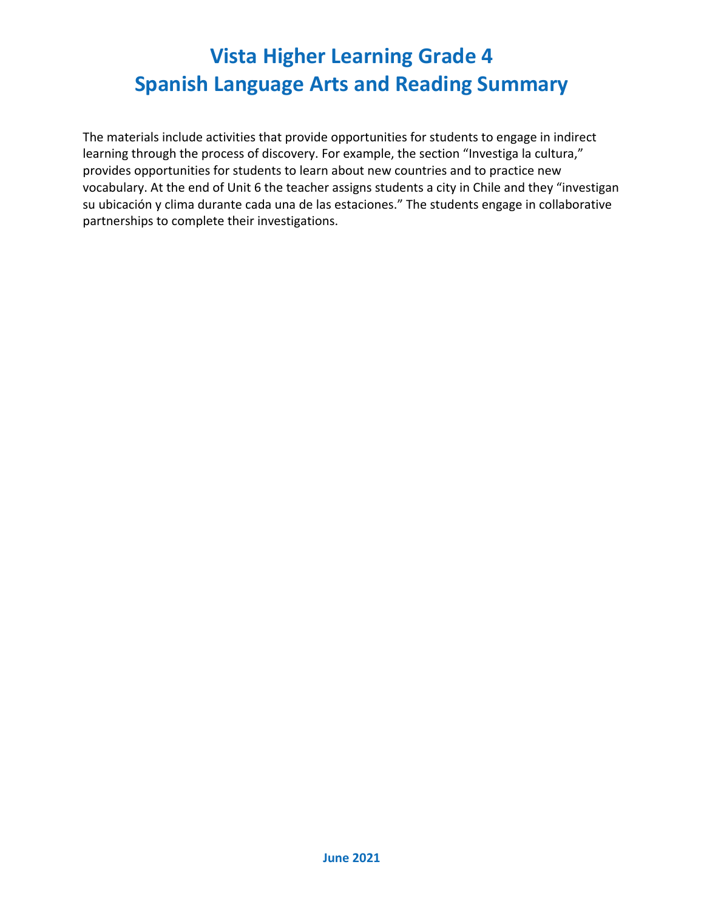# Vista Higher Learning Grade 4
# Spanish Language Arts and Reading Summary

The materials include activities that provide opportunities for students to engage in indirect learning through the process of discovery. For example, the section “Investiga la cultura,” provides opportunities for students to learn about new countries and to practice new vocabulary. At the end of Unit 6 the teacher assigns students a city in Chile and they “investigan su ubicación y clima durante cada una de las estaciones.” The students engage in collaborative partnerships to complete their investigations.

**June 2021**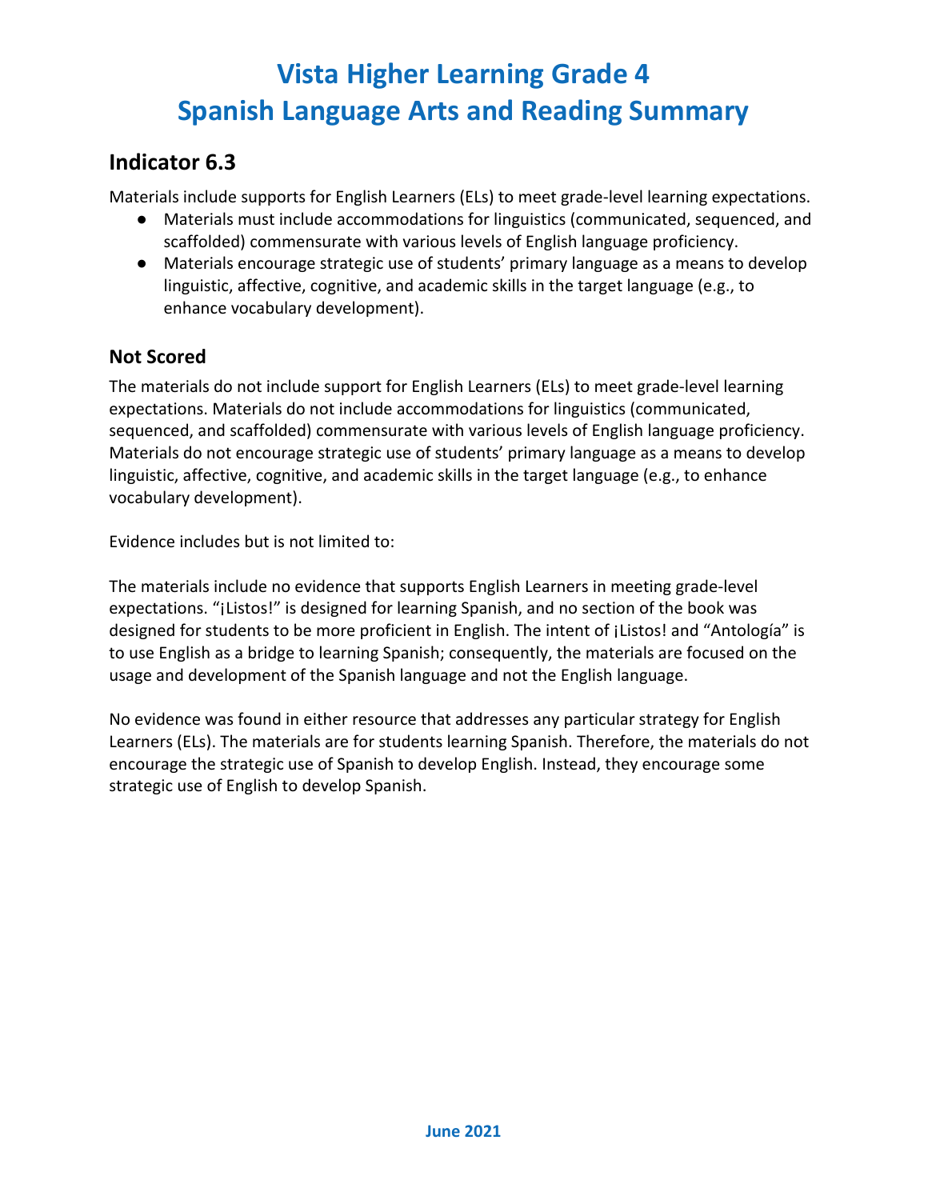# Vista Higher Learning Grade 4
# Spanish Language Arts and Reading Summary

## Indicator 6.3

Materials include supports for English Learners (ELs) to meet grade-level learning expectations.

- Materials must include accommodations for linguistics (communicated, sequenced, and scaffolded) commensurate with various levels of English language proficiency.
- Materials encourage strategic use of students' primary language as a means to develop linguistic, affective, cognitive, and academic skills in the target language (e.g., to enhance vocabulary development).

### Not Scored

The materials do not include support for English Learners (ELs) to meet grade-level learning expectations. Materials do not include accommodations for linguistics (communicated, sequenced, and scaffolded) commensurate with various levels of English language proficiency. Materials do not encourage strategic use of students' primary language as a means to develop linguistic, affective, cognitive, and academic skills in the target language (e.g., to enhance vocabulary development).

Evidence includes but is not limited to:

The materials include no evidence that supports English Learners in meeting grade-level expectations. "¡Listos!" is designed for learning Spanish, and no section of the book was designed for students to be more proficient in English. The intent of ¡Listos! and "Antología" is to use English as a bridge to learning Spanish; consequently, the materials are focused on the usage and development of the Spanish language and not the English language.

No evidence was found in either resource that addresses any particular strategy for English Learners (ELs). The materials are for students learning Spanish. Therefore, the materials do not encourage the strategic use of Spanish to develop English. Instead, they encourage some strategic use of English to develop Spanish.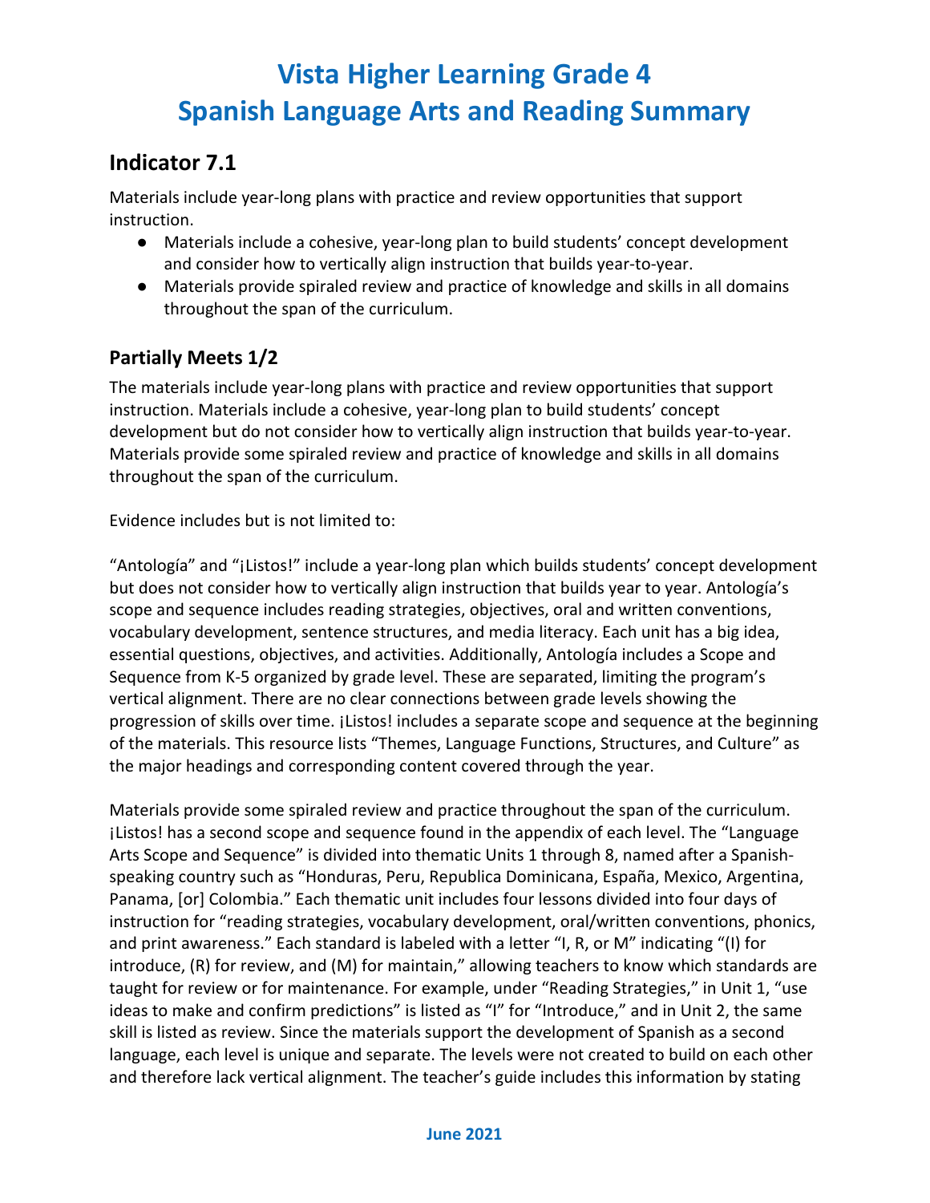# Vista Higher Learning Grade 4
# Spanish Language Arts and Reading Summary

## Indicator 7.1

Materials include year-long plans with practice and review opportunities that support instruction.

- Materials include a cohesive, year-long plan to build students' concept development and consider how to vertically align instruction that builds year-to-year.
- Materials provide spiraled review and practice of knowledge and skills in all domains throughout the span of the curriculum.

### Partially Meets 1/2

The materials include year-long plans with practice and review opportunities that support instruction. Materials include a cohesive, year-long plan to build students' concept development but do not consider how to vertically align instruction that builds year-to-year. Materials provide some spiraled review and practice of knowledge and skills in all domains throughout the span of the curriculum.

Evidence includes but is not limited to:

"Antología" and "¡Listos!" include a year-long plan which builds students' concept development but does not consider how to vertically align instruction that builds year to year. Antología's scope and sequence includes reading strategies, objectives, oral and written conventions, vocabulary development, sentence structures, and media literacy. Each unit has a big idea, essential questions, objectives, and activities. Additionally, Antología includes a Scope and Sequence from K-5 organized by grade level. These are separated, limiting the program's vertical alignment. There are no clear connections between grade levels showing the progression of skills over time. ¡Listos! includes a separate scope and sequence at the beginning of the materials. This resource lists "Themes, Language Functions, Structures, and Culture" as the major headings and corresponding content covered through the year.

Materials provide some spiraled review and practice throughout the span of the curriculum. ¡Listos! has a second scope and sequence found in the appendix of each level. The "Language Arts Scope and Sequence" is divided into thematic Units 1 through 8, named after a Spanish-speaking country such as "Honduras, Peru, Republica Dominicana, España, Mexico, Argentina, Panama, [or] Colombia." Each thematic unit includes four lessons divided into four days of instruction for "reading strategies, vocabulary development, oral/written conventions, phonics, and print awareness." Each standard is labeled with a letter "I, R, or M" indicating "(I) for introduce, (R) for review, and (M) for maintain," allowing teachers to know which standards are taught for review or for maintenance. For example, under "Reading Strategies," in Unit 1, "use ideas to make and confirm predictions" is listed as "I" for "Introduce," and in Unit 2, the same skill is listed as review. Since the materials support the development of Spanish as a second language, each level is unique and separate. The levels were not created to build on each other and therefore lack vertical alignment. The teacher's guide includes this information by stating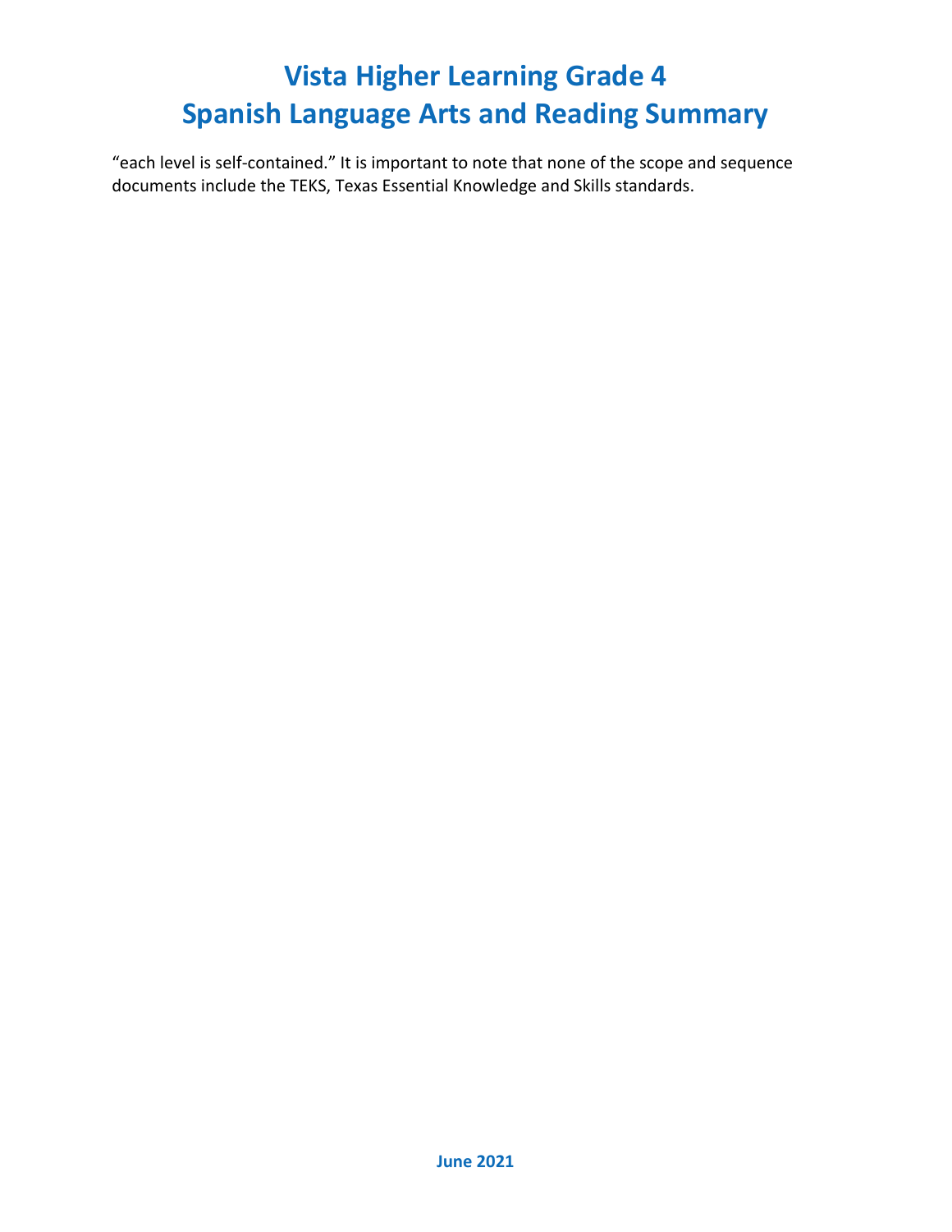"each level is self-contained." It is important to note that none of the scope and sequence documents include the TEKS, Texas Essential Knowledge and Skills standards.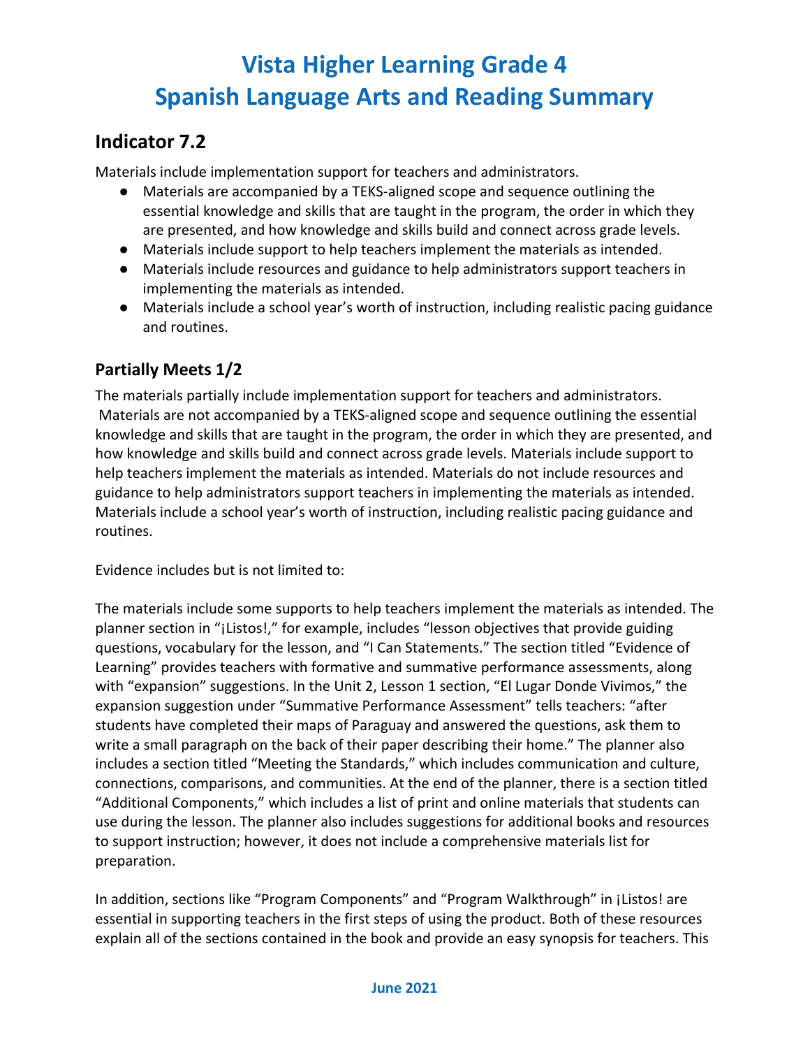# Vista Higher Learning Grade 4
# Spanish Language Arts and Reading Summary

## Indicator 7.2

Materials include implementation support for teachers and administrators.

- Materials are accompanied by a TEKS-aligned scope and sequence outlining the essential knowledge and skills that are taught in the program, the order in which they are presented, and how knowledge and skills build and connect across grade levels.
- Materials include support to help teachers implement the materials as intended.
- Materials include resources and guidance to help administrators support teachers in implementing the materials as intended.
- Materials include a school year's worth of instruction, including realistic pacing guidance and routines.

### Partially Meets 1/2

The materials partially include implementation support for teachers and administrators. Materials are not accompanied by a TEKS-aligned scope and sequence outlining the essential knowledge and skills that are taught in the program, the order in which they are presented, and how knowledge and skills build and connect across grade levels. Materials include support to help teachers implement the materials as intended. Materials do not include resources and guidance to help administrators support teachers in implementing the materials as intended. Materials include a school year's worth of instruction, including realistic pacing guidance and routines.

Evidence includes but is not limited to:

The materials include some supports to help teachers implement the materials as intended. The planner section in "¡Listos!," for example, includes "lesson objectives that provide guiding questions, vocabulary for the lesson, and "I Can Statements." The section titled "Evidence of Learning" provides teachers with formative and summative performance assessments, along with "expansion" suggestions. In the Unit 2, Lesson 1 section, "El Lugar Donde Vivimos," the expansion suggestion under "Summative Performance Assessment" tells teachers: "after students have completed their maps of Paraguay and answered the questions, ask them to write a small paragraph on the back of their paper describing their home." The planner also includes a section titled "Meeting the Standards," which includes communication and culture, connections, comparisons, and communities. At the end of the planner, there is a section titled "Additional Components," which includes a list of print and online materials that students can use during the lesson. The planner also includes suggestions for additional books and resources to support instruction; however, it does not include a comprehensive materials list for preparation.

In addition, sections like "Program Components" and "Program Walkthrough" in ¡Listos! are essential in supporting teachers in the first steps of using the product. Both of these resources explain all of the sections contained in the book and provide an easy synopsis for teachers. This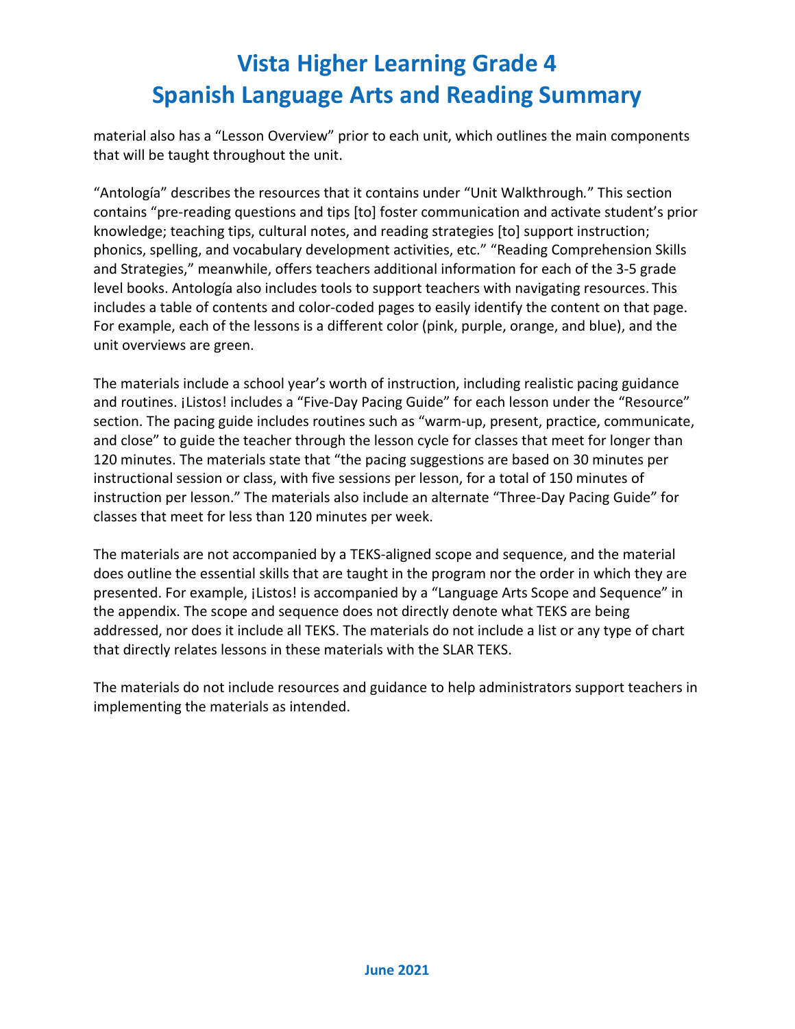material also has a "Lesson Overview" prior to each unit, which outlines the main components that will be taught throughout the unit.

"Antología" describes the resources that it contains under "Unit Walkthrough." This section contains "pre-reading questions and tips [to] foster communication and activate student's prior knowledge; teaching tips, cultural notes, and reading strategies [to] support instruction; phonics, spelling, and vocabulary development activities, etc." "Reading Comprehension Skills and Strategies," meanwhile, offers teachers additional information for each of the 3-5 grade level books. Antología also includes tools to support teachers with navigating resources. This includes a table of contents and color-coded pages to easily identify the content on that page. For example, each of the lessons is a different color (pink, purple, orange, and blue), and the unit overviews are green.

The materials include a school year's worth of instruction, including realistic pacing guidance and routines. ¡Listos! includes a "Five-Day Pacing Guide" for each lesson under the "Resource" section. The pacing guide includes routines such as "warm-up, present, practice, communicate, and close" to guide the teacher through the lesson cycle for classes that meet for longer than 120 minutes. The materials state that "the pacing suggestions are based on 30 minutes per instructional session or class, with five sessions per lesson, for a total of 150 minutes of instruction per lesson." The materials also include an alternate "Three-Day Pacing Guide" for classes that meet for less than 120 minutes per week.

The materials are not accompanied by a TEKS-aligned scope and sequence, and the material does outline the essential skills that are taught in the program nor the order in which they are presented. For example, ¡Listos! is accompanied by a "Language Arts Scope and Sequence" in the appendix. The scope and sequence does not directly denote what TEKS are being addressed, nor does it include all TEKS. The materials do not include a list or any type of chart that directly relates lessons in these materials with the SLAR TEKS.

The materials do not include resources and guidance to help administrators support teachers in implementing the materials as intended.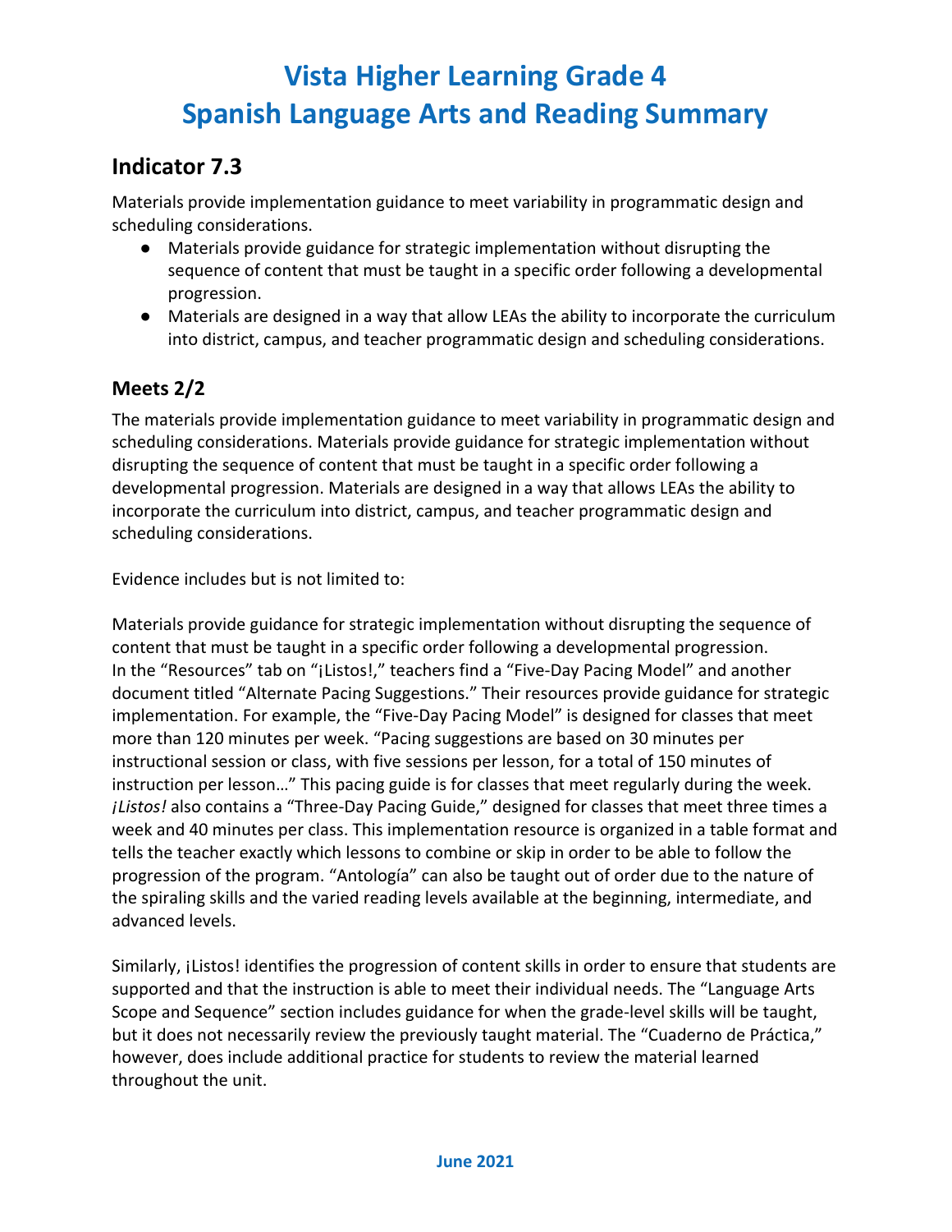# Vista Higher Learning Grade 4 Spanish Language Arts and Reading Summary

## Indicator 7.3

Materials provide implementation guidance to meet variability in programmatic design and scheduling considerations.

- Materials provide guidance for strategic implementation without disrupting the sequence of content that must be taught in a specific order following a developmental progression.
- Materials are designed in a way that allow LEAs the ability to incorporate the curriculum into district, campus, and teacher programmatic design and scheduling considerations.

### Meets 2/2

The materials provide implementation guidance to meet variability in programmatic design and scheduling considerations. Materials provide guidance for strategic implementation without disrupting the sequence of content that must be taught in a specific order following a developmental progression. Materials are designed in a way that allows LEAs the ability to incorporate the curriculum into district, campus, and teacher programmatic design and scheduling considerations.

Evidence includes but is not limited to:

Materials provide guidance for strategic implementation without disrupting the sequence of content that must be taught in a specific order following a developmental progression. In the "Resources" tab on "¡Listos!," teachers find a "Five-Day Pacing Model" and another document titled "Alternate Pacing Suggestions." Their resources provide guidance for strategic implementation. For example, the "Five-Day Pacing Model" is designed for classes that meet more than 120 minutes per week. "Pacing suggestions are based on 30 minutes per instructional session or class, with five sessions per lesson, for a total of 150 minutes of instruction per lesson…" This pacing guide is for classes that meet regularly during the week. *¡Listos!* also contains a "Three-Day Pacing Guide," designed for classes that meet three times a week and 40 minutes per class. This implementation resource is organized in a table format and tells the teacher exactly which lessons to combine or skip in order to be able to follow the progression of the program. "Antología" can also be taught out of order due to the nature of the spiraling skills and the varied reading levels available at the beginning, intermediate, and advanced levels.

Similarly, ¡Listos! identifies the progression of content skills in order to ensure that students are supported and that the instruction is able to meet their individual needs. The "Language Arts Scope and Sequence" section includes guidance for when the grade-level skills will be taught, but it does not necessarily review the previously taught material. The "Cuaderno de Práctica," however, does include additional practice for students to review the material learned throughout the unit.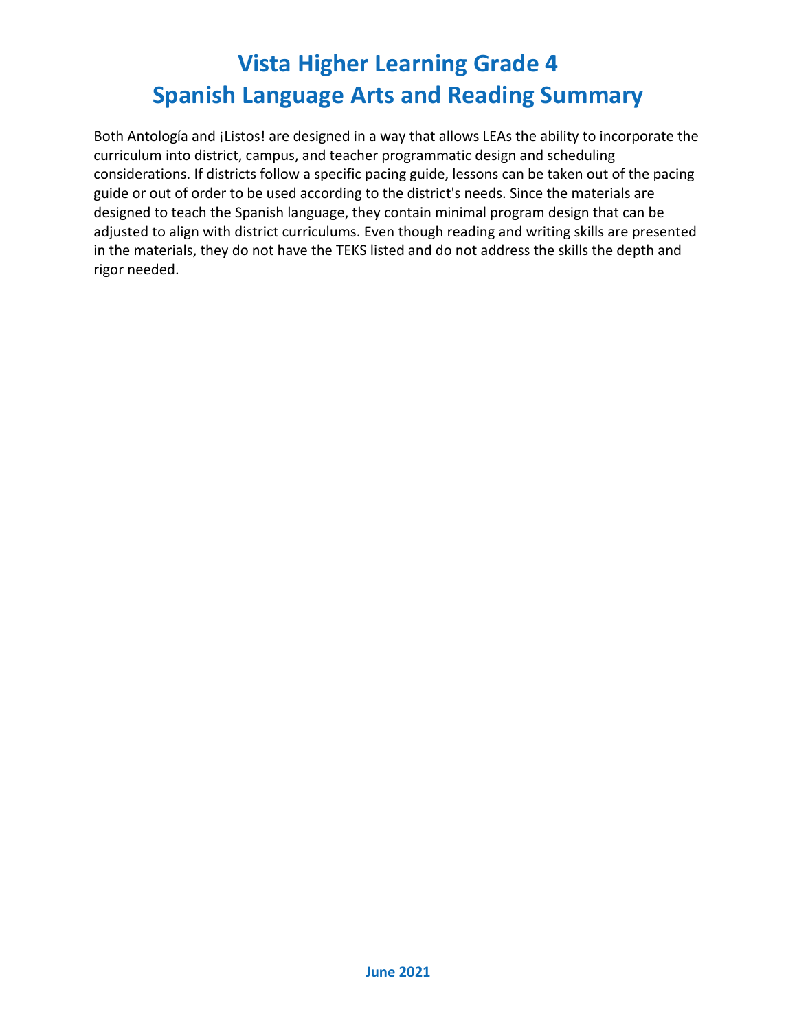# Vista Higher Learning Grade 4
# Spanish Language Arts and Reading Summary

Both Antología and ¡Listos! are designed in a way that allows LEAs the ability to incorporate the curriculum into district, campus, and teacher programmatic design and scheduling considerations. If districts follow a specific pacing guide, lessons can be taken out of the pacing guide or out of order to be used according to the district's needs. Since the materials are designed to teach the Spanish language, they contain minimal program design that can be adjusted to align with district curriculums. Even though reading and writing skills are presented in the materials, they do not have the TEKS listed and do not address the skills the depth and rigor needed.

**June 2021**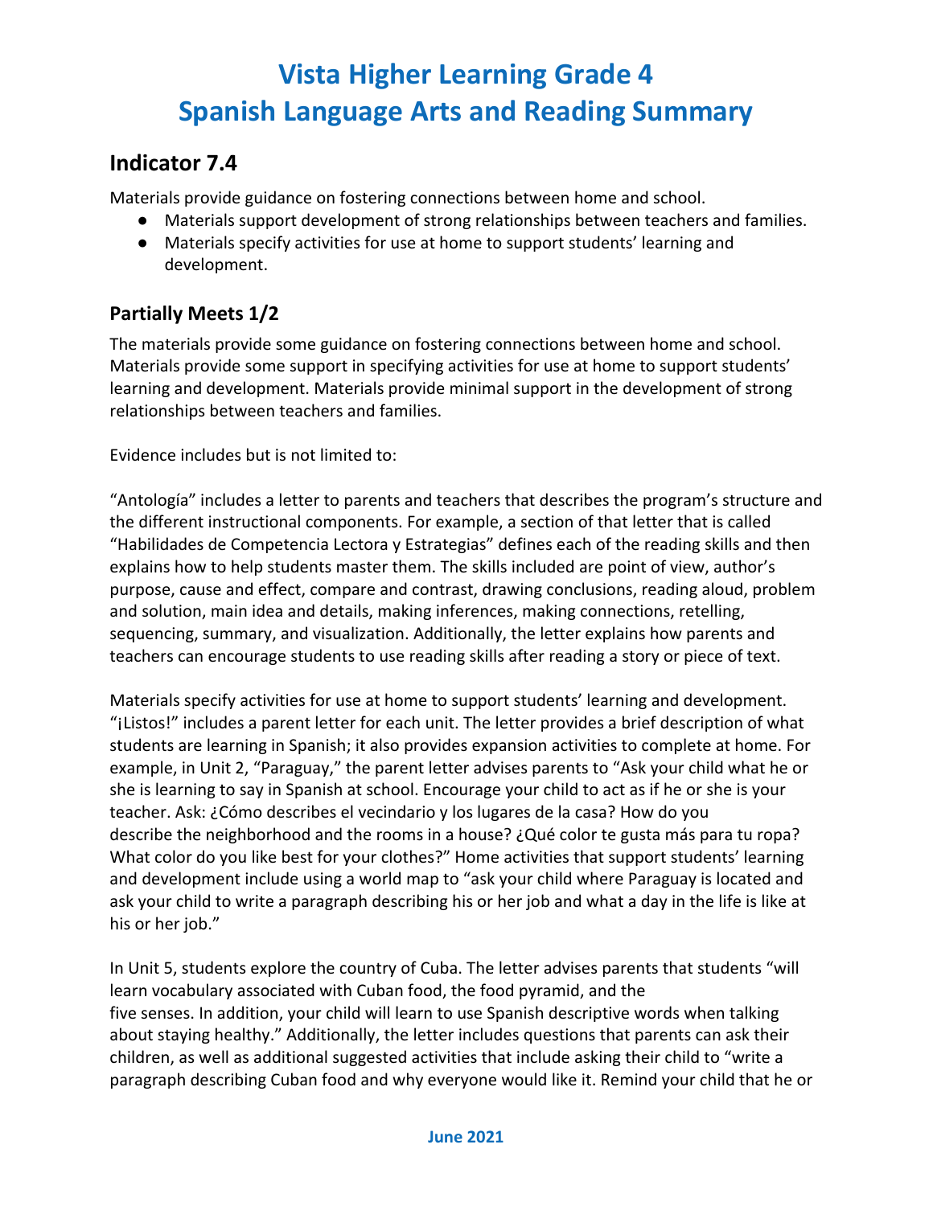# Vista Higher Learning Grade 4
# Spanish Language Arts and Reading Summary

## Indicator 7.4

Materials provide guidance on fostering connections between home and school.

- Materials support development of strong relationships between teachers and families.
- Materials specify activities for use at home to support students' learning and development.

### Partially Meets 1/2

The materials provide some guidance on fostering connections between home and school. Materials provide some support in specifying activities for use at home to support students' learning and development. Materials provide minimal support in the development of strong relationships between teachers and families.

Evidence includes but is not limited to:

"Antología" includes a letter to parents and teachers that describes the program's structure and the different instructional components. For example, a section of that letter that is called "Habilidades de Competencia Lectora y Estrategias" defines each of the reading skills and then explains how to help students master them. The skills included are point of view, author's purpose, cause and effect, compare and contrast, drawing conclusions, reading aloud, problem and solution, main idea and details, making inferences, making connections, retelling, sequencing, summary, and visualization. Additionally, the letter explains how parents and teachers can encourage students to use reading skills after reading a story or piece of text.

Materials specify activities for use at home to support students' learning and development. "¡Listos!" includes a parent letter for each unit. The letter provides a brief description of what students are learning in Spanish; it also provides expansion activities to complete at home. For example, in Unit 2, "Paraguay," the parent letter advises parents to "Ask your child what he or she is learning to say in Spanish at school. Encourage your child to act as if he or she is your teacher. Ask: ¿Cómo describes el vecindario y los lugares de la casa? How do you describe the neighborhood and the rooms in a house? ¿Qué color te gusta más para tu ropa? What color do you like best for your clothes?" Home activities that support students' learning and development include using a world map to "ask your child where Paraguay is located and ask your child to write a paragraph describing his or her job and what a day in the life is like at his or her job."

In Unit 5, students explore the country of Cuba. The letter advises parents that students "will learn vocabulary associated with Cuban food, the food pyramid, and the five senses. In addition, your child will learn to use Spanish descriptive words when talking about staying healthy." Additionally, the letter includes questions that parents can ask their children, as well as additional suggested activities that include asking their child to "write a paragraph describing Cuban food and why everyone would like it. Remind your child that he or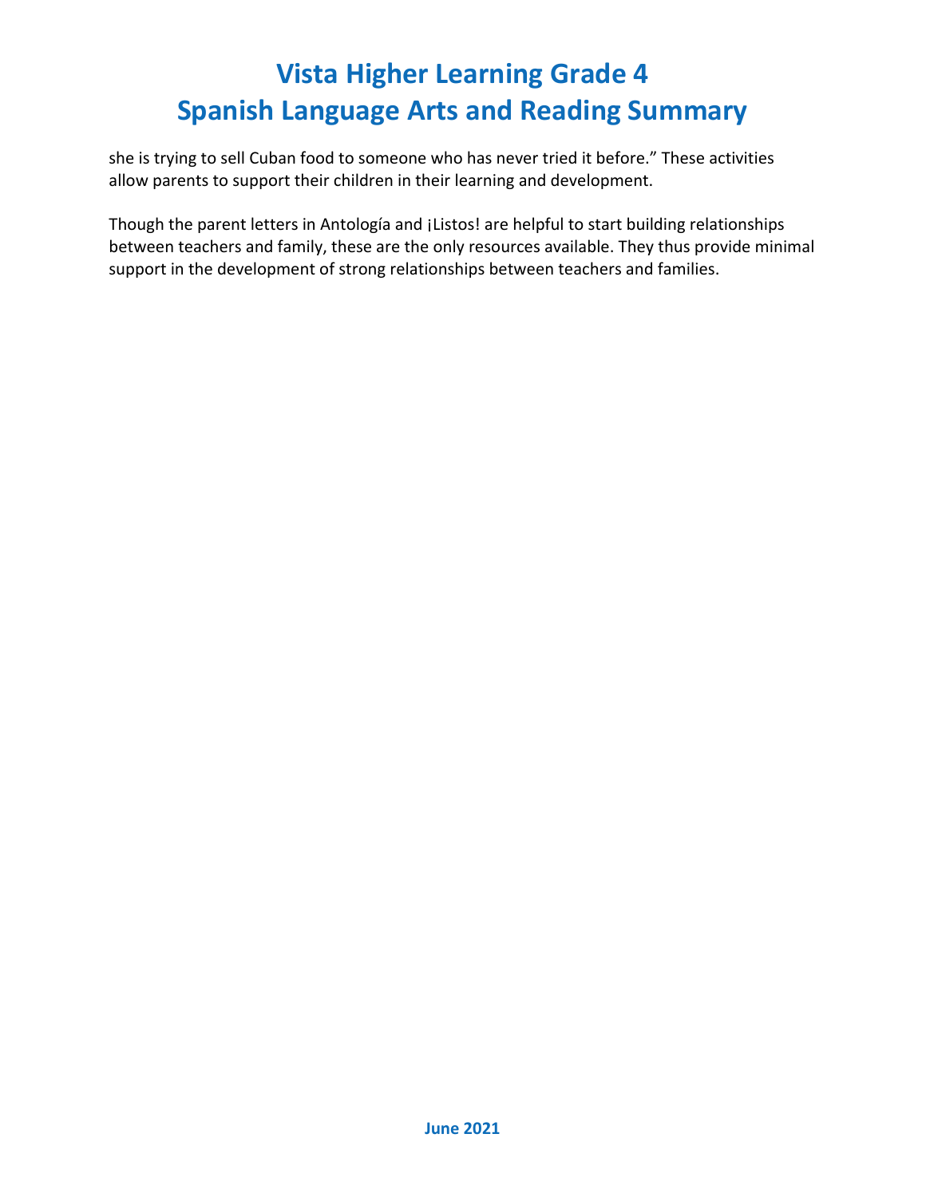she is trying to sell Cuban food to someone who has never tried it before." These activities allow parents to support their children in their learning and development.

Though the parent letters in Antología and ¡Listos! are helpful to start building relationships between teachers and family, these are the only resources available. They thus provide minimal support in the development of strong relationships between teachers and families.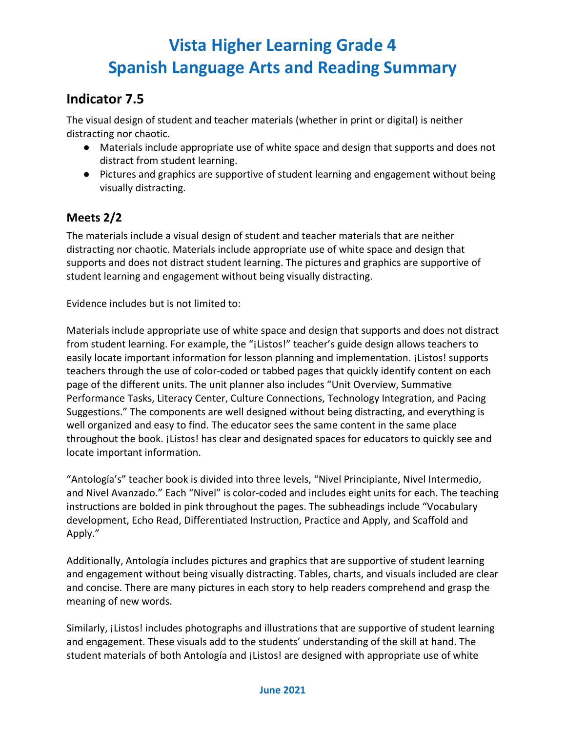# Vista Higher Learning Grade 4
# Spanish Language Arts and Reading Summary

## Indicator 7.5

The visual design of student and teacher materials (whether in print or digital) is neither distracting nor chaotic.

- Materials include appropriate use of white space and design that supports and does not distract from student learning.
- Pictures and graphics are supportive of student learning and engagement without being visually distracting.

### Meets 2/2

The materials include a visual design of student and teacher materials that are neither distracting nor chaotic. Materials include appropriate use of white space and design that supports and does not distract student learning. The pictures and graphics are supportive of student learning and engagement without being visually distracting.

Evidence includes but is not limited to:

Materials include appropriate use of white space and design that supports and does not distract from student learning. For example, the "¡Listos!" teacher's guide design allows teachers to easily locate important information for lesson planning and implementation. ¡Listos! supports teachers through the use of color-coded or tabbed pages that quickly identify content on each page of the different units. The unit planner also includes "Unit Overview, Summative Performance Tasks, Literacy Center, Culture Connections, Technology Integration, and Pacing Suggestions." The components are well designed without being distracting, and everything is well organized and easy to find. The educator sees the same content in the same place throughout the book. ¡Listos! has clear and designated spaces for educators to quickly see and locate important information.

"Antología's" teacher book is divided into three levels, "Nivel Principiante, Nivel Intermedio, and Nivel Avanzado." Each "Nivel" is color-coded and includes eight units for each. The teaching instructions are bolded in pink throughout the pages. The subheadings include "Vocabulary development, Echo Read, Differentiated Instruction, Practice and Apply, and Scaffold and Apply."

Additionally, Antología includes pictures and graphics that are supportive of student learning and engagement without being visually distracting. Tables, charts, and visuals included are clear and concise. There are many pictures in each story to help readers comprehend and grasp the meaning of new words.

Similarly, ¡Listos! includes photographs and illustrations that are supportive of student learning and engagement. These visuals add to the students' understanding of the skill at hand. The student materials of both Antología and ¡Listos! are designed with appropriate use of white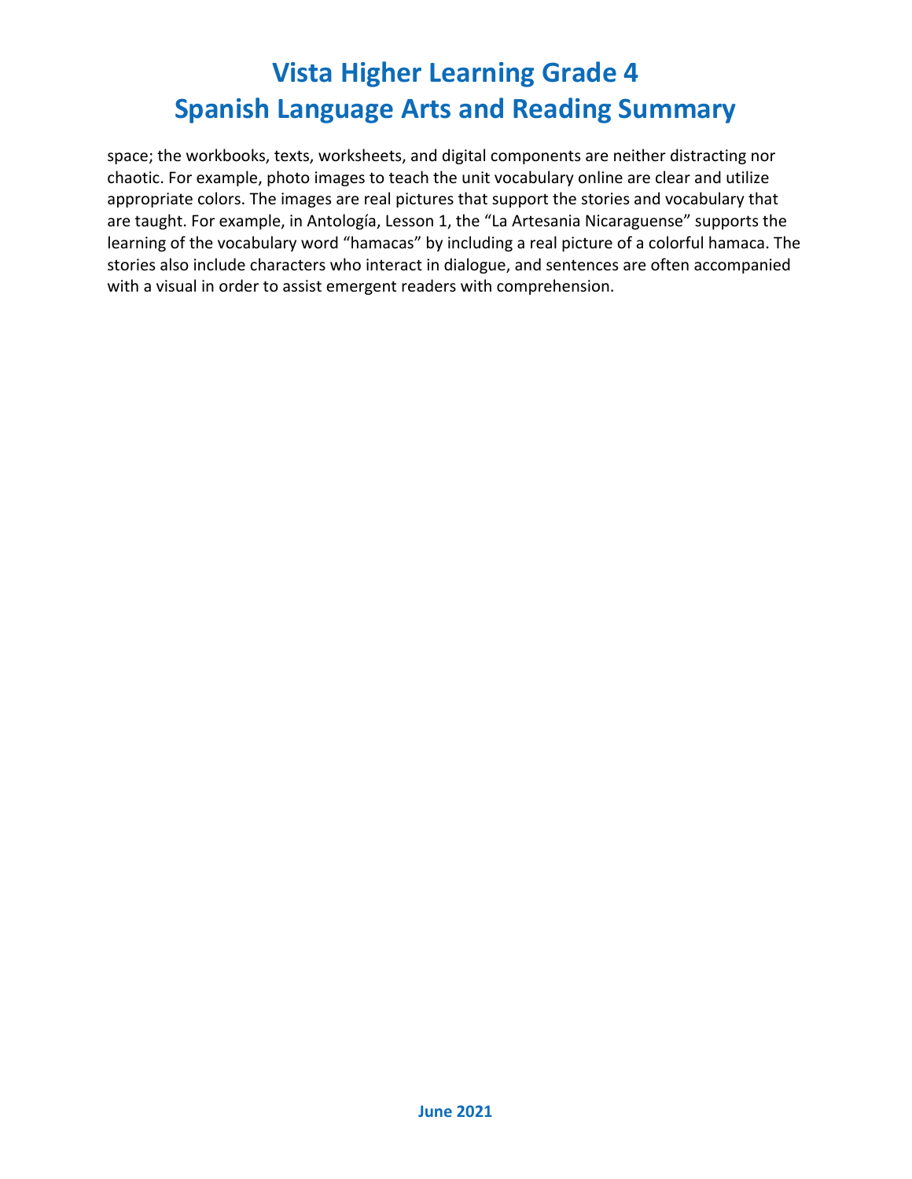space; the workbooks, texts, worksheets, and digital components are neither distracting nor chaotic. For example, photo images to teach the unit vocabulary online are clear and utilize appropriate colors. The images are real pictures that support the stories and vocabulary that are taught. For example, in Antología, Lesson 1, the "La Artesania Nicaraguense" supports the learning of the vocabulary word "hamacas" by including a real picture of a colorful hamaca. The stories also include characters who interact in dialogue, and sentences are often accompanied with a visual in order to assist emergent readers with comprehension.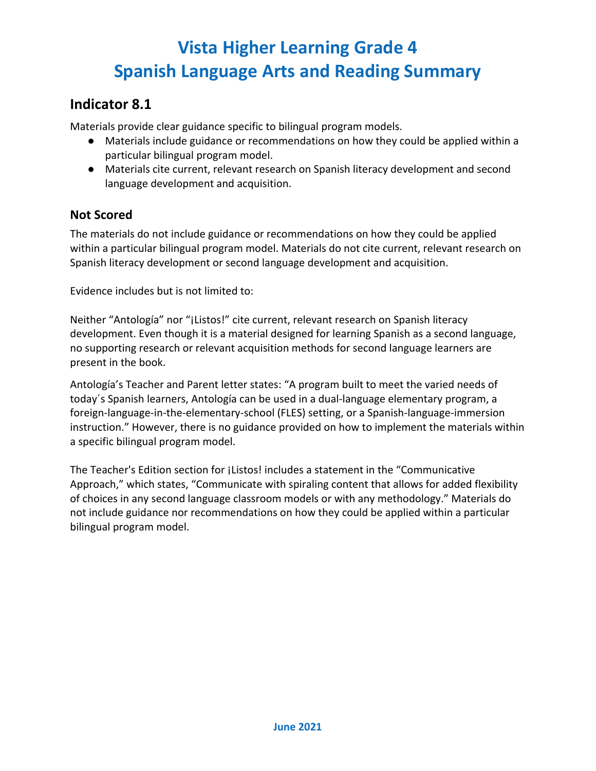# Vista Higher Learning Grade 4
# Spanish Language Arts and Reading Summary

## Indicator 8.1

Materials provide clear guidance specific to bilingual program models.

- Materials include guidance or recommendations on how they could be applied within a particular bilingual program model.
- Materials cite current, relevant research on Spanish literacy development and second language development and acquisition.

### Not Scored

The materials do not include guidance or recommendations on how they could be applied within a particular bilingual program model. Materials do not cite current, relevant research on Spanish literacy development or second language development and acquisition.

Evidence includes but is not limited to:

Neither "Antología" nor "¡Listos!" cite current, relevant research on Spanish literacy development. Even though it is a material designed for learning Spanish as a second language, no supporting research or relevant acquisition methods for second language learners are present in the book.

Antología's Teacher and Parent letter states: "A program built to meet the varied needs of today´s Spanish learners, Antología can be used in a dual-language elementary program, a foreign-language-in-the-elementary-school (FLES) setting, or a Spanish-language-immersion instruction." However, there is no guidance provided on how to implement the materials within a specific bilingual program model.

The Teacher's Edition section for ¡Listos! includes a statement in the "Communicative Approach," which states, "Communicate with spiraling content that allows for added flexibility of choices in any second language classroom models or with any methodology." Materials do not include guidance nor recommendations on how they could be applied within a particular bilingual program model.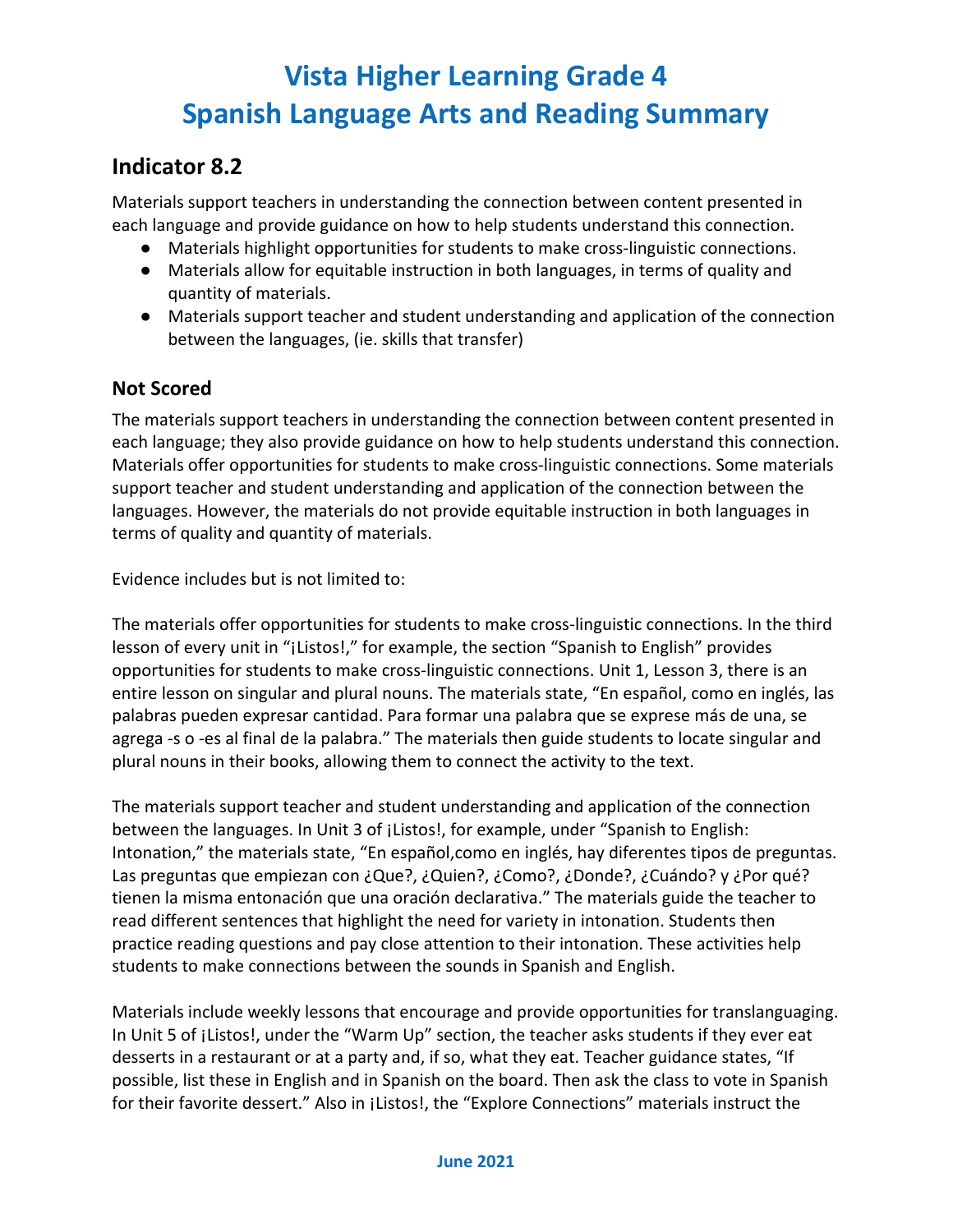# Vista Higher Learning Grade 4
# Spanish Language Arts and Reading Summary

## Indicator 8.2

Materials support teachers in understanding the connection between content presented in each language and provide guidance on how to help students understand this connection.

- Materials highlight opportunities for students to make cross-linguistic connections.
- Materials allow for equitable instruction in both languages, in terms of quality and quantity of materials.
- Materials support teacher and student understanding and application of the connection between the languages, (ie. skills that transfer)

### Not Scored

The materials support teachers in understanding the connection between content presented in each language; they also provide guidance on how to help students understand this connection. Materials offer opportunities for students to make cross-linguistic connections. Some materials support teacher and student understanding and application of the connection between the languages. However, the materials do not provide equitable instruction in both languages in terms of quality and quantity of materials.

Evidence includes but is not limited to:

The materials offer opportunities for students to make cross-linguistic connections. In the third lesson of every unit in "¡Listos!," for example, the section "Spanish to English" provides opportunities for students to make cross-linguistic connections. Unit 1, Lesson 3, there is an entire lesson on singular and plural nouns. The materials state, "En español, como en inglés, las palabras pueden expresar cantidad. Para formar una palabra que se exprese más de una, se agrega -s o -es al final de la palabra." The materials then guide students to locate singular and plural nouns in their books, allowing them to connect the activity to the text.

The materials support teacher and student understanding and application of the connection between the languages. In Unit 3 of ¡Listos!, for example, under "Spanish to English: Intonation," the materials state, "En español,como en inglés, hay diferentes tipos de preguntas. Las preguntas que empiezan con ¿Que?, ¿Quien?, ¿Como?, ¿Donde?, ¿Cuándo? y ¿Por qué? tienen la misma entonación que una oración declarativa." The materials guide the teacher to read different sentences that highlight the need for variety in intonation. Students then practice reading questions and pay close attention to their intonation. These activities help students to make connections between the sounds in Spanish and English.

Materials include weekly lessons that encourage and provide opportunities for translanguaging. In Unit 5 of ¡Listos!, under the "Warm Up" section, the teacher asks students if they ever eat desserts in a restaurant or at a party and, if so, what they eat. Teacher guidance states, "If possible, list these in English and in Spanish on the board. Then ask the class to vote in Spanish for their favorite dessert." Also in ¡Listos!, the "Explore Connections" materials instruct the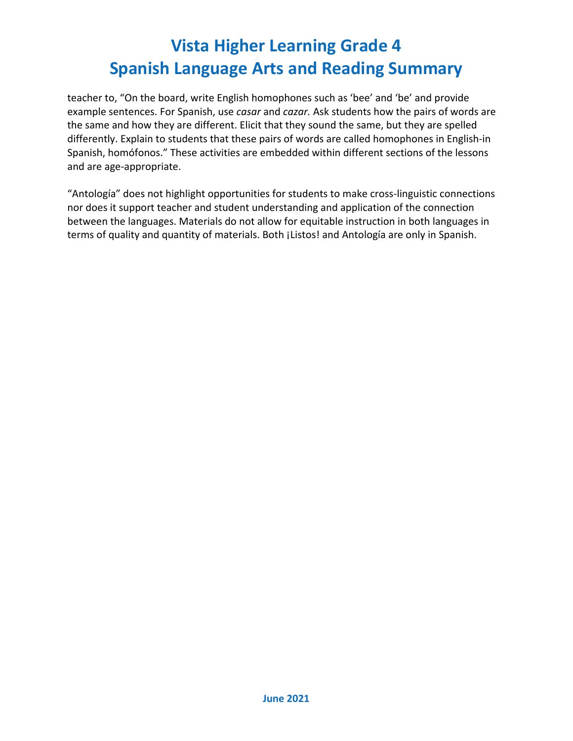teacher to, "On the board, write English homophones such as 'bee' and 'be' and provide example sentences. For Spanish, use *casar* and *cazar.* Ask students how the pairs of words are the same and how they are different. Elicit that they sound the same, but they are spelled differently. Explain to students that these pairs of words are called homophones in English-in Spanish, homófonos." These activities are embedded within different sections of the lessons and are age-appropriate.

"Antología" does not highlight opportunities for students to make cross-linguistic connections nor does it support teacher and student understanding and application of the connection between the languages. Materials do not allow for equitable instruction in both languages in terms of quality and quantity of materials. Both ¡Listos! and Antología are only in Spanish.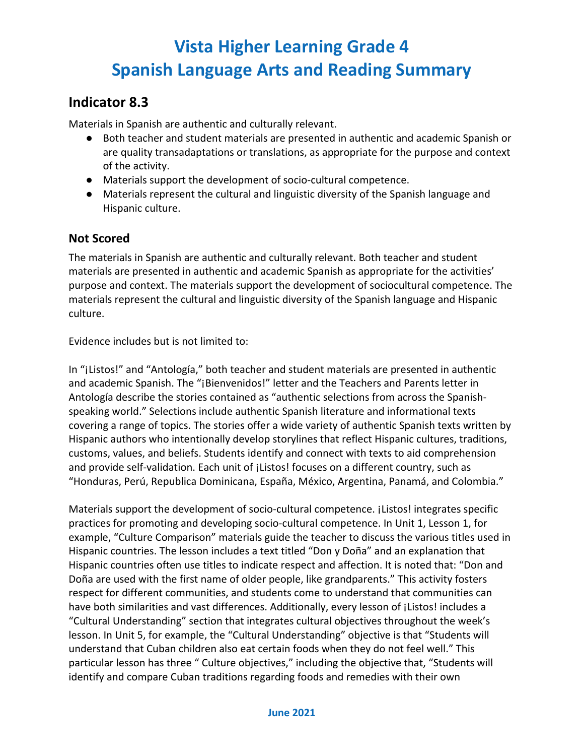# Vista Higher Learning Grade 4
# Spanish Language Arts and Reading Summary

## Indicator 8.3

Materials in Spanish are authentic and culturally relevant.

- Both teacher and student materials are presented in authentic and academic Spanish or are quality transadaptations or translations, as appropriate for the purpose and context of the activity.
- Materials support the development of socio-cultural competence.
- Materials represent the cultural and linguistic diversity of the Spanish language and Hispanic culture.

### Not Scored

The materials in Spanish are authentic and culturally relevant. Both teacher and student materials are presented in authentic and academic Spanish as appropriate for the activities' purpose and context. The materials support the development of sociocultural competence. The materials represent the cultural and linguistic diversity of the Spanish language and Hispanic culture.

Evidence includes but is not limited to:

In "¡Listos!" and "Antología," both teacher and student materials are presented in authentic and academic Spanish. The "¡Bienvenidos!" letter and the Teachers and Parents letter in Antología describe the stories contained as "authentic selections from across the Spanish-speaking world." Selections include authentic Spanish literature and informational texts covering a range of topics. The stories offer a wide variety of authentic Spanish texts written by Hispanic authors who intentionally develop storylines that reflect Hispanic cultures, traditions, customs, values, and beliefs. Students identify and connect with texts to aid comprehension and provide self-validation. Each unit of ¡Listos! focuses on a different country, such as "Honduras, Perú, Republica Dominicana, España, México, Argentina, Panamá, and Colombia."

Materials support the development of socio-cultural competence. ¡Listos! integrates specific practices for promoting and developing socio-cultural competence. In Unit 1, Lesson 1, for example, "Culture Comparison" materials guide the teacher to discuss the various titles used in Hispanic countries. The lesson includes a text titled "Don y Doña" and an explanation that Hispanic countries often use titles to indicate respect and affection. It is noted that: "Don and Doña are used with the first name of older people, like grandparents." This activity fosters respect for different communities, and students come to understand that communities can have both similarities and vast differences. Additionally, every lesson of ¡Listos! includes a "Cultural Understanding" section that integrates cultural objectives throughout the week's lesson. In Unit 5, for example, the "Cultural Understanding" objective is that "Students will understand that Cuban children also eat certain foods when they do not feel well." This particular lesson has three " Culture objectives," including the objective that, "Students will identify and compare Cuban traditions regarding foods and remedies with their own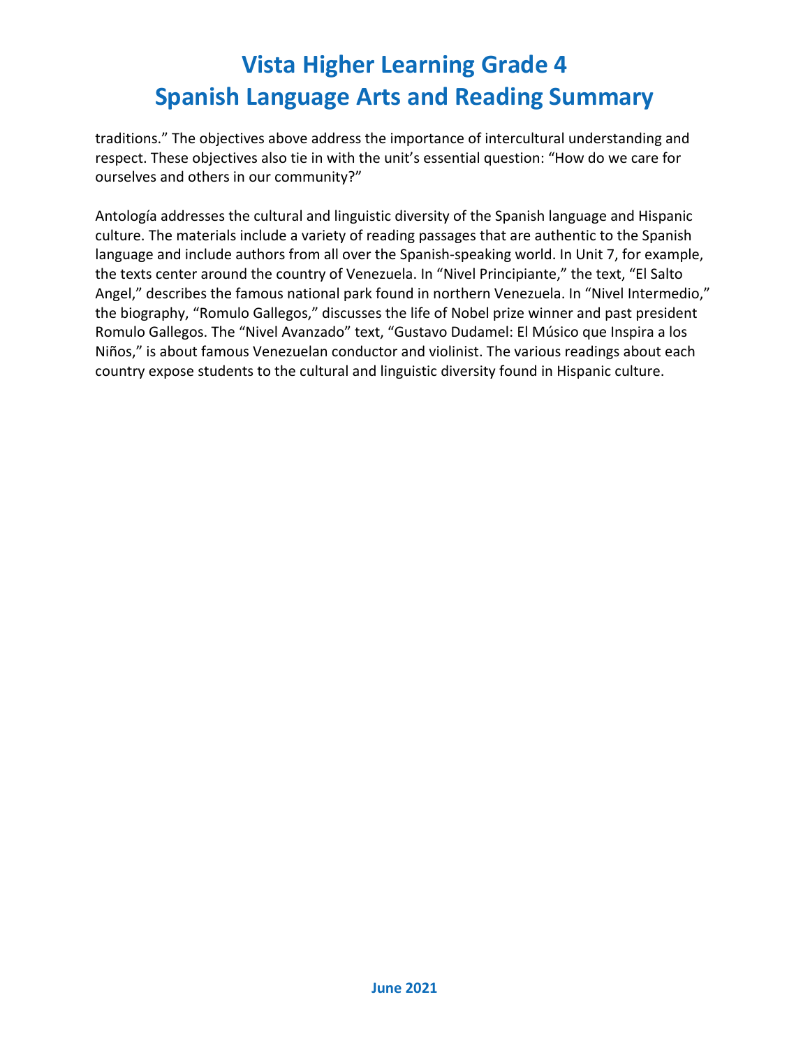traditions." The objectives above address the importance of intercultural understanding and respect. These objectives also tie in with the unit's essential question: "How do we care for ourselves and others in our community?"

Antología addresses the cultural and linguistic diversity of the Spanish language and Hispanic culture. The materials include a variety of reading passages that are authentic to the Spanish language and include authors from all over the Spanish-speaking world. In Unit 7, for example, the texts center around the country of Venezuela. In "Nivel Principiante," the text, "El Salto Angel," describes the famous national park found in northern Venezuela. In "Nivel Intermedio," the biography, "Romulo Gallegos," discusses the life of Nobel prize winner and past president Romulo Gallegos. The "Nivel Avanzado" text, "Gustavo Dudamel: El Músico que Inspira a los Niños," is about famous Venezuelan conductor and violinist. The various readings about each country expose students to the cultural and linguistic diversity found in Hispanic culture.